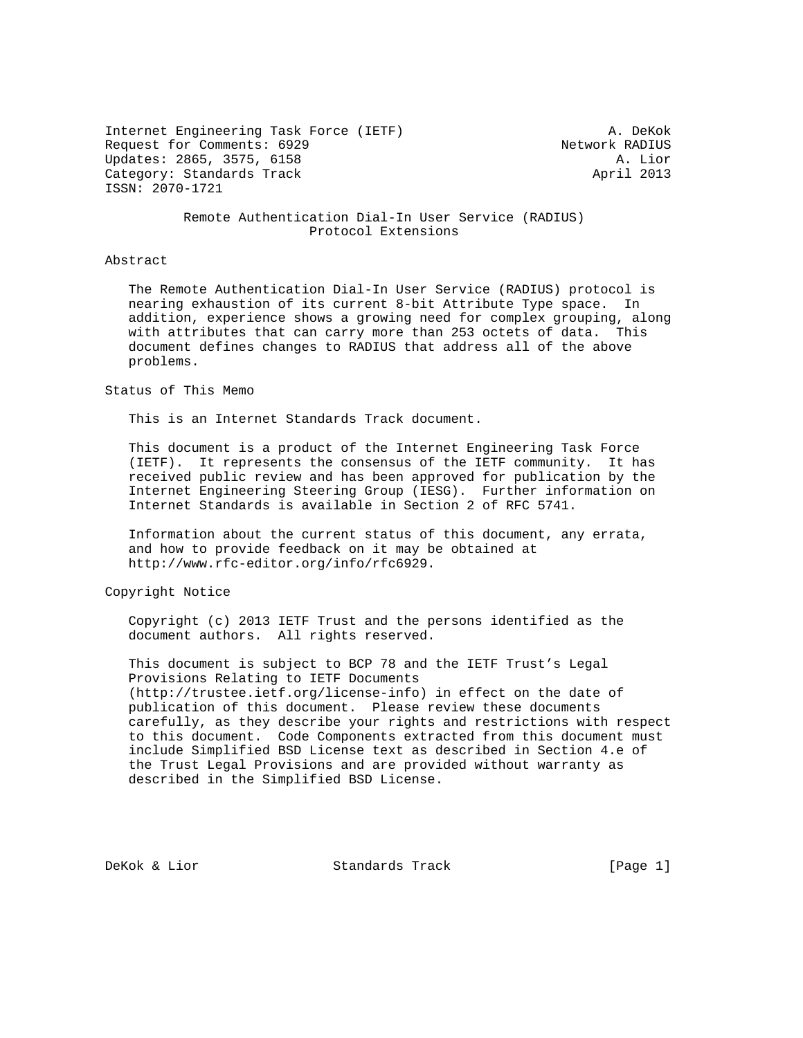Internet Engineering Task Force (IETF) A. DeKok
Request for Comments: 6929 Network RADIUS
Updates: 2865, 3575, 6158 A. Lior
Category: Standards Track April 2013
ISSN: 2070-1721

# Remote Authentication Dial-In User Service (RADIUS) Protocol Extensions

## Abstract

The Remote Authentication Dial-In User Service (RADIUS) protocol is nearing exhaustion of its current 8-bit Attribute Type space. In addition, experience shows a growing need for complex grouping, along with attributes that can carry more than 253 octets of data. This document defines changes to RADIUS that address all of the above problems.

## Status of This Memo

This is an Internet Standards Track document.

This document is a product of the Internet Engineering Task Force (IETF). It represents the consensus of the IETF community. It has received public review and has been approved for publication by the Internet Engineering Steering Group (IESG). Further information on Internet Standards is available in Section 2 of RFC 5741.

Information about the current status of this document, any errata, and how to provide feedback on it may be obtained at http://www.rfc-editor.org/info/rfc6929.

## Copyright Notice

Copyright (c) 2013 IETF Trust and the persons identified as the document authors. All rights reserved.

This document is subject to BCP 78 and the IETF Trust's Legal Provisions Relating to IETF Documents (http://trustee.ietf.org/license-info) in effect on the date of publication of this document. Please review these documents carefully, as they describe your rights and restrictions with respect to this document. Code Components extracted from this document must include Simplified BSD License text as described in Section 4.e of the Trust Legal Provisions and are provided without warranty as described in the Simplified BSD License.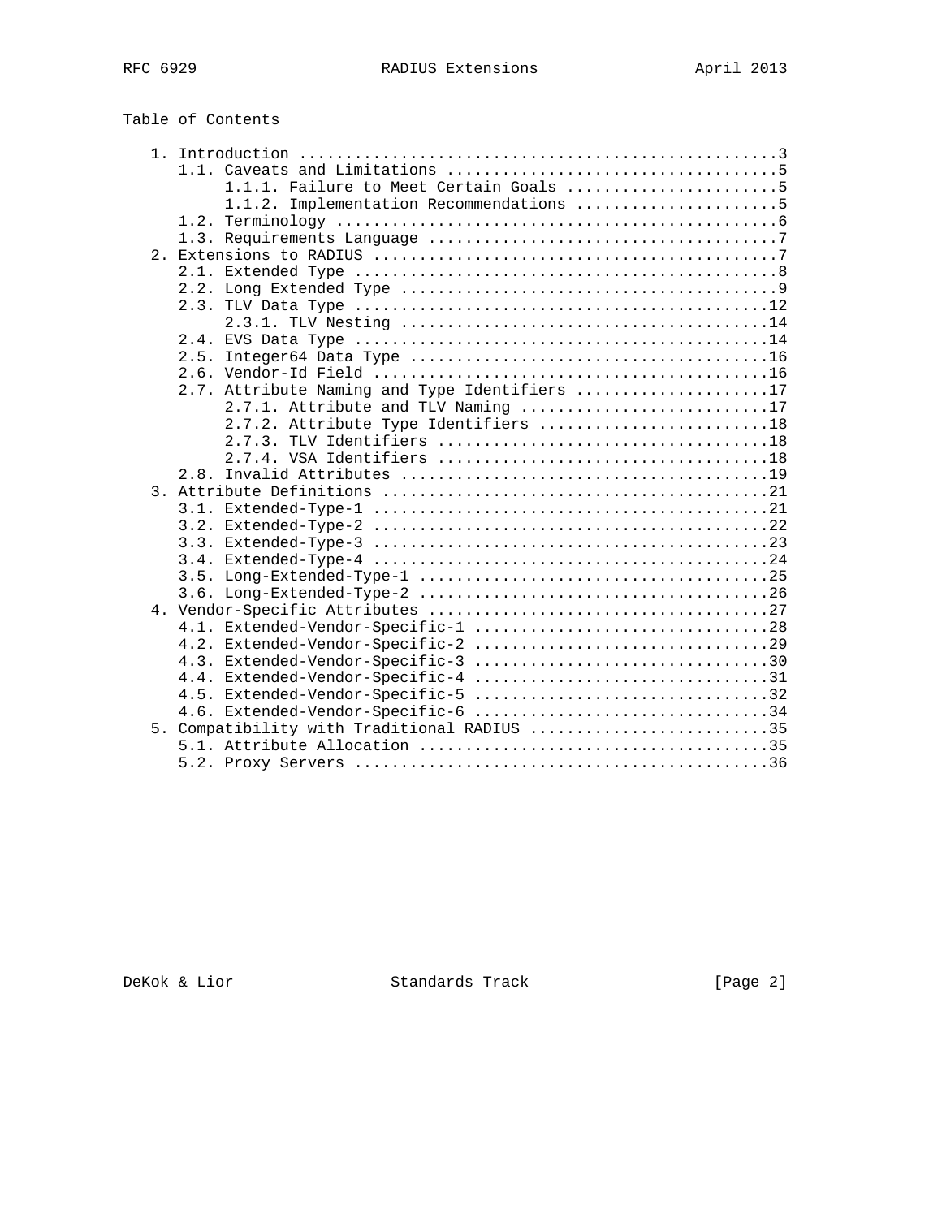## Table of Contents

```
   1. Introduction ....................................................3
      1.1. Caveats and Limitations ....................................5
           1.1.1. Failure to Meet Certain Goals .......................5
           1.1.2. Implementation Recommendations ......................5
      1.2. Terminology ................................................6
      1.3. Requirements Language ......................................7
   2. Extensions to RADIUS ............................................7
      2.1. Extended Type ..............................................8
      2.2. Long Extended Type .........................................9
      2.3. TLV Data Type .............................................12
           2.3.1. TLV Nesting ........................................14
      2.4. EVS Data Type .............................................14
      2.5. Integer64 Data Type .......................................16
      2.6. Vendor-Id Field ...........................................16
      2.7. Attribute Naming and Type Identifiers .....................17
           2.7.1. Attribute and TLV Naming ...........................17
           2.7.2. Attribute Type Identifiers .........................18
           2.7.3. TLV Identifiers ....................................18
           2.7.4. VSA Identifiers ....................................18
      2.8. Invalid Attributes ........................................19
   3. Attribute Definitions ..........................................21
      3.1. Extended-Type-1 ...........................................21
      3.2. Extended-Type-2 ...........................................22
      3.3. Extended-Type-3 ...........................................23
      3.4. Extended-Type-4 ...........................................24
      3.5. Long-Extended-Type-1 ......................................25
      3.6. Long-Extended-Type-2 ......................................26
   4. Vendor-Specific Attributes .....................................27
      4.1. Extended-Vendor-Specific-1 ................................28
      4.2. Extended-Vendor-Specific-2 ................................29
      4.3. Extended-Vendor-Specific-3 ................................30
      4.4. Extended-Vendor-Specific-4 ................................31
      4.5. Extended-Vendor-Specific-5 ................................32
      4.6. Extended-Vendor-Specific-6 ................................34
   5. Compatibility with Traditional RADIUS ..........................35
      5.1. Attribute Allocation ......................................35
      5.2. Proxy Servers .............................................36
```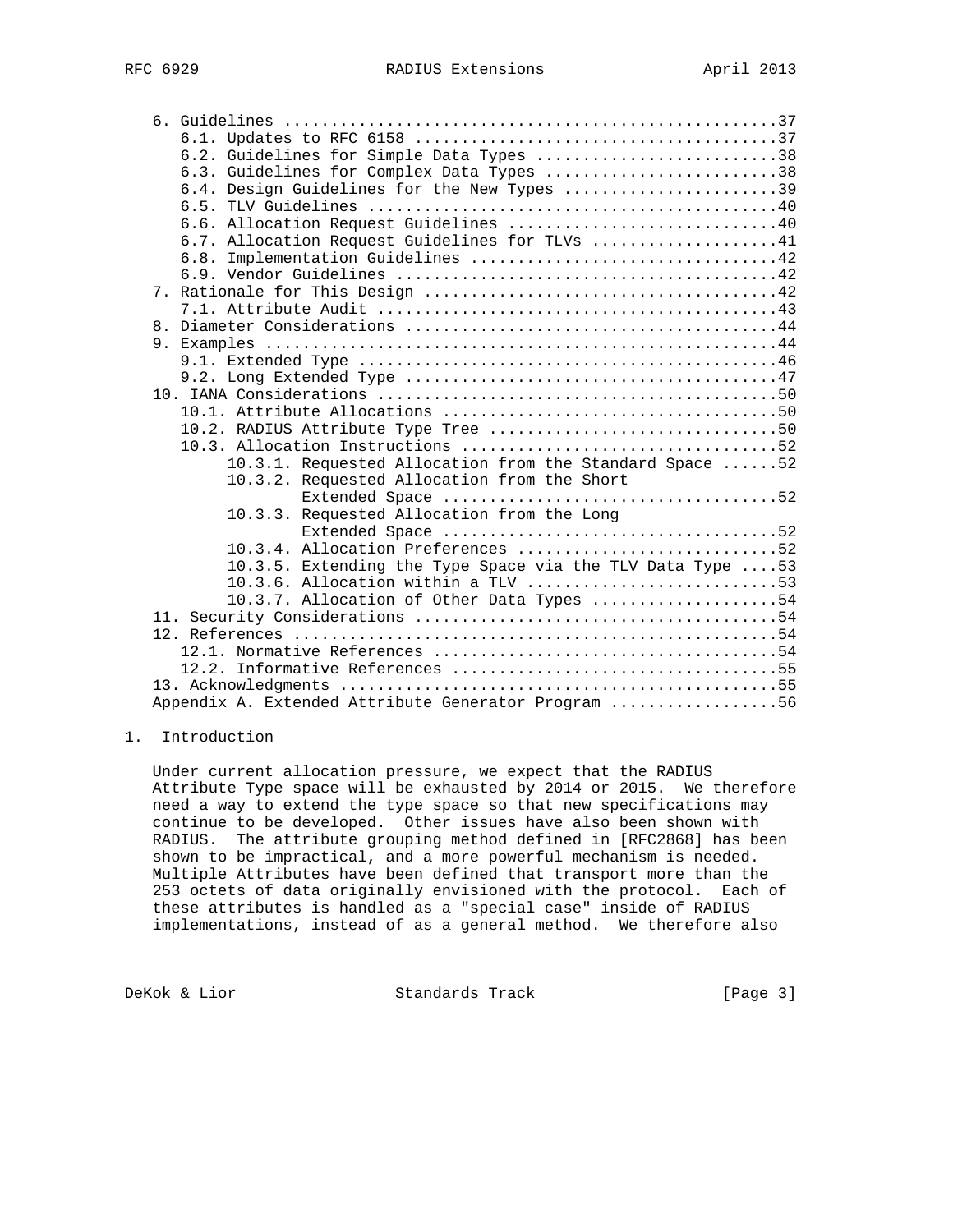```
   6. Guidelines ....................................................37
      6.1. Updates to RFC 6158 ......................................37
      6.2. Guidelines for Simple Data Types ..........................38
      6.3. Guidelines for Complex Data Types .........................38
      6.4. Design Guidelines for the New Types .......................39
      6.5. TLV Guidelines ............................................40
      6.6. Allocation Request Guidelines .............................40
      6.7. Allocation Request Guidelines for TLVs ....................41
      6.8. Implementation Guidelines .................................42
      6.9. Vendor Guidelines .........................................42
   7. Rationale for This Design ......................................42
      7.1. Attribute Audit ...........................................43
   8. Diameter Considerations ........................................44
   9. Examples .......................................................44
      9.1. Extended Type .............................................46
      9.2. Long Extended Type ........................................47
   10. IANA Considerations ...........................................50
      10.1. Attribute Allocations ....................................50
      10.2. RADIUS Attribute Type Tree ...............................50
      10.3. Allocation Instructions ..................................52
           10.3.1. Requested Allocation from the Standard Space ......52
           10.3.2. Requested Allocation from the Short
                   Extended Space ....................................52
           10.3.3. Requested Allocation from the Long
                   Extended Space ....................................52
           10.3.4. Allocation Preferences ............................52
           10.3.5. Extending the Type Space via the TLV Data Type ....53
           10.3.6. Allocation within a TLV ...........................53
           10.3.7. Allocation of Other Data Types ....................54
   11. Security Considerations .......................................54
   12. References ....................................................54
      12.1. Normative References .....................................54
      12.2. Informative References ...................................55
   13. Acknowledgments ...............................................55
   Appendix A. Extended Attribute Generator Program ..................56
```

## 1. Introduction

Under current allocation pressure, we expect that the RADIUS Attribute Type space will be exhausted by 2014 or 2015. We therefore need a way to extend the type space so that new specifications may continue to be developed. Other issues have also been shown with RADIUS. The attribute grouping method defined in [RFC2868] has been shown to be impractical, and a more powerful mechanism is needed. Multiple Attributes have been defined that transport more than the 253 octets of data originally envisioned with the protocol. Each of these attributes is handled as a "special case" inside of RADIUS implementations, instead of as a general method. We therefore also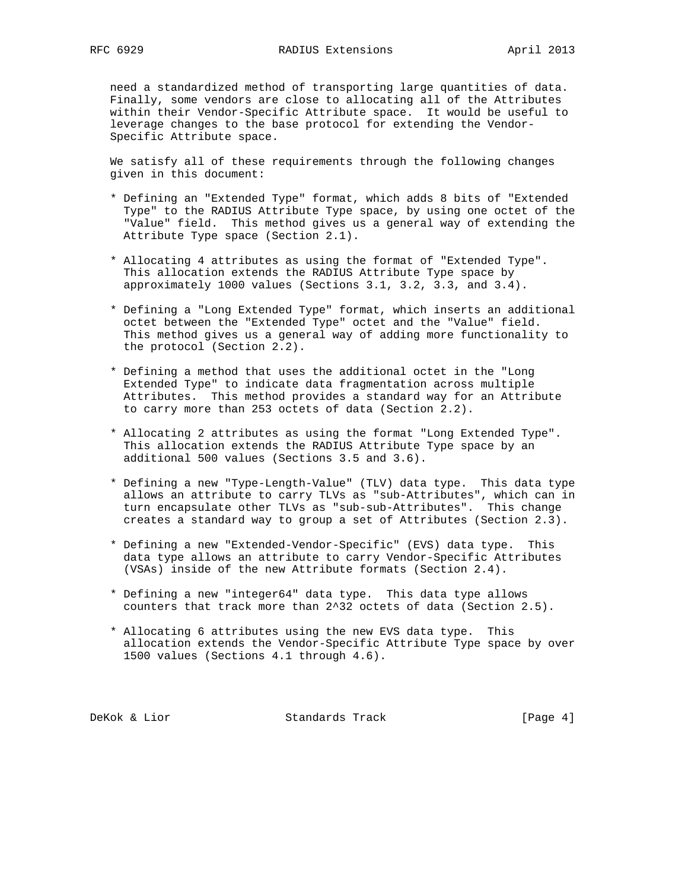need a standardized method of transporting large quantities of data. Finally, some vendors are close to allocating all of the Attributes within their Vendor-Specific Attribute space. It would be useful to leverage changes to the base protocol for extending the Vendor-Specific Attribute space.

We satisfy all of these requirements through the following changes given in this document:

* Defining an "Extended Type" format, which adds 8 bits of "Extended Type" to the RADIUS Attribute Type space, by using one octet of the "Value" field. This method gives us a general way of extending the Attribute Type space (Section 2.1).

* Allocating 4 attributes as using the format of "Extended Type". This allocation extends the RADIUS Attribute Type space by approximately 1000 values (Sections 3.1, 3.2, 3.3, and 3.4).

* Defining a "Long Extended Type" format, which inserts an additional octet between the "Extended Type" octet and the "Value" field. This method gives us a general way of adding more functionality to the protocol (Section 2.2).

* Defining a method that uses the additional octet in the "Long Extended Type" to indicate data fragmentation across multiple Attributes. This method provides a standard way for an Attribute to carry more than 253 octets of data (Section 2.2).

* Allocating 2 attributes as using the format "Long Extended Type". This allocation extends the RADIUS Attribute Type space by an additional 500 values (Sections 3.5 and 3.6).

* Defining a new "Type-Length-Value" (TLV) data type. This data type allows an attribute to carry TLVs as "sub-Attributes", which can in turn encapsulate other TLVs as "sub-sub-Attributes". This change creates a standard way to group a set of Attributes (Section 2.3).

* Defining a new "Extended-Vendor-Specific" (EVS) data type. This data type allows an attribute to carry Vendor-Specific Attributes (VSAs) inside of the new Attribute formats (Section 2.4).

* Defining a new "integer64" data type. This data type allows counters that track more than 2^32 octets of data (Section 2.5).

* Allocating 6 attributes using the new EVS data type. This allocation extends the Vendor-Specific Attribute Type space by over 1500 values (Sections 4.1 through 4.6).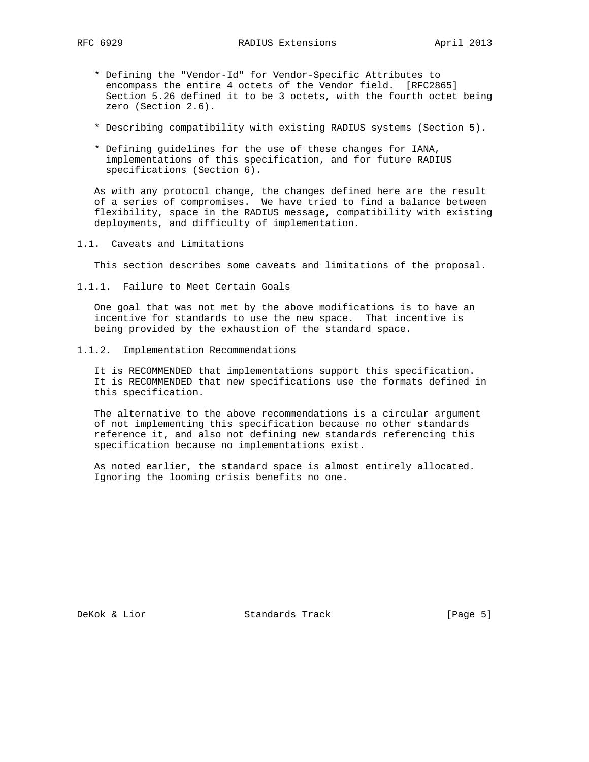* Defining the "Vendor-Id" for Vendor-Specific Attributes to encompass the entire 4 octets of the Vendor field. [RFC2865] Section 5.26 defined it to be 3 octets, with the fourth octet being zero (Section 2.6).

* Describing compatibility with existing RADIUS systems (Section 5).

* Defining guidelines for the use of these changes for IANA, implementations of this specification, and for future RADIUS specifications (Section 6).

As with any protocol change, the changes defined here are the result of a series of compromises. We have tried to find a balance between flexibility, space in the RADIUS message, compatibility with existing deployments, and difficulty of implementation.

### 1.1. Caveats and Limitations

This section describes some caveats and limitations of the proposal.

#### 1.1.1. Failure to Meet Certain Goals

One goal that was not met by the above modifications is to have an incentive for standards to use the new space. That incentive is being provided by the exhaustion of the standard space.

#### 1.1.2. Implementation Recommendations

It is RECOMMENDED that implementations support this specification. It is RECOMMENDED that new specifications use the formats defined in this specification.

The alternative to the above recommendations is a circular argument of not implementing this specification because no other standards reference it, and also not defining new standards referencing this specification because no implementations exist.

As noted earlier, the standard space is almost entirely allocated. Ignoring the looming crisis benefits no one.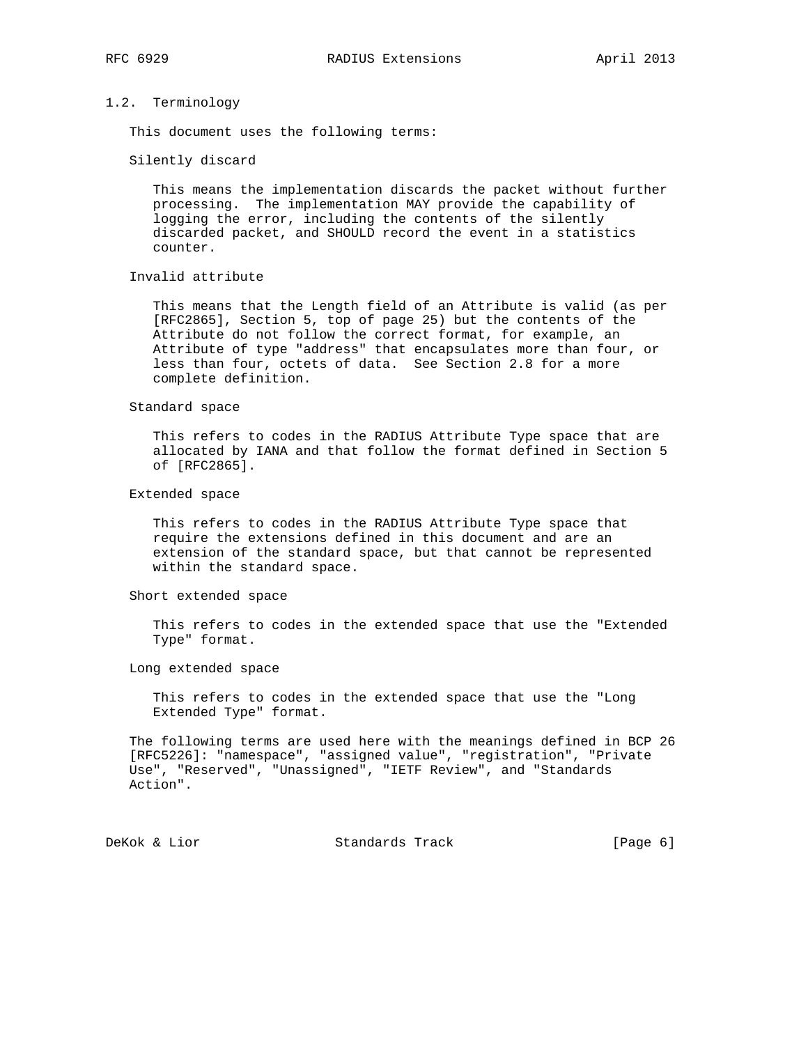## 1.2. Terminology

This document uses the following terms:

Silently discard

This means the implementation discards the packet without further processing. The implementation MAY provide the capability of logging the error, including the contents of the silently discarded packet, and SHOULD record the event in a statistics counter.

Invalid attribute

This means that the Length field of an Attribute is valid (as per [RFC2865], Section 5, top of page 25) but the contents of the Attribute do not follow the correct format, for example, an Attribute of type "address" that encapsulates more than four, or less than four, octets of data. See Section 2.8 for a more complete definition.

Standard space

This refers to codes in the RADIUS Attribute Type space that are allocated by IANA and that follow the format defined in Section 5 of [RFC2865].

Extended space

This refers to codes in the RADIUS Attribute Type space that require the extensions defined in this document and are an extension of the standard space, but that cannot be represented within the standard space.

Short extended space

This refers to codes in the extended space that use the "Extended Type" format.

Long extended space

This refers to codes in the extended space that use the "Long Extended Type" format.

The following terms are used here with the meanings defined in BCP 26 [RFC5226]: "namespace", "assigned value", "registration", "Private Use", "Reserved", "Unassigned", "IETF Review", and "Standards Action".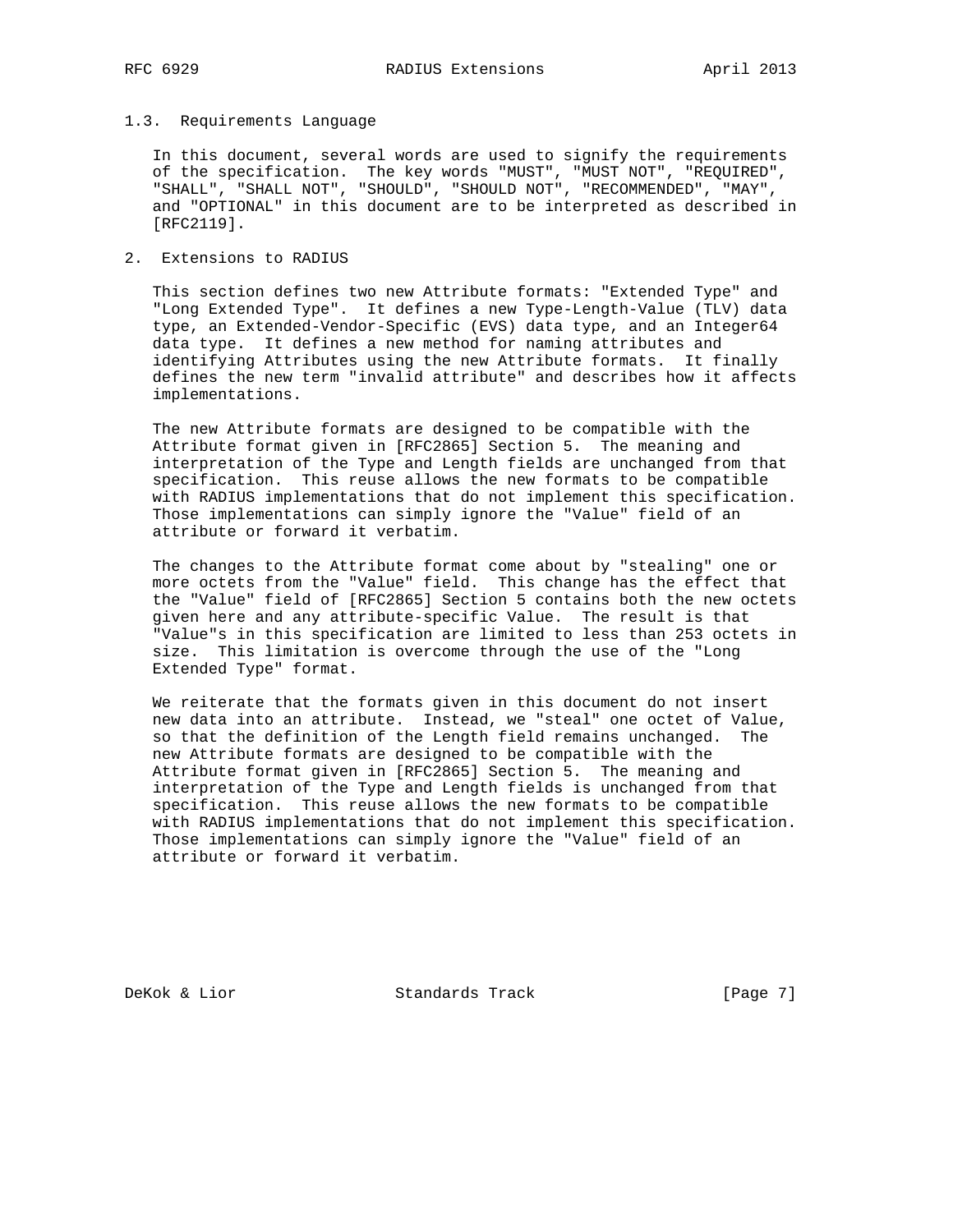### 1.3. Requirements Language

In this document, several words are used to signify the requirements of the specification. The key words "MUST", "MUST NOT", "REQUIRED", "SHALL", "SHALL NOT", "SHOULD", "SHOULD NOT", "RECOMMENDED", "MAY", and "OPTIONAL" in this document are to be interpreted as described in [RFC2119].

## 2. Extensions to RADIUS

This section defines two new Attribute formats: "Extended Type" and "Long Extended Type". It defines a new Type-Length-Value (TLV) data type, an Extended-Vendor-Specific (EVS) data type, and an Integer64 data type. It defines a new method for naming attributes and identifying Attributes using the new Attribute formats. It finally defines the new term "invalid attribute" and describes how it affects implementations.

The new Attribute formats are designed to be compatible with the Attribute format given in [RFC2865] Section 5. The meaning and interpretation of the Type and Length fields are unchanged from that specification. This reuse allows the new formats to be compatible with RADIUS implementations that do not implement this specification. Those implementations can simply ignore the "Value" field of an attribute or forward it verbatim.

The changes to the Attribute format come about by "stealing" one or more octets from the "Value" field. This change has the effect that the "Value" field of [RFC2865] Section 5 contains both the new octets given here and any attribute-specific Value. The result is that "Value"s in this specification are limited to less than 253 octets in size. This limitation is overcome through the use of the "Long Extended Type" format.

We reiterate that the formats given in this document do not insert new data into an attribute. Instead, we "steal" one octet of Value, so that the definition of the Length field remains unchanged. The new Attribute formats are designed to be compatible with the Attribute format given in [RFC2865] Section 5. The meaning and interpretation of the Type and Length fields is unchanged from that specification. This reuse allows the new formats to be compatible with RADIUS implementations that do not implement this specification. Those implementations can simply ignore the "Value" field of an attribute or forward it verbatim.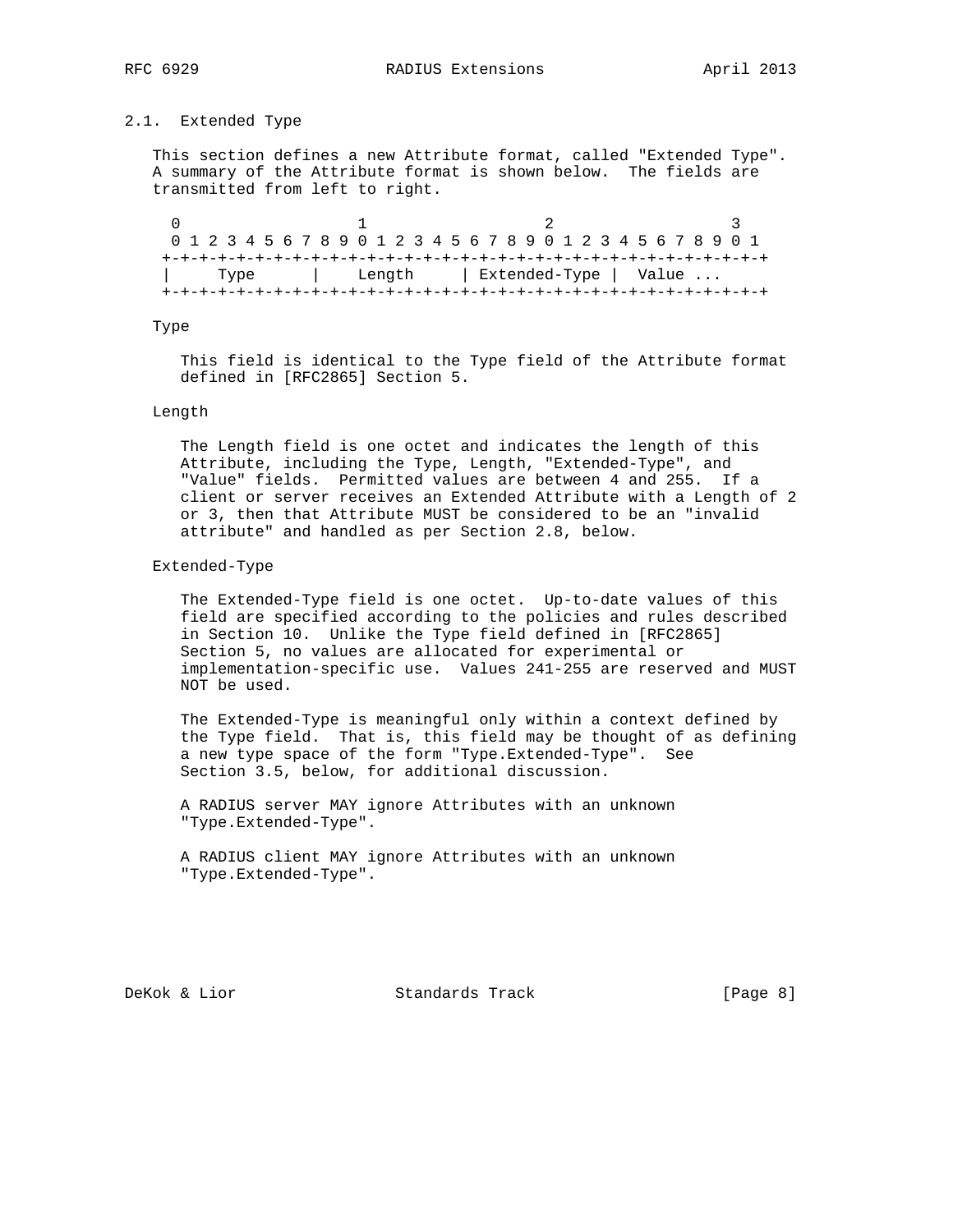## 2.1. Extended Type

This section defines a new Attribute format, called "Extended Type". A summary of the Attribute format is shown below. The fields are transmitted from left to right.

```
 0                   1                   2                   3
 0 1 2 3 4 5 6 7 8 9 0 1 2 3 4 5 6 7 8 9 0 1 2 3 4 5 6 7 8 9 0 1
+-+-+-+-+-+-+-+-+-+-+-+-+-+-+-+-+-+-+-+-+-+-+-+-+-+-+-+-+-+-+-+-+
|     Type      |    Length     | Extended-Type |  Value ...
+-+-+-+-+-+-+-+-+-+-+-+-+-+-+-+-+-+-+-+-+-+-+-+-+-+-+-+-+-+-+-+-+
```

Type

This field is identical to the Type field of the Attribute format defined in [RFC2865] Section 5.

Length

The Length field is one octet and indicates the length of this Attribute, including the Type, Length, "Extended-Type", and "Value" fields. Permitted values are between 4 and 255. If a client or server receives an Extended Attribute with a Length of 2 or 3, then that Attribute MUST be considered to be an "invalid attribute" and handled as per Section 2.8, below.

Extended-Type

The Extended-Type field is one octet. Up-to-date values of this field are specified according to the policies and rules described in Section 10. Unlike the Type field defined in [RFC2865] Section 5, no values are allocated for experimental or implementation-specific use. Values 241-255 are reserved and MUST NOT be used.

The Extended-Type is meaningful only within a context defined by the Type field. That is, this field may be thought of as defining a new type space of the form "Type.Extended-Type". See Section 3.5, below, for additional discussion.

A RADIUS server MAY ignore Attributes with an unknown "Type.Extended-Type".

A RADIUS client MAY ignore Attributes with an unknown "Type.Extended-Type".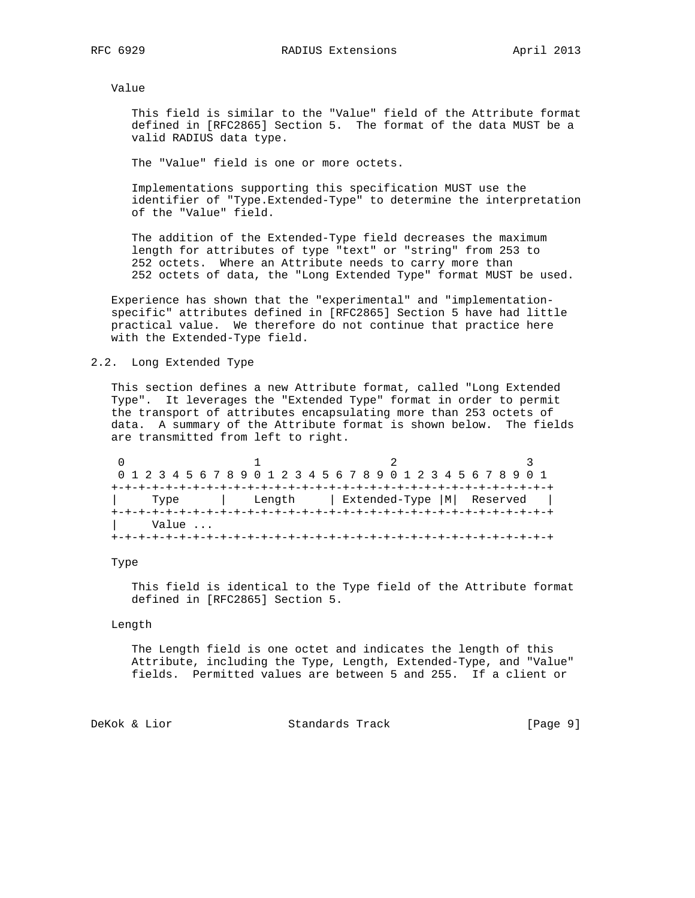Value

This field is similar to the "Value" field of the Attribute format defined in [RFC2865] Section 5. The format of the data MUST be a valid RADIUS data type.

The "Value" field is one or more octets.

Implementations supporting this specification MUST use the identifier of "Type.Extended-Type" to determine the interpretation of the "Value" field.

The addition of the Extended-Type field decreases the maximum length for attributes of type "text" or "string" from 253 to 252 octets. Where an Attribute needs to carry more than 252 octets of data, the "Long Extended Type" format MUST be used.

Experience has shown that the "experimental" and "implementation-specific" attributes defined in [RFC2865] Section 5 have had little practical value. We therefore do not continue that practice here with the Extended-Type field.

## 2.2. Long Extended Type

This section defines a new Attribute format, called "Long Extended Type". It leverages the "Extended Type" format in order to permit the transport of attributes encapsulating more than 253 octets of data. A summary of the Attribute format is shown below. The fields are transmitted from left to right.

```
 0                   1                   2                   3
 0 1 2 3 4 5 6 7 8 9 0 1 2 3 4 5 6 7 8 9 0 1 2 3 4 5 6 7 8 9 0 1
+-+-+-+-+-+-+-+-+-+-+-+-+-+-+-+-+-+-+-+-+-+-+-+-+-+-+-+-+-+-+-+-+
|     Type      |    Length     | Extended-Type |M|  Reserved   |
+-+-+-+-+-+-+-+-+-+-+-+-+-+-+-+-+-+-+-+-+-+-+-+-+-+-+-+-+-+-+-+-+
|     Value ...
+-+-+-+-+-+-+-+-+-+-+-+-+-+-+-+-+-+-+-+-+-+-+-+-+-+-+-+-+-+-+-+-+
```

Type

This field is identical to the Type field of the Attribute format defined in [RFC2865] Section 5.

Length

The Length field is one octet and indicates the length of this Attribute, including the Type, Length, Extended-Type, and "Value" fields. Permitted values are between 5 and 255. If a client or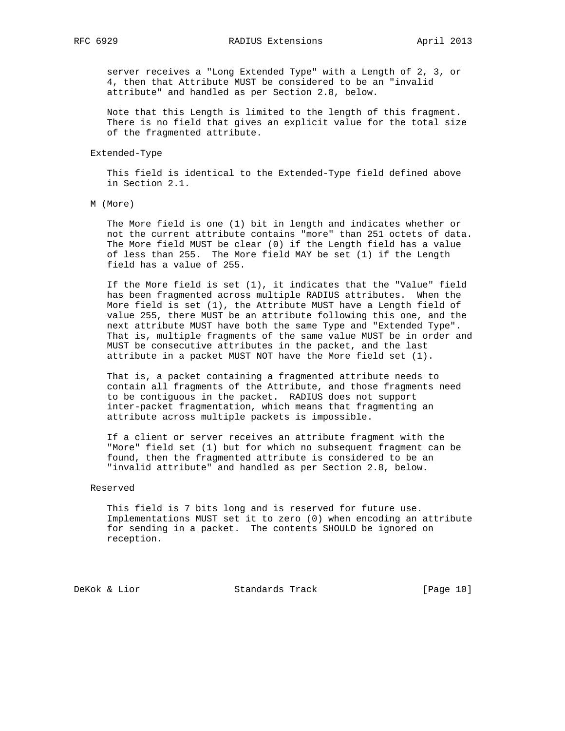server receives a "Long Extended Type" with a Length of 2, 3, or 4, then that Attribute MUST be considered to be an "invalid attribute" and handled as per Section 2.8, below.

Note that this Length is limited to the length of this fragment. There is no field that gives an explicit value for the total size of the fragmented attribute.

Extended-Type

This field is identical to the Extended-Type field defined above in Section 2.1.

M (More)

The More field is one (1) bit in length and indicates whether or not the current attribute contains "more" than 251 octets of data. The More field MUST be clear (0) if the Length field has a value of less than 255. The More field MAY be set (1) if the Length field has a value of 255.

If the More field is set (1), it indicates that the "Value" field has been fragmented across multiple RADIUS attributes. When the More field is set (1), the Attribute MUST have a Length field of value 255, there MUST be an attribute following this one, and the next attribute MUST have both the same Type and "Extended Type". That is, multiple fragments of the same value MUST be in order and MUST be consecutive attributes in the packet, and the last attribute in a packet MUST NOT have the More field set (1).

That is, a packet containing a fragmented attribute needs to contain all fragments of the Attribute, and those fragments need to be contiguous in the packet. RADIUS does not support inter-packet fragmentation, which means that fragmenting an attribute across multiple packets is impossible.

If a client or server receives an attribute fragment with the "More" field set (1) but for which no subsequent fragment can be found, then the fragmented attribute is considered to be an "invalid attribute" and handled as per Section 2.8, below.

Reserved

This field is 7 bits long and is reserved for future use. Implementations MUST set it to zero (0) when encoding an attribute for sending in a packet. The contents SHOULD be ignored on reception.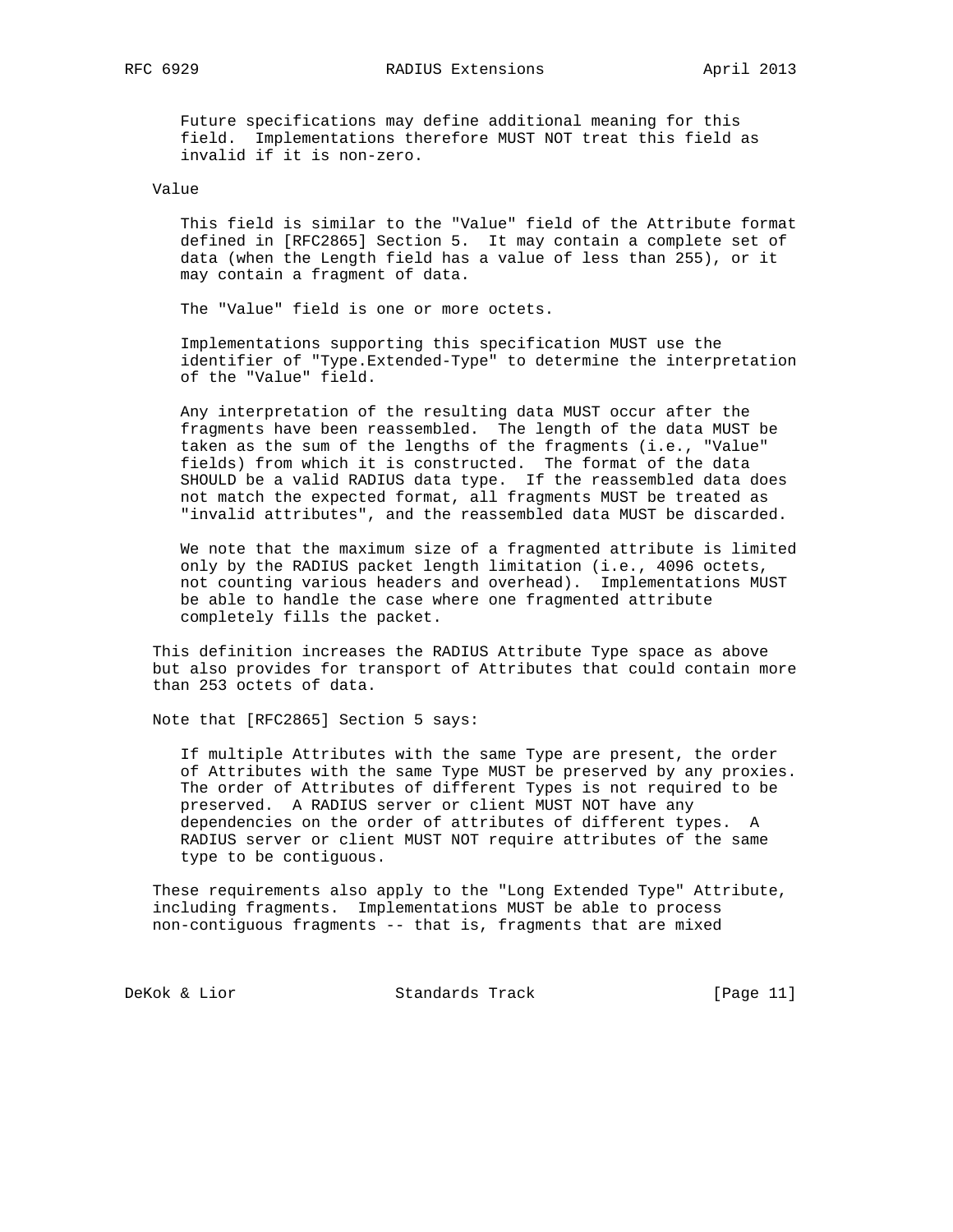Future specifications may define additional meaning for this field. Implementations therefore MUST NOT treat this field as invalid if it is non-zero.

Value

This field is similar to the "Value" field of the Attribute format defined in [RFC2865] Section 5. It may contain a complete set of data (when the Length field has a value of less than 255), or it may contain a fragment of data.

The "Value" field is one or more octets.

Implementations supporting this specification MUST use the identifier of "Type.Extended-Type" to determine the interpretation of the "Value" field.

Any interpretation of the resulting data MUST occur after the fragments have been reassembled. The length of the data MUST be taken as the sum of the lengths of the fragments (i.e., "Value" fields) from which it is constructed. The format of the data SHOULD be a valid RADIUS data type. If the reassembled data does not match the expected format, all fragments MUST be treated as "invalid attributes", and the reassembled data MUST be discarded.

We note that the maximum size of a fragmented attribute is limited only by the RADIUS packet length limitation (i.e., 4096 octets, not counting various headers and overhead). Implementations MUST be able to handle the case where one fragmented attribute completely fills the packet.

This definition increases the RADIUS Attribute Type space as above but also provides for transport of Attributes that could contain more than 253 octets of data.

Note that [RFC2865] Section 5 says:

> If multiple Attributes with the same Type are present, the order of Attributes with the same Type MUST be preserved by any proxies. The order of Attributes of different Types is not required to be preserved. A RADIUS server or client MUST NOT have any dependencies on the order of attributes of different types. A RADIUS server or client MUST NOT require attributes of the same type to be contiguous.

These requirements also apply to the "Long Extended Type" Attribute, including fragments. Implementations MUST be able to process non-contiguous fragments -- that is, fragments that are mixed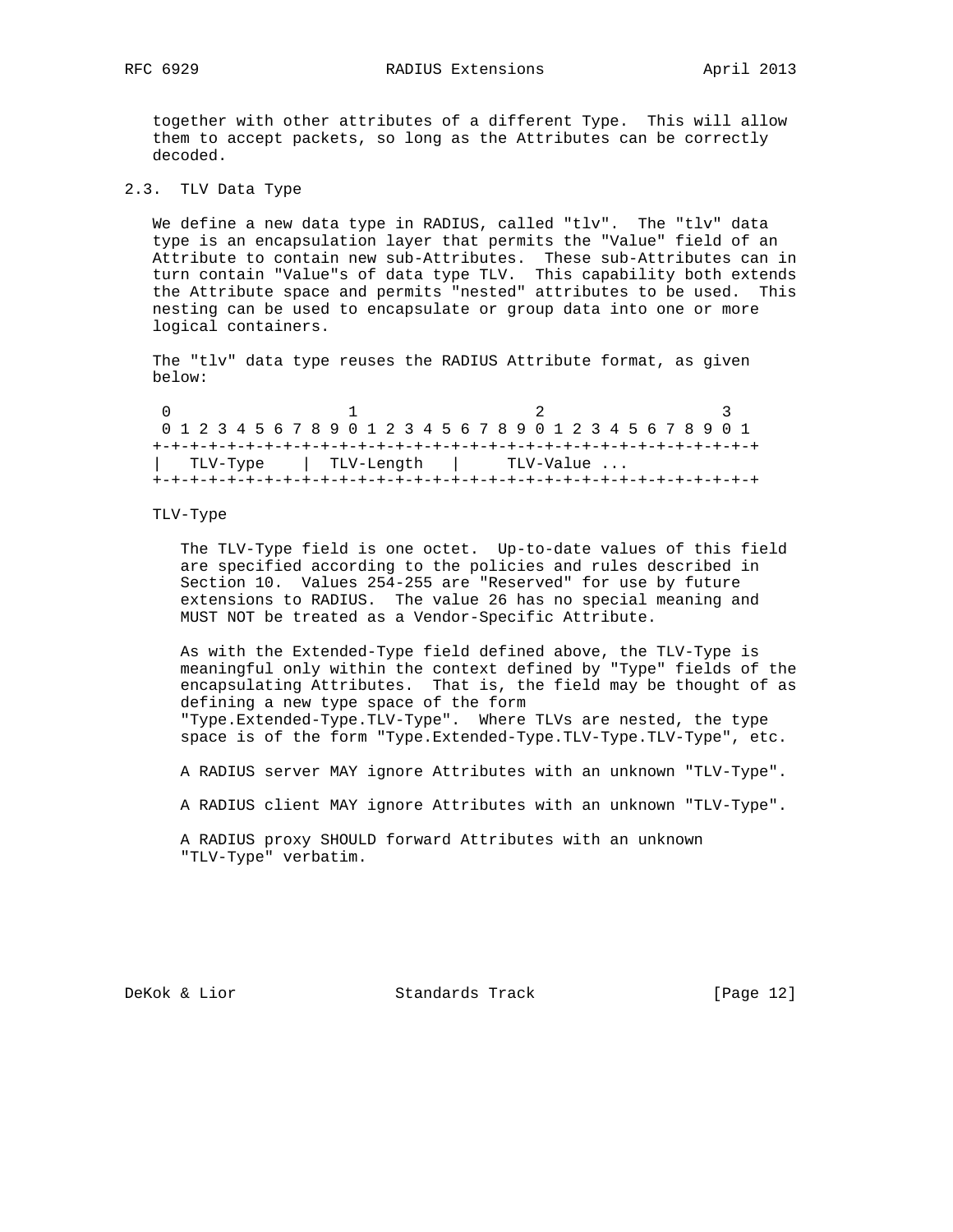together with other attributes of a different Type. This will allow them to accept packets, so long as the Attributes can be correctly decoded.

## 2.3. TLV Data Type

We define a new data type in RADIUS, called "tlv". The "tlv" data type is an encapsulation layer that permits the "Value" field of an Attribute to contain new sub-Attributes. These sub-Attributes can in turn contain "Value"s of data type TLV. This capability both extends the Attribute space and permits "nested" attributes to be used. This nesting can be used to encapsulate or group data into one or more logical containers.

The "tlv" data type reuses the RADIUS Attribute format, as given below:

```
 0                   1                   2                   3
 0 1 2 3 4 5 6 7 8 9 0 1 2 3 4 5 6 7 8 9 0 1 2 3 4 5 6 7 8 9 0 1
+-+-+-+-+-+-+-+-+-+-+-+-+-+-+-+-+-+-+-+-+-+-+-+-+-+-+-+-+-+-+-+-+
|   TLV-Type    |  TLV-Length   |     TLV-Value ...
+-+-+-+-+-+-+-+-+-+-+-+-+-+-+-+-+-+-+-+-+-+-+-+-+-+-+-+-+-+-+-+-+
```

TLV-Type

The TLV-Type field is one octet. Up-to-date values of this field are specified according to the policies and rules described in Section 10. Values 254-255 are "Reserved" for use by future extensions to RADIUS. The value 26 has no special meaning and MUST NOT be treated as a Vendor-Specific Attribute.

As with the Extended-Type field defined above, the TLV-Type is meaningful only within the context defined by "Type" fields of the encapsulating Attributes. That is, the field may be thought of as defining a new type space of the form "Type.Extended-Type.TLV-Type". Where TLVs are nested, the type space is of the form "Type.Extended-Type.TLV-Type.TLV-Type", etc.

A RADIUS server MAY ignore Attributes with an unknown "TLV-Type".

A RADIUS client MAY ignore Attributes with an unknown "TLV-Type".

A RADIUS proxy SHOULD forward Attributes with an unknown "TLV-Type" verbatim.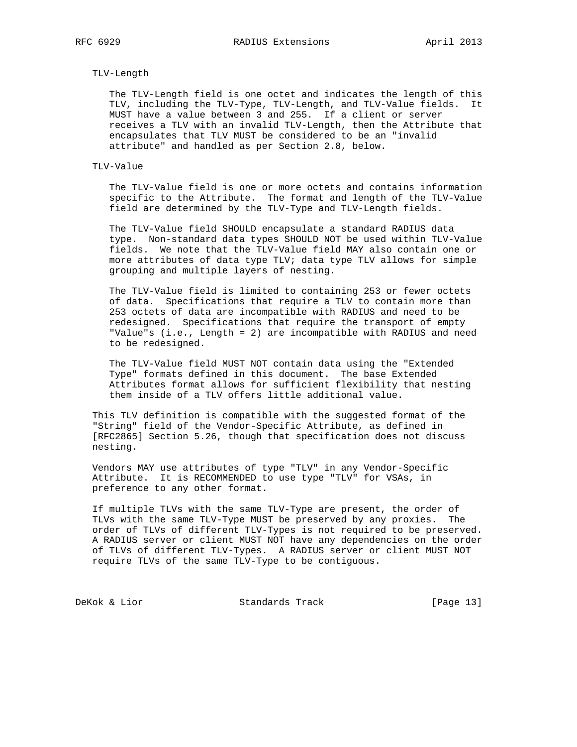TLV-Length

The TLV-Length field is one octet and indicates the length of this TLV, including the TLV-Type, TLV-Length, and TLV-Value fields. It MUST have a value between 3 and 255. If a client or server receives a TLV with an invalid TLV-Length, then the Attribute that encapsulates that TLV MUST be considered to be an "invalid attribute" and handled as per Section 2.8, below.

TLV-Value

The TLV-Value field is one or more octets and contains information specific to the Attribute. The format and length of the TLV-Value field are determined by the TLV-Type and TLV-Length fields.

The TLV-Value field SHOULD encapsulate a standard RADIUS data type. Non-standard data types SHOULD NOT be used within TLV-Value fields. We note that the TLV-Value field MAY also contain one or more attributes of data type TLV; data type TLV allows for simple grouping and multiple layers of nesting.

The TLV-Value field is limited to containing 253 or fewer octets of data. Specifications that require a TLV to contain more than 253 octets of data are incompatible with RADIUS and need to be redesigned. Specifications that require the transport of empty "Value"s (i.e., Length = 2) are incompatible with RADIUS and need to be redesigned.

The TLV-Value field MUST NOT contain data using the "Extended Type" formats defined in this document. The base Extended Attributes format allows for sufficient flexibility that nesting them inside of a TLV offers little additional value.

This TLV definition is compatible with the suggested format of the "String" field of the Vendor-Specific Attribute, as defined in [RFC2865] Section 5.26, though that specification does not discuss nesting.

Vendors MAY use attributes of type "TLV" in any Vendor-Specific Attribute. It is RECOMMENDED to use type "TLV" for VSAs, in preference to any other format.

If multiple TLVs with the same TLV-Type are present, the order of TLVs with the same TLV-Type MUST be preserved by any proxies. The order of TLVs of different TLV-Types is not required to be preserved. A RADIUS server or client MUST NOT have any dependencies on the order of TLVs of different TLV-Types. A RADIUS server or client MUST NOT require TLVs of the same TLV-Type to be contiguous.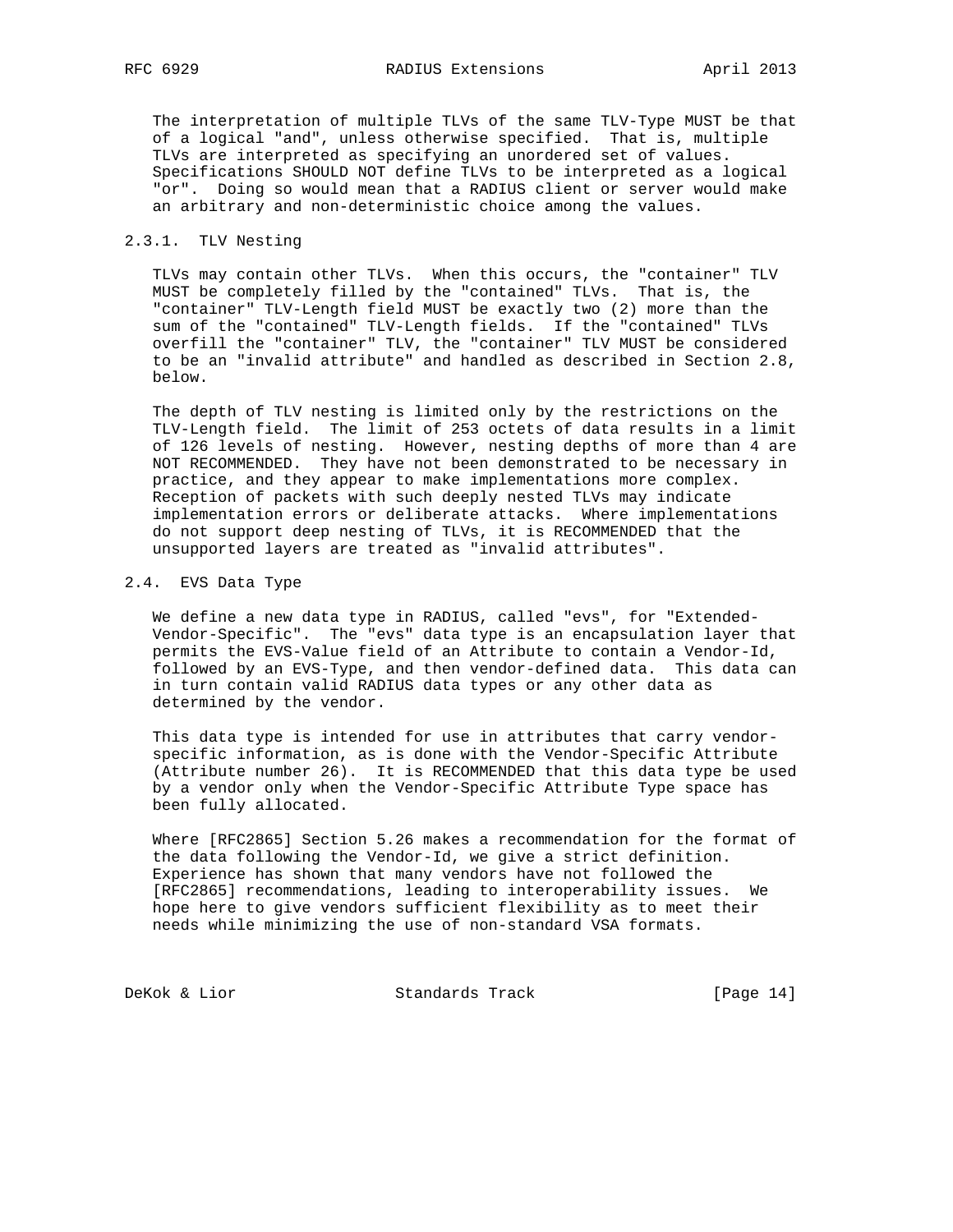The interpretation of multiple TLVs of the same TLV-Type MUST be that of a logical "and", unless otherwise specified. That is, multiple TLVs are interpreted as specifying an unordered set of values. Specifications SHOULD NOT define TLVs to be interpreted as a logical "or". Doing so would mean that a RADIUS client or server would make an arbitrary and non-deterministic choice among the values.

### 2.3.1. TLV Nesting

TLVs may contain other TLVs. When this occurs, the "container" TLV MUST be completely filled by the "contained" TLVs. That is, the "container" TLV-Length field MUST be exactly two (2) more than the sum of the "contained" TLV-Length fields. If the "contained" TLVs overfill the "container" TLV, the "container" TLV MUST be considered to be an "invalid attribute" and handled as described in Section 2.8, below.

The depth of TLV nesting is limited only by the restrictions on the TLV-Length field. The limit of 253 octets of data results in a limit of 126 levels of nesting. However, nesting depths of more than 4 are NOT RECOMMENDED. They have not been demonstrated to be necessary in practice, and they appear to make implementations more complex. Reception of packets with such deeply nested TLVs may indicate implementation errors or deliberate attacks. Where implementations do not support deep nesting of TLVs, it is RECOMMENDED that the unsupported layers are treated as "invalid attributes".

## 2.4. EVS Data Type

We define a new data type in RADIUS, called "evs", for "Extended-Vendor-Specific". The "evs" data type is an encapsulation layer that permits the EVS-Value field of an Attribute to contain a Vendor-Id, followed by an EVS-Type, and then vendor-defined data. This data can in turn contain valid RADIUS data types or any other data as determined by the vendor.

This data type is intended for use in attributes that carry vendor-specific information, as is done with the Vendor-Specific Attribute (Attribute number 26). It is RECOMMENDED that this data type be used by a vendor only when the Vendor-Specific Attribute Type space has been fully allocated.

Where [RFC2865] Section 5.26 makes a recommendation for the format of the data following the Vendor-Id, we give a strict definition. Experience has shown that many vendors have not followed the [RFC2865] recommendations, leading to interoperability issues. We hope here to give vendors sufficient flexibility as to meet their needs while minimizing the use of non-standard VSA formats.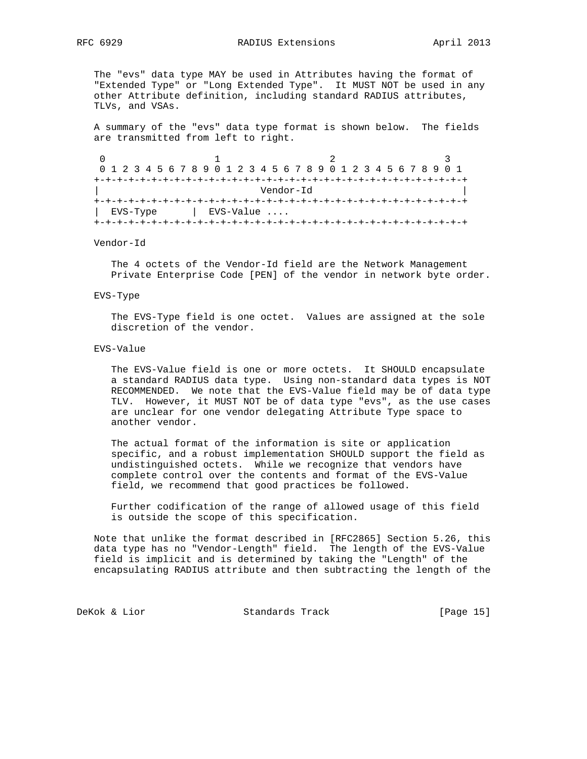The "evs" data type MAY be used in Attributes having the format of "Extended Type" or "Long Extended Type". It MUST NOT be used in any other Attribute definition, including standard RADIUS attributes, TLVs, and VSAs.

A summary of the "evs" data type format is shown below. The fields are transmitted from left to right.

```
 0                   1                   2                   3
 0 1 2 3 4 5 6 7 8 9 0 1 2 3 4 5 6 7 8 9 0 1 2 3 4 5 6 7 8 9 0 1
+-+-+-+-+-+-+-+-+-+-+-+-+-+-+-+-+-+-+-+-+-+-+-+-+-+-+-+-+-+-+-+-+
|                            Vendor-Id                          |
+-+-+-+-+-+-+-+-+-+-+-+-+-+-+-+-+-+-+-+-+-+-+-+-+-+-+-+-+-+-+-+-+
|  EVS-Type     |  EVS-Value ....
+-+-+-+-+-+-+-+-+-+-+-+-+-+-+-+-+-+-+-+-+-+-+-+-+-+-+-+-+-+-+-+-+
```

Vendor-Id

The 4 octets of the Vendor-Id field are the Network Management Private Enterprise Code [PEN] of the vendor in network byte order.

EVS-Type

The EVS-Type field is one octet. Values are assigned at the sole discretion of the vendor.

EVS-Value

The EVS-Value field is one or more octets. It SHOULD encapsulate a standard RADIUS data type. Using non-standard data types is NOT RECOMMENDED. We note that the EVS-Value field may be of data type TLV. However, it MUST NOT be of data type "evs", as the use cases are unclear for one vendor delegating Attribute Type space to another vendor.

The actual format of the information is site or application specific, and a robust implementation SHOULD support the field as undistinguished octets. While we recognize that vendors have complete control over the contents and format of the EVS-Value field, we recommend that good practices be followed.

Further codification of the range of allowed usage of this field is outside the scope of this specification.

Note that unlike the format described in [RFC2865] Section 5.26, this data type has no "Vendor-Length" field. The length of the EVS-Value field is implicit and is determined by taking the "Length" of the encapsulating RADIUS attribute and then subtracting the length of the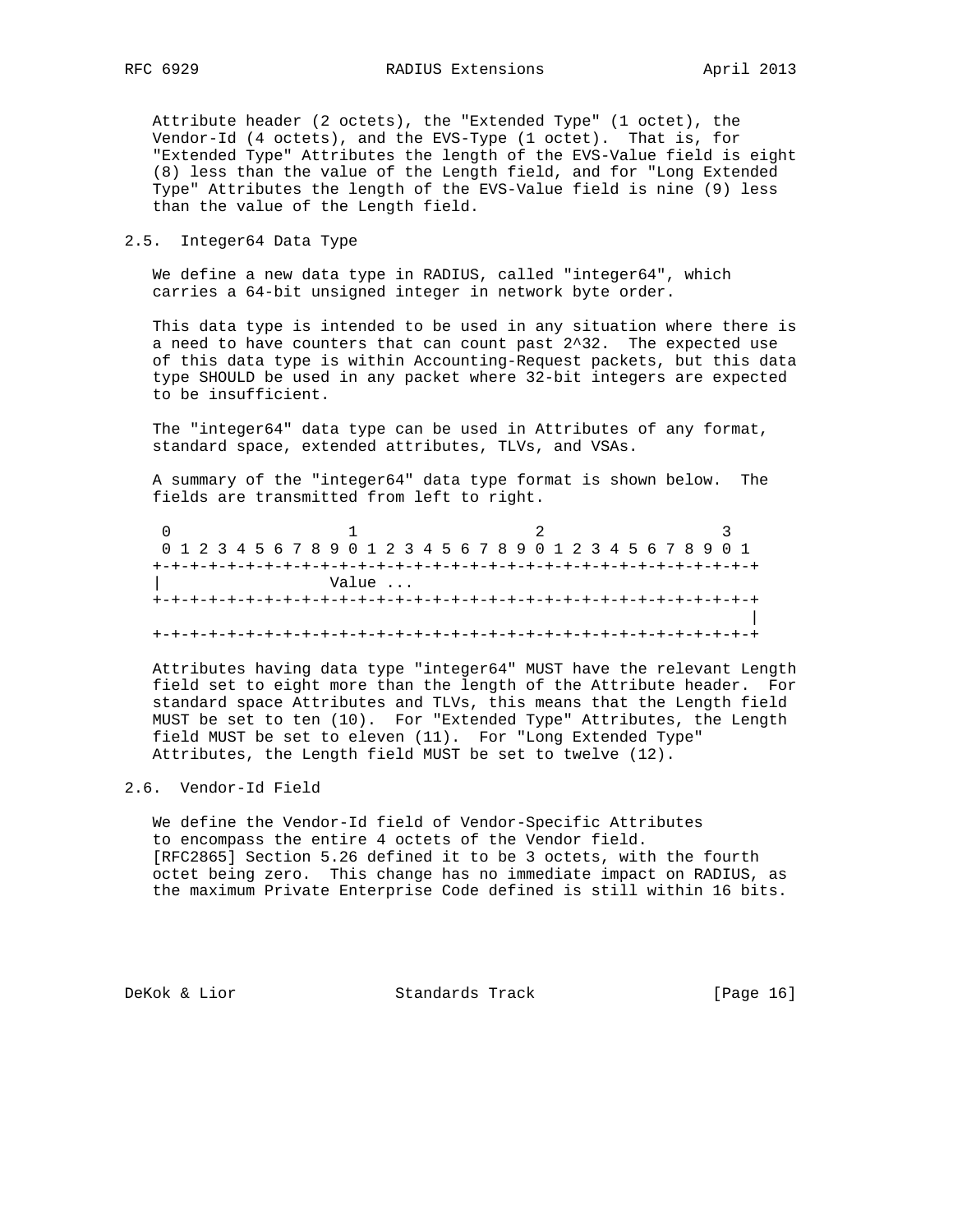Attribute header (2 octets), the "Extended Type" (1 octet), the Vendor-Id (4 octets), and the EVS-Type (1 octet). That is, for "Extended Type" Attributes the length of the EVS-Value field is eight (8) less than the value of the Length field, and for "Long Extended Type" Attributes the length of the EVS-Value field is nine (9) less than the value of the Length field.

## 2.5. Integer64 Data Type

We define a new data type in RADIUS, called "integer64", which carries a 64-bit unsigned integer in network byte order.

This data type is intended to be used in any situation where there is a need to have counters that can count past 2^32. The expected use of this data type is within Accounting-Request packets, but this data type SHOULD be used in any packet where 32-bit integers are expected to be insufficient.

The "integer64" data type can be used in Attributes of any format, standard space, extended attributes, TLVs, and VSAs.

A summary of the "integer64" data type format is shown below. The fields are transmitted from left to right.

```
 0                   1                   2                   3
 0 1 2 3 4 5 6 7 8 9 0 1 2 3 4 5 6 7 8 9 0 1 2 3 4 5 6 7 8 9 0 1
+-+-+-+-+-+-+-+-+-+-+-+-+-+-+-+-+-+-+-+-+-+-+-+-+-+-+-+-+-+-+-+-+
|                  Value ...
+-+-+-+-+-+-+-+-+-+-+-+-+-+-+-+-+-+-+-+-+-+-+-+-+-+-+-+-+-+-+-+-+
                                                                |
+-+-+-+-+-+-+-+-+-+-+-+-+-+-+-+-+-+-+-+-+-+-+-+-+-+-+-+-+-+-+-+-+
```

Attributes having data type "integer64" MUST have the relevant Length field set to eight more than the length of the Attribute header. For standard space Attributes and TLVs, this means that the Length field MUST be set to ten (10). For "Extended Type" Attributes, the Length field MUST be set to eleven (11). For "Long Extended Type" Attributes, the Length field MUST be set to twelve (12).

## 2.6. Vendor-Id Field

We define the Vendor-Id field of Vendor-Specific Attributes to encompass the entire 4 octets of the Vendor field. [RFC2865] Section 5.26 defined it to be 3 octets, with the fourth octet being zero. This change has no immediate impact on RADIUS, as the maximum Private Enterprise Code defined is still within 16 bits.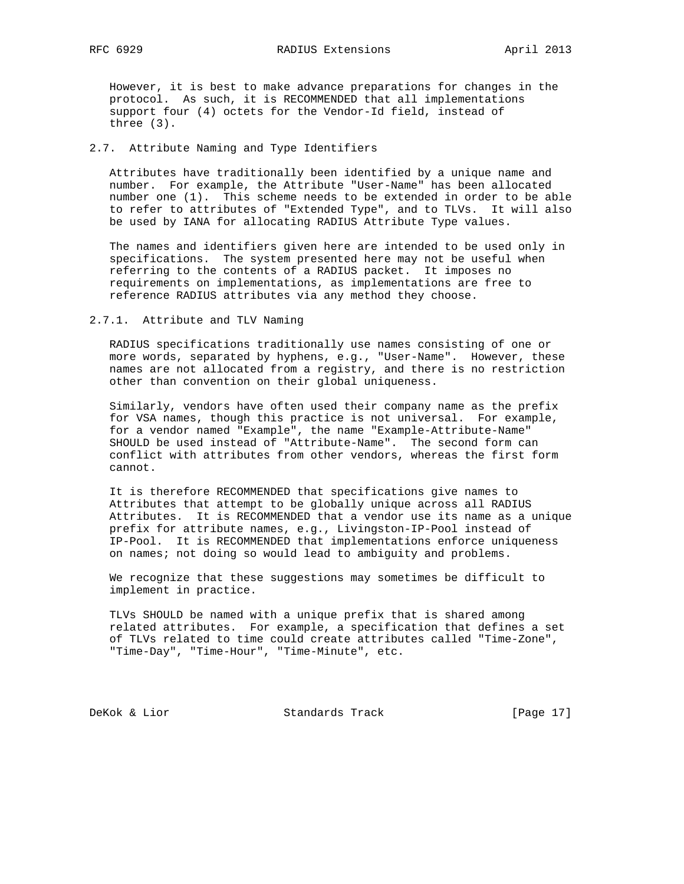However, it is best to make advance preparations for changes in the protocol. As such, it is RECOMMENDED that all implementations support four (4) octets for the Vendor-Id field, instead of three (3).

### 2.7. Attribute Naming and Type Identifiers

Attributes have traditionally been identified by a unique name and number. For example, the Attribute "User-Name" has been allocated number one (1). This scheme needs to be extended in order to be able to refer to attributes of "Extended Type", and to TLVs. It will also be used by IANA for allocating RADIUS Attribute Type values.

The names and identifiers given here are intended to be used only in specifications. The system presented here may not be useful when referring to the contents of a RADIUS packet. It imposes no requirements on implementations, as implementations are free to reference RADIUS attributes via any method they choose.

#### 2.7.1. Attribute and TLV Naming

RADIUS specifications traditionally use names consisting of one or more words, separated by hyphens, e.g., "User-Name". However, these names are not allocated from a registry, and there is no restriction other than convention on their global uniqueness.

Similarly, vendors have often used their company name as the prefix for VSA names, though this practice is not universal. For example, for a vendor named "Example", the name "Example-Attribute-Name" SHOULD be used instead of "Attribute-Name". The second form can conflict with attributes from other vendors, whereas the first form cannot.

It is therefore RECOMMENDED that specifications give names to Attributes that attempt to be globally unique across all RADIUS Attributes. It is RECOMMENDED that a vendor use its name as a unique prefix for attribute names, e.g., Livingston-IP-Pool instead of IP-Pool. It is RECOMMENDED that implementations enforce uniqueness on names; not doing so would lead to ambiguity and problems.

We recognize that these suggestions may sometimes be difficult to implement in practice.

TLVs SHOULD be named with a unique prefix that is shared among related attributes. For example, a specification that defines a set of TLVs related to time could create attributes called "Time-Zone", "Time-Day", "Time-Hour", "Time-Minute", etc.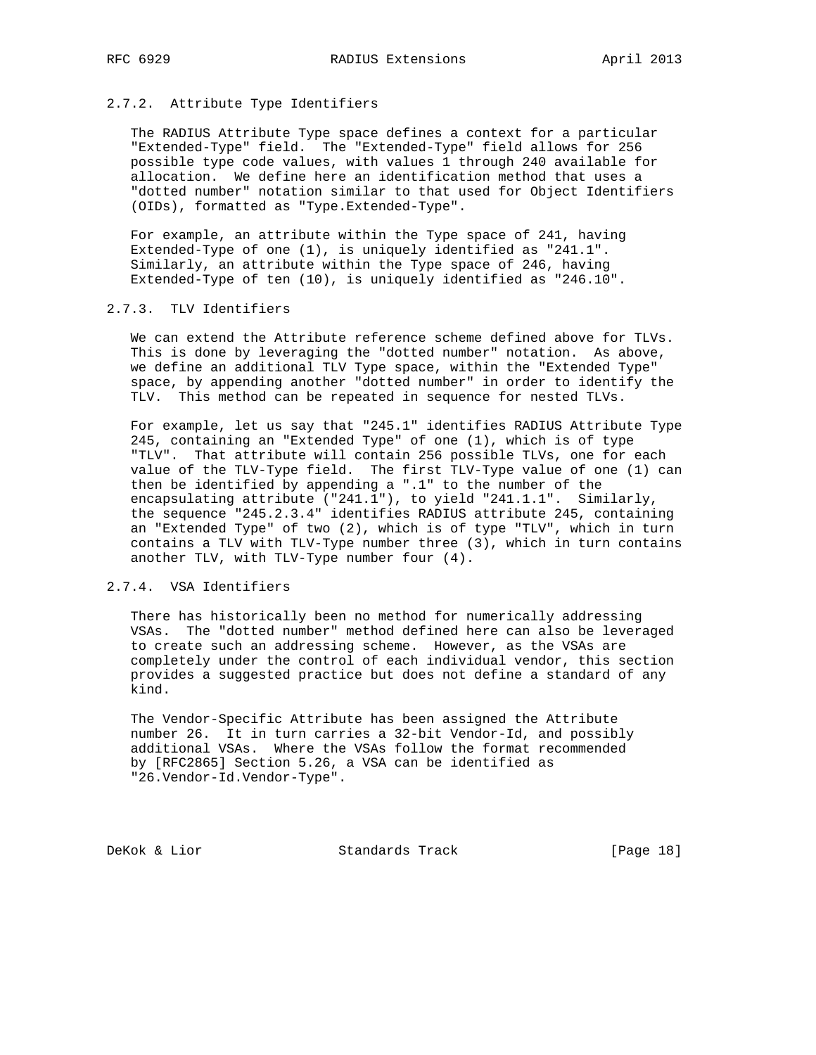### 2.7.2. Attribute Type Identifiers

The RADIUS Attribute Type space defines a context for a particular "Extended-Type" field. The "Extended-Type" field allows for 256 possible type code values, with values 1 through 240 available for allocation. We define here an identification method that uses a "dotted number" notation similar to that used for Object Identifiers (OIDs), formatted as "Type.Extended-Type".

For example, an attribute within the Type space of 241, having Extended-Type of one (1), is uniquely identified as "241.1". Similarly, an attribute within the Type space of 246, having Extended-Type of ten (10), is uniquely identified as "246.10".

### 2.7.3. TLV Identifiers

We can extend the Attribute reference scheme defined above for TLVs. This is done by leveraging the "dotted number" notation. As above, we define an additional TLV Type space, within the "Extended Type" space, by appending another "dotted number" in order to identify the TLV. This method can be repeated in sequence for nested TLVs.

For example, let us say that "245.1" identifies RADIUS Attribute Type 245, containing an "Extended Type" of one (1), which is of type "TLV". That attribute will contain 256 possible TLVs, one for each value of the TLV-Type field. The first TLV-Type value of one (1) can then be identified by appending a ".1" to the number of the encapsulating attribute ("241.1"), to yield "241.1.1". Similarly, the sequence "245.2.3.4" identifies RADIUS attribute 245, containing an "Extended Type" of two (2), which is of type "TLV", which in turn contains a TLV with TLV-Type number three (3), which in turn contains another TLV, with TLV-Type number four (4).

### 2.7.4. VSA Identifiers

There has historically been no method for numerically addressing VSAs. The "dotted number" method defined here can also be leveraged to create such an addressing scheme. However, as the VSAs are completely under the control of each individual vendor, this section provides a suggested practice but does not define a standard of any kind.

The Vendor-Specific Attribute has been assigned the Attribute number 26. It in turn carries a 32-bit Vendor-Id, and possibly additional VSAs. Where the VSAs follow the format recommended by [RFC2865] Section 5.26, a VSA can be identified as "26.Vendor-Id.Vendor-Type".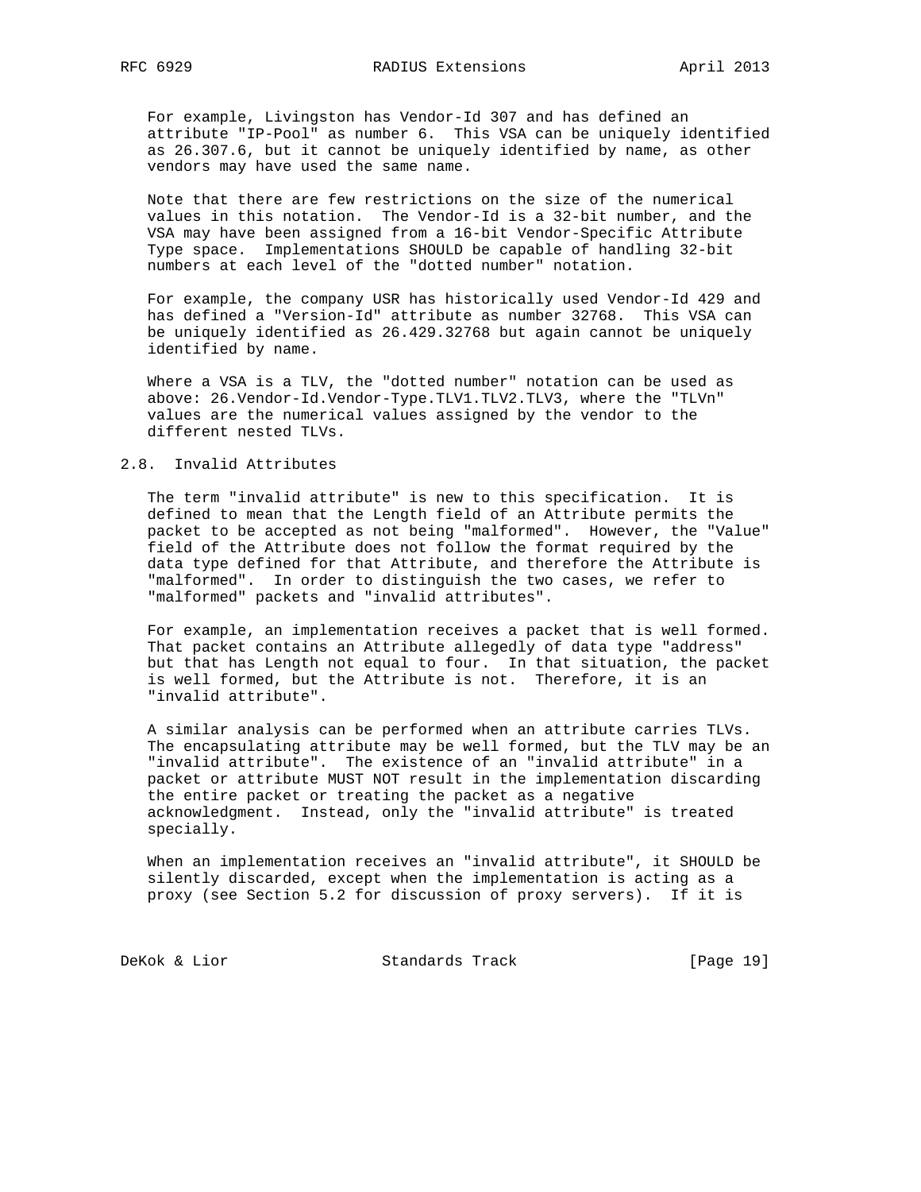For example, Livingston has Vendor-Id 307 and has defined an attribute "IP-Pool" as number 6. This VSA can be uniquely identified as 26.307.6, but it cannot be uniquely identified by name, as other vendors may have used the same name.

Note that there are few restrictions on the size of the numerical values in this notation. The Vendor-Id is a 32-bit number, and the VSA may have been assigned from a 16-bit Vendor-Specific Attribute Type space. Implementations SHOULD be capable of handling 32-bit numbers at each level of the "dotted number" notation.

For example, the company USR has historically used Vendor-Id 429 and has defined a "Version-Id" attribute as number 32768. This VSA can be uniquely identified as 26.429.32768 but again cannot be uniquely identified by name.

Where a VSA is a TLV, the "dotted number" notation can be used as above: 26.Vendor-Id.Vendor-Type.TLV1.TLV2.TLV3, where the "TLVn" values are the numerical values assigned by the vendor to the different nested TLVs.

## 2.8. Invalid Attributes

The term "invalid attribute" is new to this specification. It is defined to mean that the Length field of an Attribute permits the packet to be accepted as not being "malformed". However, the "Value" field of the Attribute does not follow the format required by the data type defined for that Attribute, and therefore the Attribute is "malformed". In order to distinguish the two cases, we refer to "malformed" packets and "invalid attributes".

For example, an implementation receives a packet that is well formed. That packet contains an Attribute allegedly of data type "address" but that has Length not equal to four. In that situation, the packet is well formed, but the Attribute is not. Therefore, it is an "invalid attribute".

A similar analysis can be performed when an attribute carries TLVs. The encapsulating attribute may be well formed, but the TLV may be an "invalid attribute". The existence of an "invalid attribute" in a packet or attribute MUST NOT result in the implementation discarding the entire packet or treating the packet as a negative acknowledgment. Instead, only the "invalid attribute" is treated specially.

When an implementation receives an "invalid attribute", it SHOULD be silently discarded, except when the implementation is acting as a proxy (see Section 5.2 for discussion of proxy servers). If it is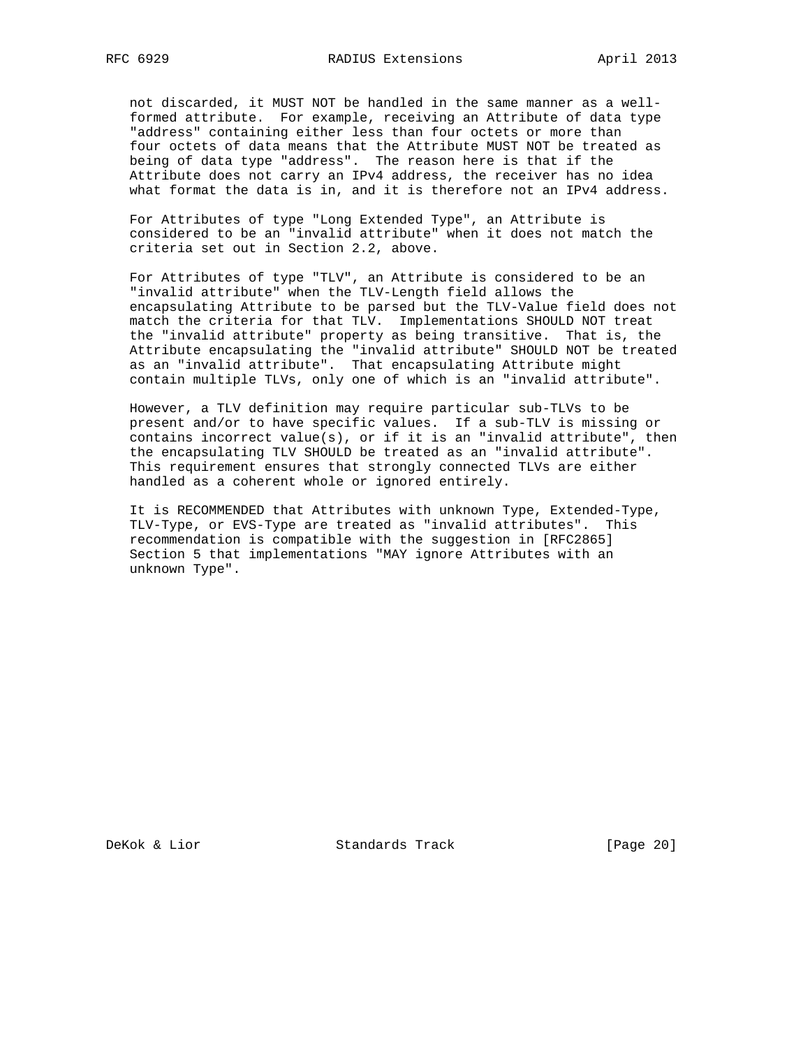not discarded, it MUST NOT be handled in the same manner as a well-formed attribute. For example, receiving an Attribute of data type "address" containing either less than four octets or more than four octets of data means that the Attribute MUST NOT be treated as being of data type "address". The reason here is that if the Attribute does not carry an IPv4 address, the receiver has no idea what format the data is in, and it is therefore not an IPv4 address.

For Attributes of type "Long Extended Type", an Attribute is considered to be an "invalid attribute" when it does not match the criteria set out in Section 2.2, above.

For Attributes of type "TLV", an Attribute is considered to be an "invalid attribute" when the TLV-Length field allows the encapsulating Attribute to be parsed but the TLV-Value field does not match the criteria for that TLV. Implementations SHOULD NOT treat the "invalid attribute" property as being transitive. That is, the Attribute encapsulating the "invalid attribute" SHOULD NOT be treated as an "invalid attribute". That encapsulating Attribute might contain multiple TLVs, only one of which is an "invalid attribute".

However, a TLV definition may require particular sub-TLVs to be present and/or to have specific values. If a sub-TLV is missing or contains incorrect value(s), or if it is an "invalid attribute", then the encapsulating TLV SHOULD be treated as an "invalid attribute". This requirement ensures that strongly connected TLVs are either handled as a coherent whole or ignored entirely.

It is RECOMMENDED that Attributes with unknown Type, Extended-Type, TLV-Type, or EVS-Type are treated as "invalid attributes". This recommendation is compatible with the suggestion in [RFC2865] Section 5 that implementations "MAY ignore Attributes with an unknown Type".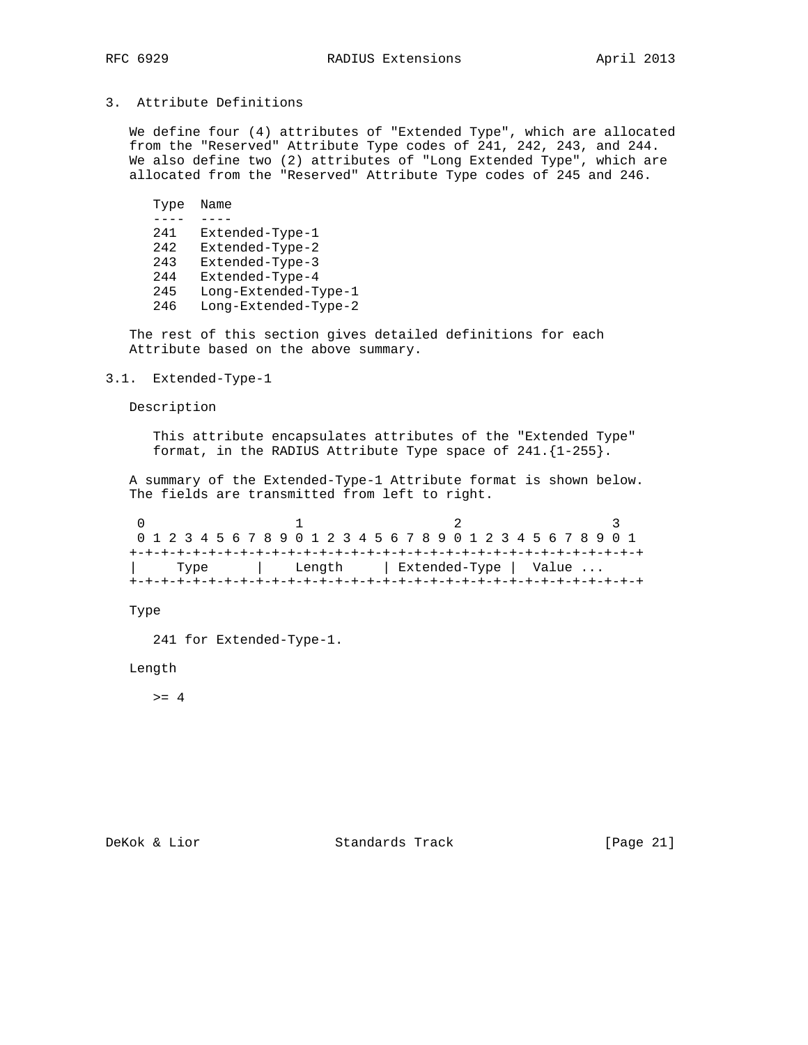## 3. Attribute Definitions

We define four (4) attributes of "Extended Type", which are allocated from the "Reserved" Attribute Type codes of 241, 242, 243, and 244. We also define two (2) attributes of "Long Extended Type", which are allocated from the "Reserved" Attribute Type codes of 245 and 246.

```
Type  Name
----  ----
241   Extended-Type-1
242   Extended-Type-2
243   Extended-Type-3
244   Extended-Type-4
245   Long-Extended-Type-1
246   Long-Extended-Type-2
```

The rest of this section gives detailed definitions for each Attribute based on the above summary.

### 3.1. Extended-Type-1

Description

This attribute encapsulates attributes of the "Extended Type" format, in the RADIUS Attribute Type space of 241.{1-255}.

A summary of the Extended-Type-1 Attribute format is shown below. The fields are transmitted from left to right.

```
 0                   1                   2                   3
 0 1 2 3 4 5 6 7 8 9 0 1 2 3 4 5 6 7 8 9 0 1 2 3 4 5 6 7 8 9 0 1
+-+-+-+-+-+-+-+-+-+-+-+-+-+-+-+-+-+-+-+-+-+-+-+-+-+-+-+-+-+-+-+-+
|     Type      |    Length     | Extended-Type |  Value ...
+-+-+-+-+-+-+-+-+-+-+-+-+-+-+-+-+-+-+-+-+-+-+-+-+-+-+-+-+-+-+-+-+
```

Type

241 for Extended-Type-1.

Length

>= 4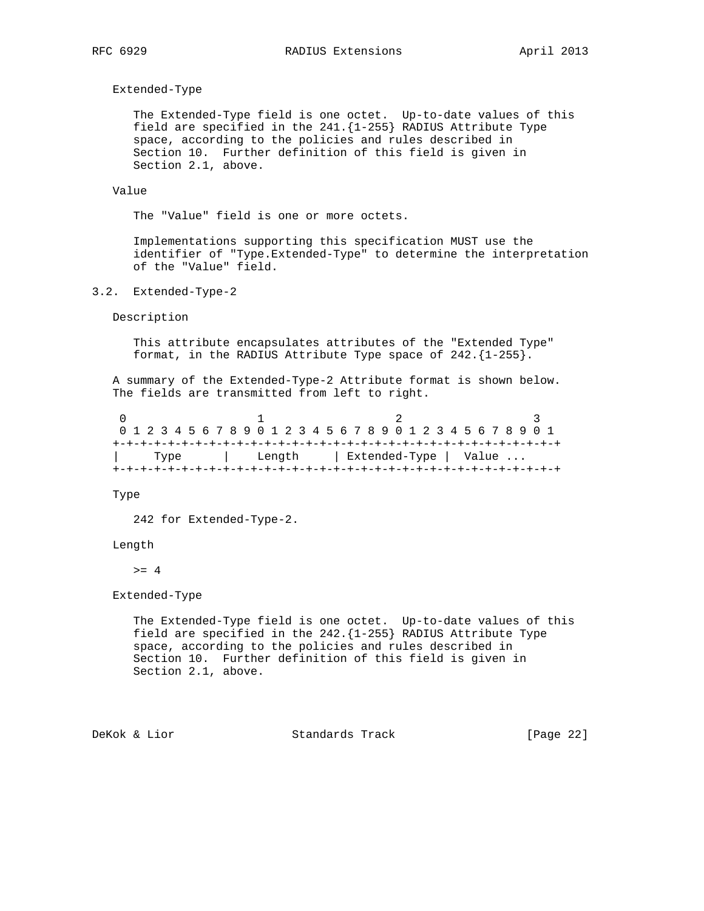Extended-Type

The Extended-Type field is one octet. Up-to-date values of this field are specified in the 241.{1-255} RADIUS Attribute Type space, according to the policies and rules described in Section 10. Further definition of this field is given in Section 2.1, above.

Value

The "Value" field is one or more octets.

Implementations supporting this specification MUST use the identifier of "Type.Extended-Type" to determine the interpretation of the "Value" field.

## 3.2. Extended-Type-2

Description

This attribute encapsulates attributes of the "Extended Type" format, in the RADIUS Attribute Type space of 242.{1-255}.

A summary of the Extended-Type-2 Attribute format is shown below. The fields are transmitted from left to right.

```
 0                   1                   2                   3
 0 1 2 3 4 5 6 7 8 9 0 1 2 3 4 5 6 7 8 9 0 1 2 3 4 5 6 7 8 9 0 1
+-+-+-+-+-+-+-+-+-+-+-+-+-+-+-+-+-+-+-+-+-+-+-+-+-+-+-+-+-+-+-+-+
|     Type      |    Length     | Extended-Type |  Value ...
+-+-+-+-+-+-+-+-+-+-+-+-+-+-+-+-+-+-+-+-+-+-+-+-+-+-+-+-+-+-+-+-+
```

Type

242 for Extended-Type-2.

Length

>= 4

Extended-Type

The Extended-Type field is one octet. Up-to-date values of this field are specified in the 242.{1-255} RADIUS Attribute Type space, according to the policies and rules described in Section 10. Further definition of this field is given in Section 2.1, above.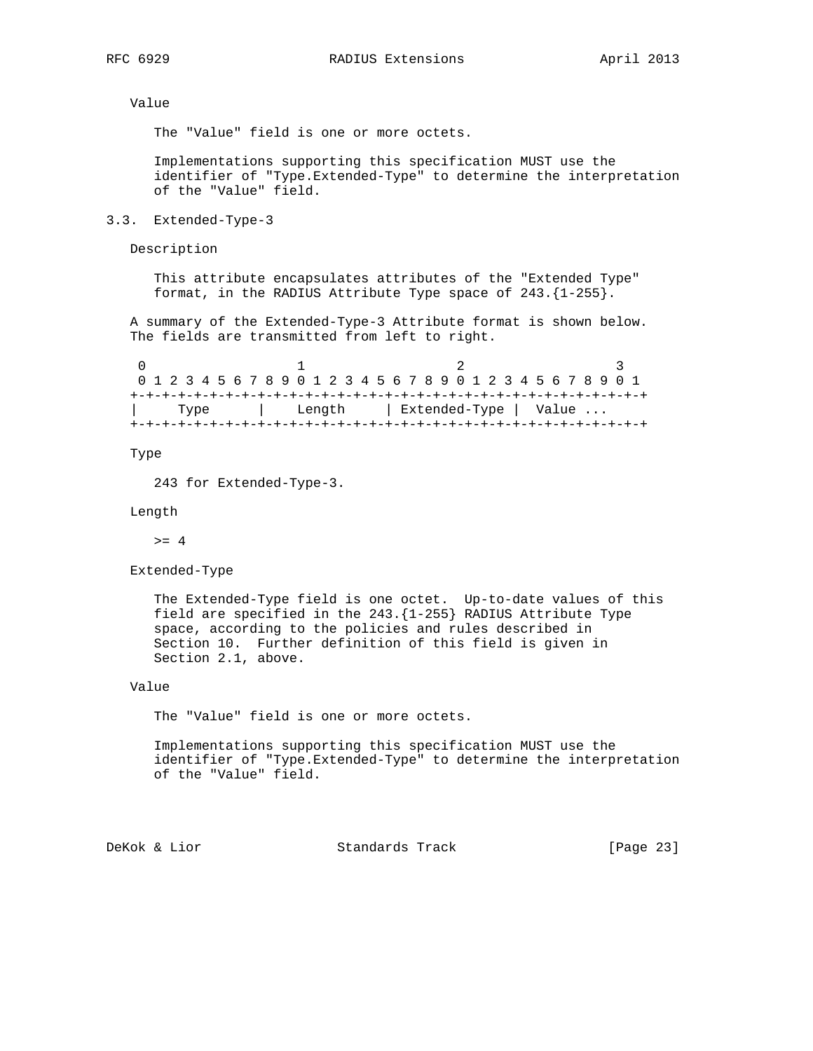Value

The "Value" field is one or more octets.

Implementations supporting this specification MUST use the identifier of "Type.Extended-Type" to determine the interpretation of the "Value" field.

### 3.3. Extended-Type-3

Description

This attribute encapsulates attributes of the "Extended Type" format, in the RADIUS Attribute Type space of 243.{1-255}.

A summary of the Extended-Type-3 Attribute format is shown below. The fields are transmitted from left to right.

```
 0                   1                   2                   3
 0 1 2 3 4 5 6 7 8 9 0 1 2 3 4 5 6 7 8 9 0 1 2 3 4 5 6 7 8 9 0 1
+-+-+-+-+-+-+-+-+-+-+-+-+-+-+-+-+-+-+-+-+-+-+-+-+-+-+-+-+-+-+-+-+
|     Type      |    Length     | Extended-Type |  Value ...
+-+-+-+-+-+-+-+-+-+-+-+-+-+-+-+-+-+-+-+-+-+-+-+-+-+-+-+-+-+-+-+-+
```

Type

243 for Extended-Type-3.

Length

>= 4

Extended-Type

The Extended-Type field is one octet. Up-to-date values of this field are specified in the 243.{1-255} RADIUS Attribute Type space, according to the policies and rules described in Section 10. Further definition of this field is given in Section 2.1, above.

Value

The "Value" field is one or more octets.

Implementations supporting this specification MUST use the identifier of "Type.Extended-Type" to determine the interpretation of the "Value" field.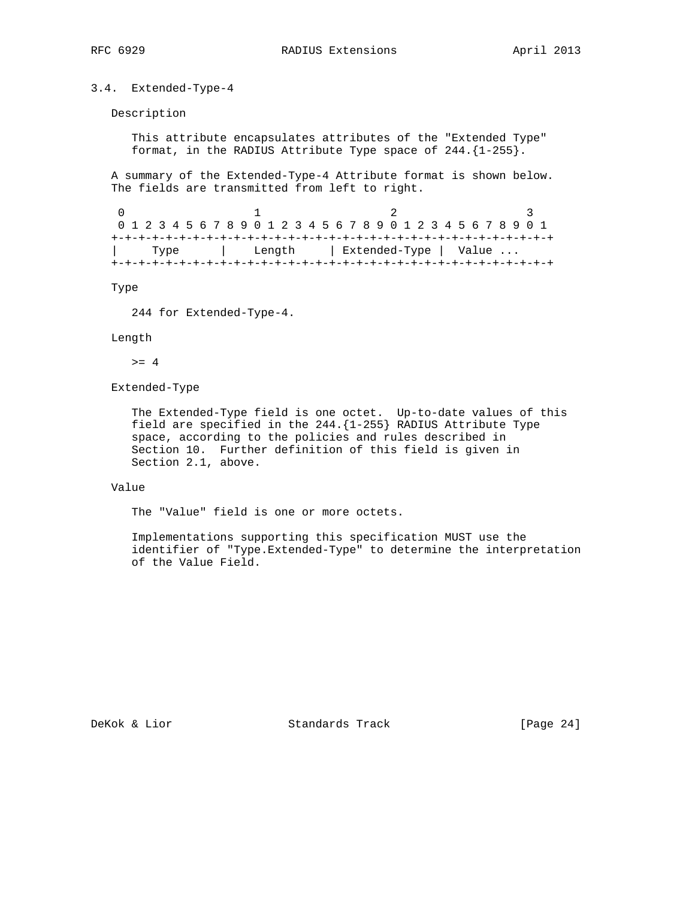### 3.4. Extended-Type-4

Description

This attribute encapsulates attributes of the "Extended Type" format, in the RADIUS Attribute Type space of 244.{1-255}.

A summary of the Extended-Type-4 Attribute format is shown below. The fields are transmitted from left to right.

```
 0                   1                   2                   3
 0 1 2 3 4 5 6 7 8 9 0 1 2 3 4 5 6 7 8 9 0 1 2 3 4 5 6 7 8 9 0 1
+-+-+-+-+-+-+-+-+-+-+-+-+-+-+-+-+-+-+-+-+-+-+-+-+-+-+-+-+-+-+-+-+
|     Type      |    Length     | Extended-Type |  Value ...
+-+-+-+-+-+-+-+-+-+-+-+-+-+-+-+-+-+-+-+-+-+-+-+-+-+-+-+-+-+-+-+-+
```

Type

244 for Extended-Type-4.

Length

>= 4

Extended-Type

The Extended-Type field is one octet. Up-to-date values of this field are specified in the 244.{1-255} RADIUS Attribute Type space, according to the policies and rules described in Section 10. Further definition of this field is given in Section 2.1, above.

Value

The "Value" field is one or more octets.

Implementations supporting this specification MUST use the identifier of "Type.Extended-Type" to determine the interpretation of the Value Field.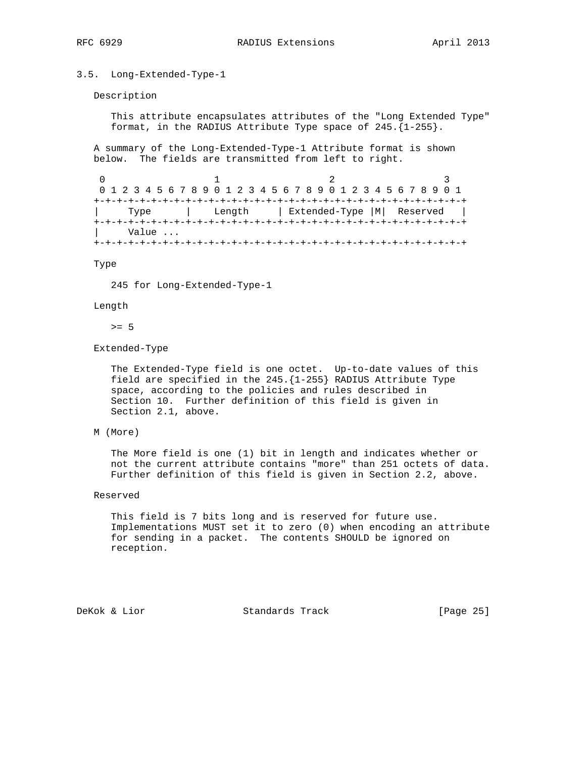### 3.5. Long-Extended-Type-1

Description

This attribute encapsulates attributes of the "Long Extended Type" format, in the RADIUS Attribute Type space of 245.{1-255}.

A summary of the Long-Extended-Type-1 Attribute format is shown below. The fields are transmitted from left to right.

```
 0                   1                   2                   3
 0 1 2 3 4 5 6 7 8 9 0 1 2 3 4 5 6 7 8 9 0 1 2 3 4 5 6 7 8 9 0 1
+-+-+-+-+-+-+-+-+-+-+-+-+-+-+-+-+-+-+-+-+-+-+-+-+-+-+-+-+-+-+-+-+
|     Type      |    Length     | Extended-Type |M|  Reserved   |
+-+-+-+-+-+-+-+-+-+-+-+-+-+-+-+-+-+-+-+-+-+-+-+-+-+-+-+-+-+-+-+-+
|     Value ...
+-+-+-+-+-+-+-+-+-+-+-+-+-+-+-+-+-+-+-+-+-+-+-+-+-+-+-+-+-+-+-+-+
```

Type

245 for Long-Extended-Type-1

Length

>= 5

Extended-Type

The Extended-Type field is one octet. Up-to-date values of this field are specified in the 245.{1-255} RADIUS Attribute Type space, according to the policies and rules described in Section 10. Further definition of this field is given in Section 2.1, above.

M (More)

The More field is one (1) bit in length and indicates whether or not the current attribute contains "more" than 251 octets of data. Further definition of this field is given in Section 2.2, above.

Reserved

This field is 7 bits long and is reserved for future use. Implementations MUST set it to zero (0) when encoding an attribute for sending in a packet. The contents SHOULD be ignored on reception.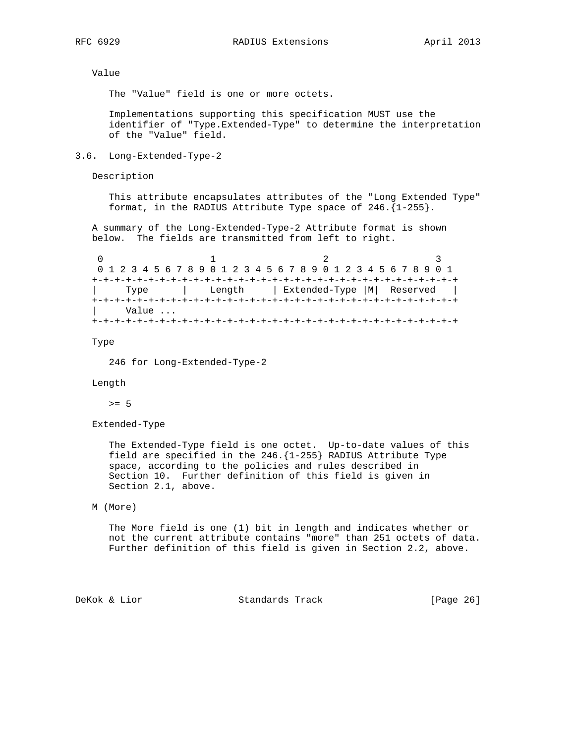Value

The "Value" field is one or more octets.

Implementations supporting this specification MUST use the identifier of "Type.Extended-Type" to determine the interpretation of the "Value" field.

### 3.6. Long-Extended-Type-2

Description

This attribute encapsulates attributes of the "Long Extended Type" format, in the RADIUS Attribute Type space of 246.{1-255}.

A summary of the Long-Extended-Type-2 Attribute format is shown below. The fields are transmitted from left to right.

```
 0                   1                   2                   3
 0 1 2 3 4 5 6 7 8 9 0 1 2 3 4 5 6 7 8 9 0 1 2 3 4 5 6 7 8 9 0 1
+-+-+-+-+-+-+-+-+-+-+-+-+-+-+-+-+-+-+-+-+-+-+-+-+-+-+-+-+-+-+-+-+
|     Type      |    Length     | Extended-Type |M|  Reserved   |
+-+-+-+-+-+-+-+-+-+-+-+-+-+-+-+-+-+-+-+-+-+-+-+-+-+-+-+-+-+-+-+-+
|     Value ...
+-+-+-+-+-+-+-+-+-+-+-+-+-+-+-+-+-+-+-+-+-+-+-+-+-+-+-+-+-+-+-+-+
```

Type

246 for Long-Extended-Type-2

Length

>= 5

Extended-Type

The Extended-Type field is one octet. Up-to-date values of this field are specified in the 246.{1-255} RADIUS Attribute Type space, according to the policies and rules described in Section 10. Further definition of this field is given in Section 2.1, above.

M (More)

The More field is one (1) bit in length and indicates whether or not the current attribute contains "more" than 251 octets of data. Further definition of this field is given in Section 2.2, above.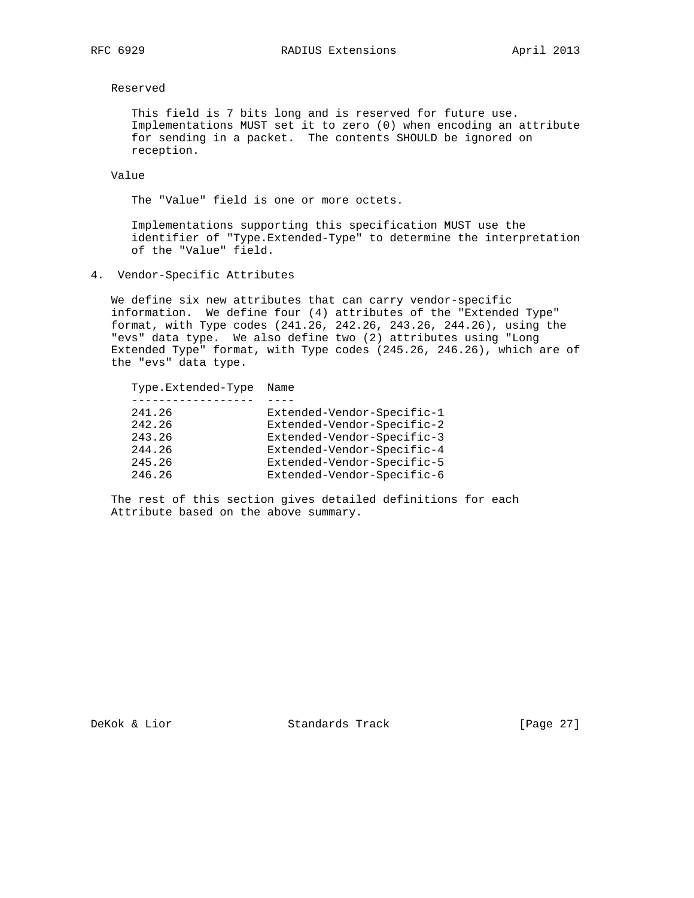Reserved

This field is 7 bits long and is reserved for future use. Implementations MUST set it to zero (0) when encoding an attribute for sending in a packet. The contents SHOULD be ignored on reception.

Value

The "Value" field is one or more octets.

Implementations supporting this specification MUST use the identifier of "Type.Extended-Type" to determine the interpretation of the "Value" field.

## 4. Vendor-Specific Attributes

We define six new attributes that can carry vendor-specific information. We define four (4) attributes of the "Extended Type" format, with Type codes (241.26, 242.26, 243.26, 244.26), using the "evs" data type. We also define two (2) attributes using "Long Extended Type" format, with Type codes (245.26, 246.26), which are of the "evs" data type.

| Type.Extended-Type | Name |
| --- | --- |
| 241.26 | Extended-Vendor-Specific-1 |
| 242.26 | Extended-Vendor-Specific-2 |
| 243.26 | Extended-Vendor-Specific-3 |
| 244.26 | Extended-Vendor-Specific-4 |
| 245.26 | Extended-Vendor-Specific-5 |
| 246.26 | Extended-Vendor-Specific-6 |

The rest of this section gives detailed definitions for each Attribute based on the above summary.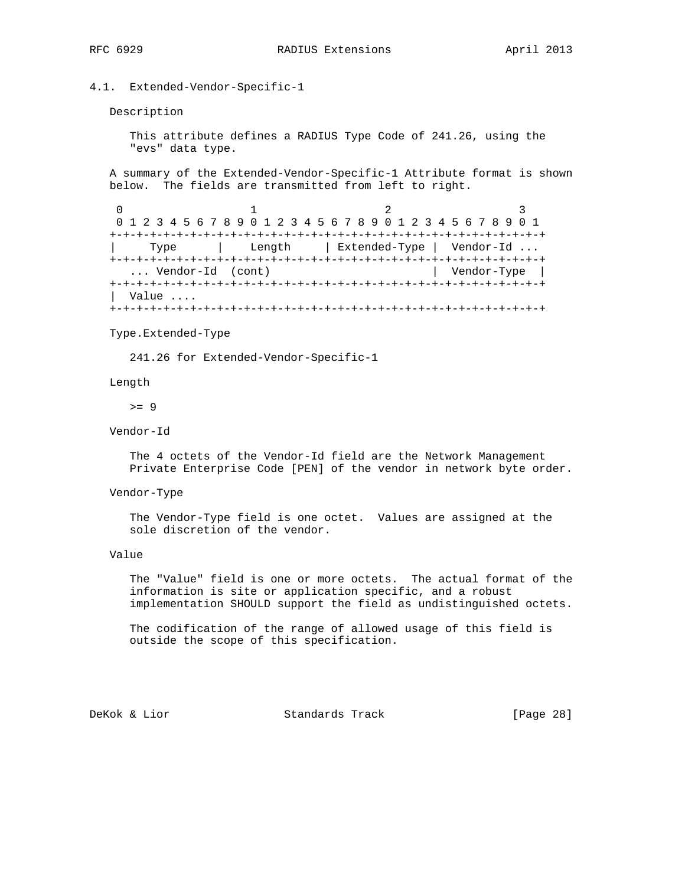### 4.1. Extended-Vendor-Specific-1

Description

This attribute defines a RADIUS Type Code of 241.26, using the "evs" data type.

A summary of the Extended-Vendor-Specific-1 Attribute format is shown below. The fields are transmitted from left to right.

```
 0                   1                   2                   3
 0 1 2 3 4 5 6 7 8 9 0 1 2 3 4 5 6 7 8 9 0 1 2 3 4 5 6 7 8 9 0 1
+-+-+-+-+-+-+-+-+-+-+-+-+-+-+-+-+-+-+-+-+-+-+-+-+-+-+-+-+-+-+-+-+
|     Type      |    Length     | Extended-Type |  Vendor-Id ...
+-+-+-+-+-+-+-+-+-+-+-+-+-+-+-+-+-+-+-+-+-+-+-+-+-+-+-+-+-+-+-+-+
   ... Vendor-Id  (cont)                        |  Vendor-Type  |
+-+-+-+-+-+-+-+-+-+-+-+-+-+-+-+-+-+-+-+-+-+-+-+-+-+-+-+-+-+-+-+-+
|  Value ....
+-+-+-+-+-+-+-+-+-+-+-+-+-+-+-+-+-+-+-+-+-+-+-+-+-+-+-+-+-+-+-+-+
```

Type.Extended-Type

241.26 for Extended-Vendor-Specific-1

Length

>= 9

Vendor-Id

The 4 octets of the Vendor-Id field are the Network Management Private Enterprise Code [PEN] of the vendor in network byte order.

Vendor-Type

The Vendor-Type field is one octet. Values are assigned at the sole discretion of the vendor.

Value

The "Value" field is one or more octets. The actual format of the information is site or application specific, and a robust implementation SHOULD support the field as undistinguished octets.

The codification of the range of allowed usage of this field is outside the scope of this specification.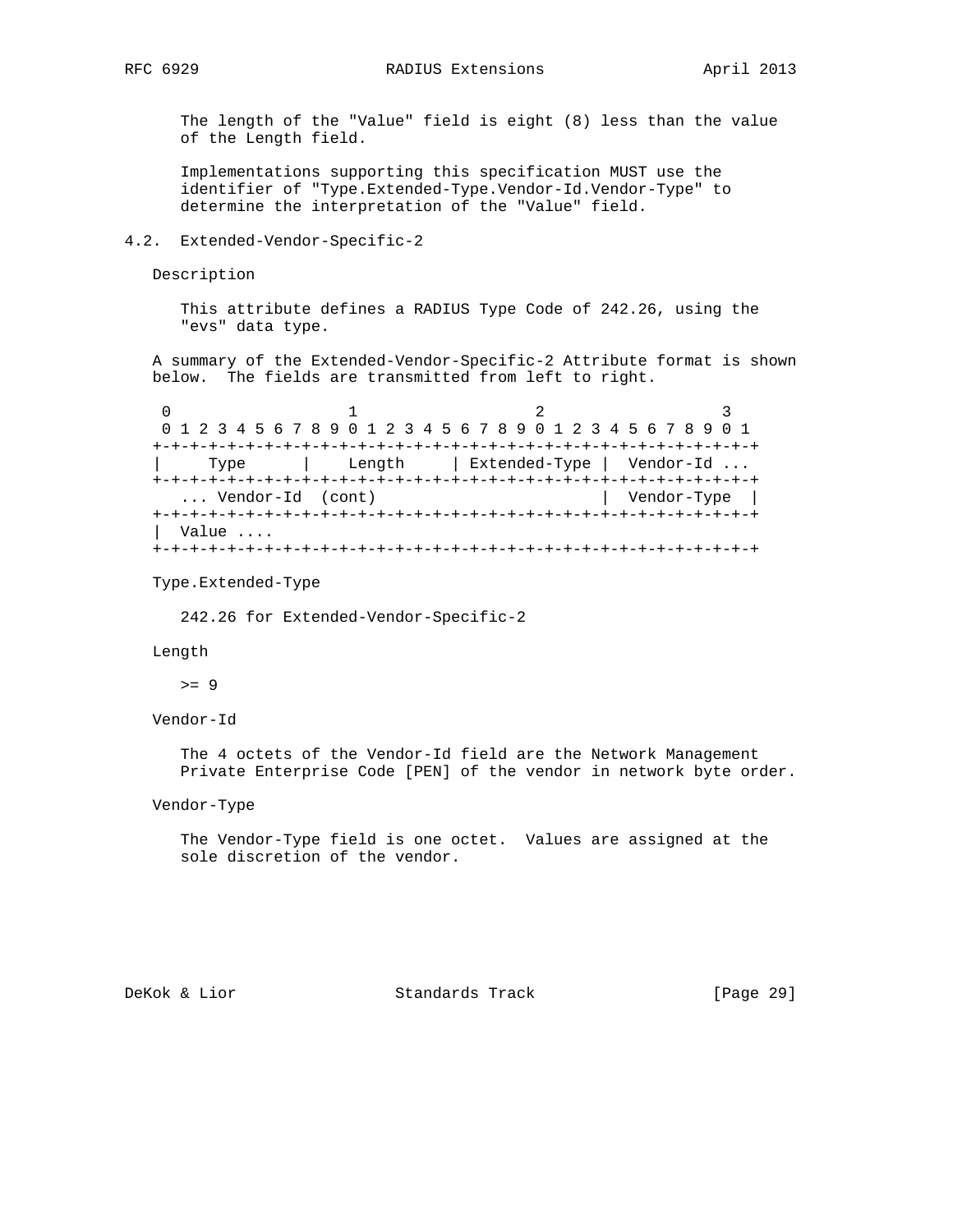The length of the "Value" field is eight (8) less than the value of the Length field.

Implementations supporting this specification MUST use the identifier of "Type.Extended-Type.Vendor-Id.Vendor-Type" to determine the interpretation of the "Value" field.

## 4.2. Extended-Vendor-Specific-2

Description

This attribute defines a RADIUS Type Code of 242.26, using the "evs" data type.

A summary of the Extended-Vendor-Specific-2 Attribute format is shown below. The fields are transmitted from left to right.

```
 0                   1                   2                   3
 0 1 2 3 4 5 6 7 8 9 0 1 2 3 4 5 6 7 8 9 0 1 2 3 4 5 6 7 8 9 0 1
+-+-+-+-+-+-+-+-+-+-+-+-+-+-+-+-+-+-+-+-+-+-+-+-+-+-+-+-+-+-+-+-+
|     Type      |    Length     | Extended-Type |  Vendor-Id ...
+-+-+-+-+-+-+-+-+-+-+-+-+-+-+-+-+-+-+-+-+-+-+-+-+-+-+-+-+-+-+-+-+
   ... Vendor-Id  (cont)                        |  Vendor-Type  |
+-+-+-+-+-+-+-+-+-+-+-+-+-+-+-+-+-+-+-+-+-+-+-+-+-+-+-+-+-+-+-+-+
|  Value ....
+-+-+-+-+-+-+-+-+-+-+-+-+-+-+-+-+-+-+-+-+-+-+-+-+-+-+-+-+-+-+-+-+
```

Type.Extended-Type

242.26 for Extended-Vendor-Specific-2

Length

>= 9

Vendor-Id

The 4 octets of the Vendor-Id field are the Network Management Private Enterprise Code [PEN] of the vendor in network byte order.

Vendor-Type

The Vendor-Type field is one octet. Values are assigned at the sole discretion of the vendor.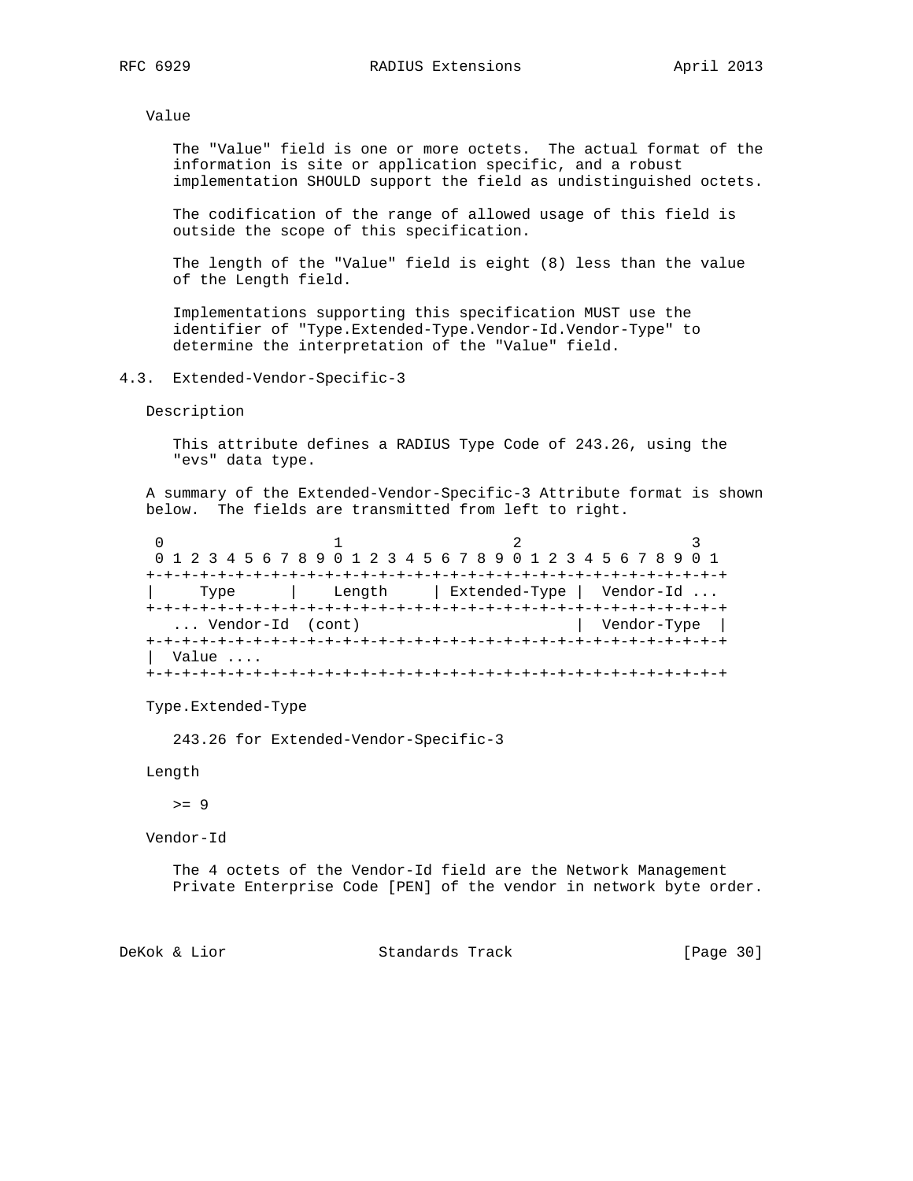Value

The "Value" field is one or more octets. The actual format of the information is site or application specific, and a robust implementation SHOULD support the field as undistinguished octets.

The codification of the range of allowed usage of this field is outside the scope of this specification.

The length of the "Value" field is eight (8) less than the value of the Length field.

Implementations supporting this specification MUST use the identifier of "Type.Extended-Type.Vendor-Id.Vendor-Type" to determine the interpretation of the "Value" field.

## 4.3. Extended-Vendor-Specific-3

Description

This attribute defines a RADIUS Type Code of 243.26, using the "evs" data type.

A summary of the Extended-Vendor-Specific-3 Attribute format is shown below. The fields are transmitted from left to right.

```
 0                   1                   2                   3
 0 1 2 3 4 5 6 7 8 9 0 1 2 3 4 5 6 7 8 9 0 1 2 3 4 5 6 7 8 9 0 1
+-+-+-+-+-+-+-+-+-+-+-+-+-+-+-+-+-+-+-+-+-+-+-+-+-+-+-+-+-+-+-+-+
|     Type      |    Length     | Extended-Type |  Vendor-Id ...
+-+-+-+-+-+-+-+-+-+-+-+-+-+-+-+-+-+-+-+-+-+-+-+-+-+-+-+-+-+-+-+-+
   ... Vendor-Id  (cont)                        |  Vendor-Type  |
+-+-+-+-+-+-+-+-+-+-+-+-+-+-+-+-+-+-+-+-+-+-+-+-+-+-+-+-+-+-+-+-+
|  Value ....
+-+-+-+-+-+-+-+-+-+-+-+-+-+-+-+-+-+-+-+-+-+-+-+-+-+-+-+-+-+-+-+-+
```

Type.Extended-Type

243.26 for Extended-Vendor-Specific-3

Length

>= 9

Vendor-Id

The 4 octets of the Vendor-Id field are the Network Management Private Enterprise Code [PEN] of the vendor in network byte order.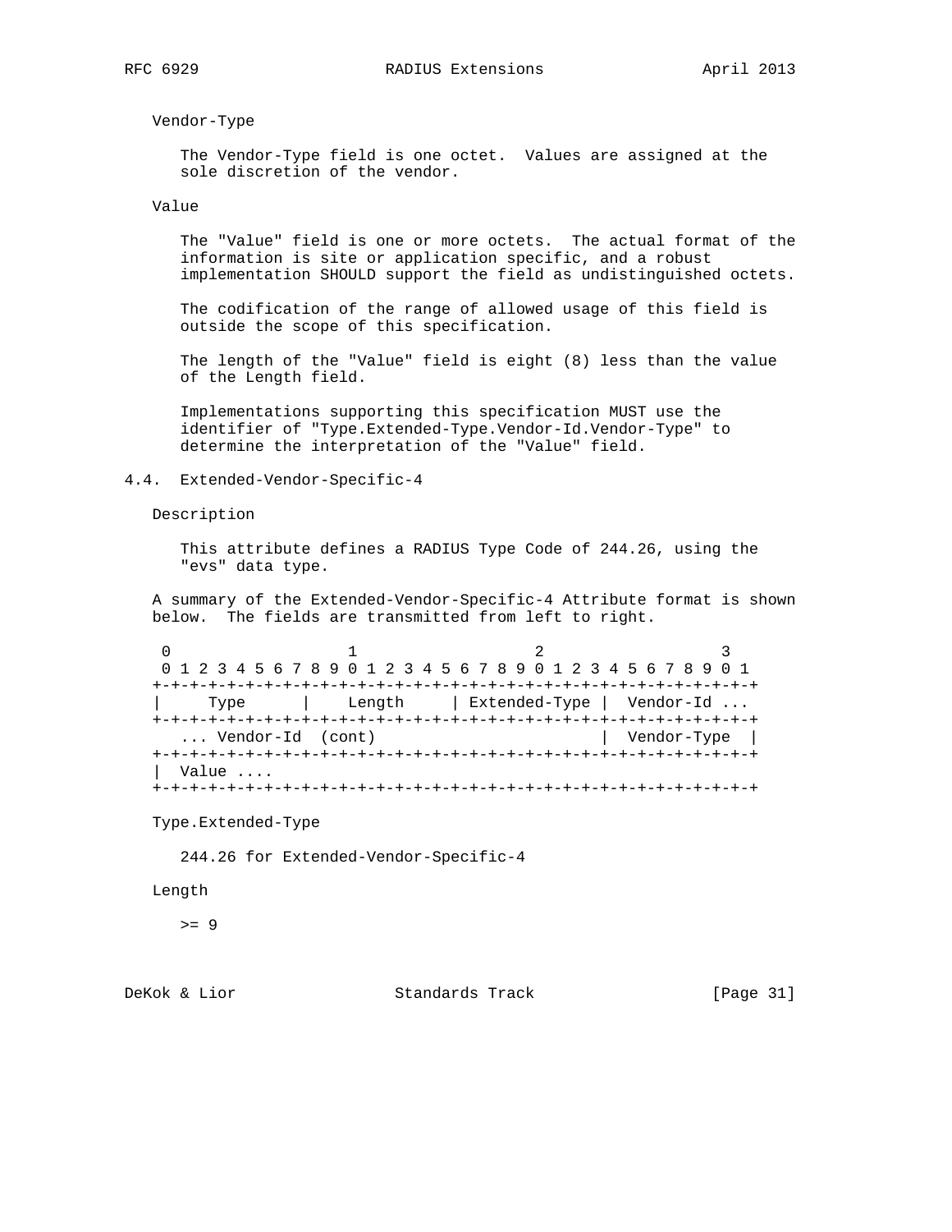Vendor-Type

The Vendor-Type field is one octet. Values are assigned at the sole discretion of the vendor.

Value

The "Value" field is one or more octets. The actual format of the information is site or application specific, and a robust implementation SHOULD support the field as undistinguished octets.

The codification of the range of allowed usage of this field is outside the scope of this specification.

The length of the "Value" field is eight (8) less than the value of the Length field.

Implementations supporting this specification MUST use the identifier of "Type.Extended-Type.Vendor-Id.Vendor-Type" to determine the interpretation of the "Value" field.

## 4.4. Extended-Vendor-Specific-4

Description

This attribute defines a RADIUS Type Code of 244.26, using the "evs" data type.

A summary of the Extended-Vendor-Specific-4 Attribute format is shown below. The fields are transmitted from left to right.

```
 0                   1                   2                   3
 0 1 2 3 4 5 6 7 8 9 0 1 2 3 4 5 6 7 8 9 0 1 2 3 4 5 6 7 8 9 0 1
+-+-+-+-+-+-+-+-+-+-+-+-+-+-+-+-+-+-+-+-+-+-+-+-+-+-+-+-+-+-+-+-+
|     Type      |    Length     | Extended-Type |  Vendor-Id ...
+-+-+-+-+-+-+-+-+-+-+-+-+-+-+-+-+-+-+-+-+-+-+-+-+-+-+-+-+-+-+-+-+
   ... Vendor-Id  (cont)                        |  Vendor-Type  |
+-+-+-+-+-+-+-+-+-+-+-+-+-+-+-+-+-+-+-+-+-+-+-+-+-+-+-+-+-+-+-+-+
|  Value ....
+-+-+-+-+-+-+-+-+-+-+-+-+-+-+-+-+-+-+-+-+-+-+-+-+-+-+-+-+-+-+-+-+
```

Type.Extended-Type

244.26 for Extended-Vendor-Specific-4

Length

>= 9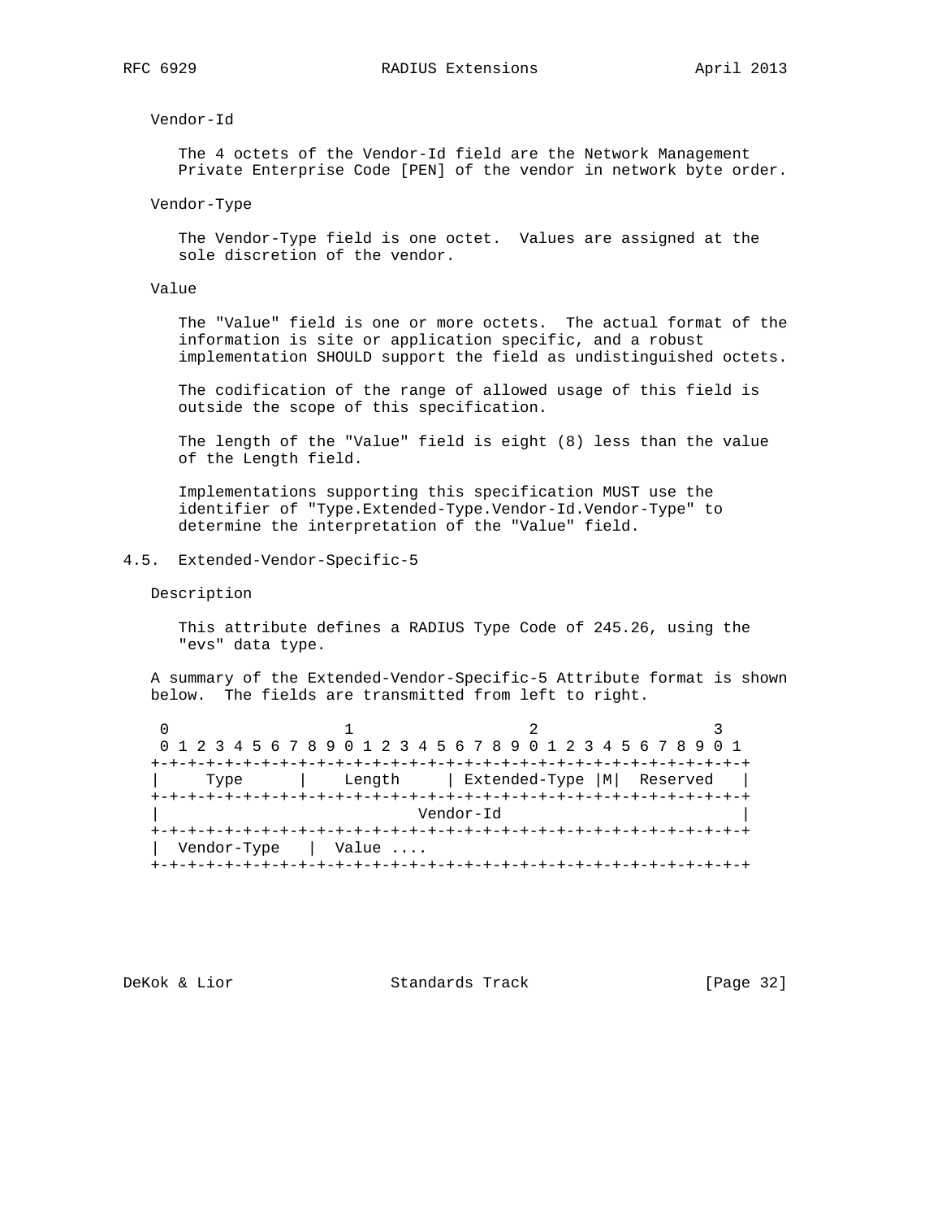Vendor-Id

The 4 octets of the Vendor-Id field are the Network Management Private Enterprise Code [PEN] of the vendor in network byte order.

Vendor-Type

The Vendor-Type field is one octet. Values are assigned at the sole discretion of the vendor.

Value

The "Value" field is one or more octets. The actual format of the information is site or application specific, and a robust implementation SHOULD support the field as undistinguished octets.

The codification of the range of allowed usage of this field is outside the scope of this specification.

The length of the "Value" field is eight (8) less than the value of the Length field.

Implementations supporting this specification MUST use the identifier of "Type.Extended-Type.Vendor-Id.Vendor-Type" to determine the interpretation of the "Value" field.

### 4.5. Extended-Vendor-Specific-5

Description

This attribute defines a RADIUS Type Code of 245.26, using the "evs" data type.

A summary of the Extended-Vendor-Specific-5 Attribute format is shown below. The fields are transmitted from left to right.

```
 0                   1                   2                   3
 0 1 2 3 4 5 6 7 8 9 0 1 2 3 4 5 6 7 8 9 0 1 2 3 4 5 6 7 8 9 0 1
+-+-+-+-+-+-+-+-+-+-+-+-+-+-+-+-+-+-+-+-+-+-+-+-+-+-+-+-+-+-+-+-+
|     Type      |    Length     | Extended-Type |M|  Reserved   |
+-+-+-+-+-+-+-+-+-+-+-+-+-+-+-+-+-+-+-+-+-+-+-+-+-+-+-+-+-+-+-+-+
|                          Vendor-Id                            |
+-+-+-+-+-+-+-+-+-+-+-+-+-+-+-+-+-+-+-+-+-+-+-+-+-+-+-+-+-+-+-+-+
|  Vendor-Type  |  Value ....
+-+-+-+-+-+-+-+-+-+-+-+-+-+-+-+-+-+-+-+-+-+-+-+-+-+-+-+-+-+-+-+-+
```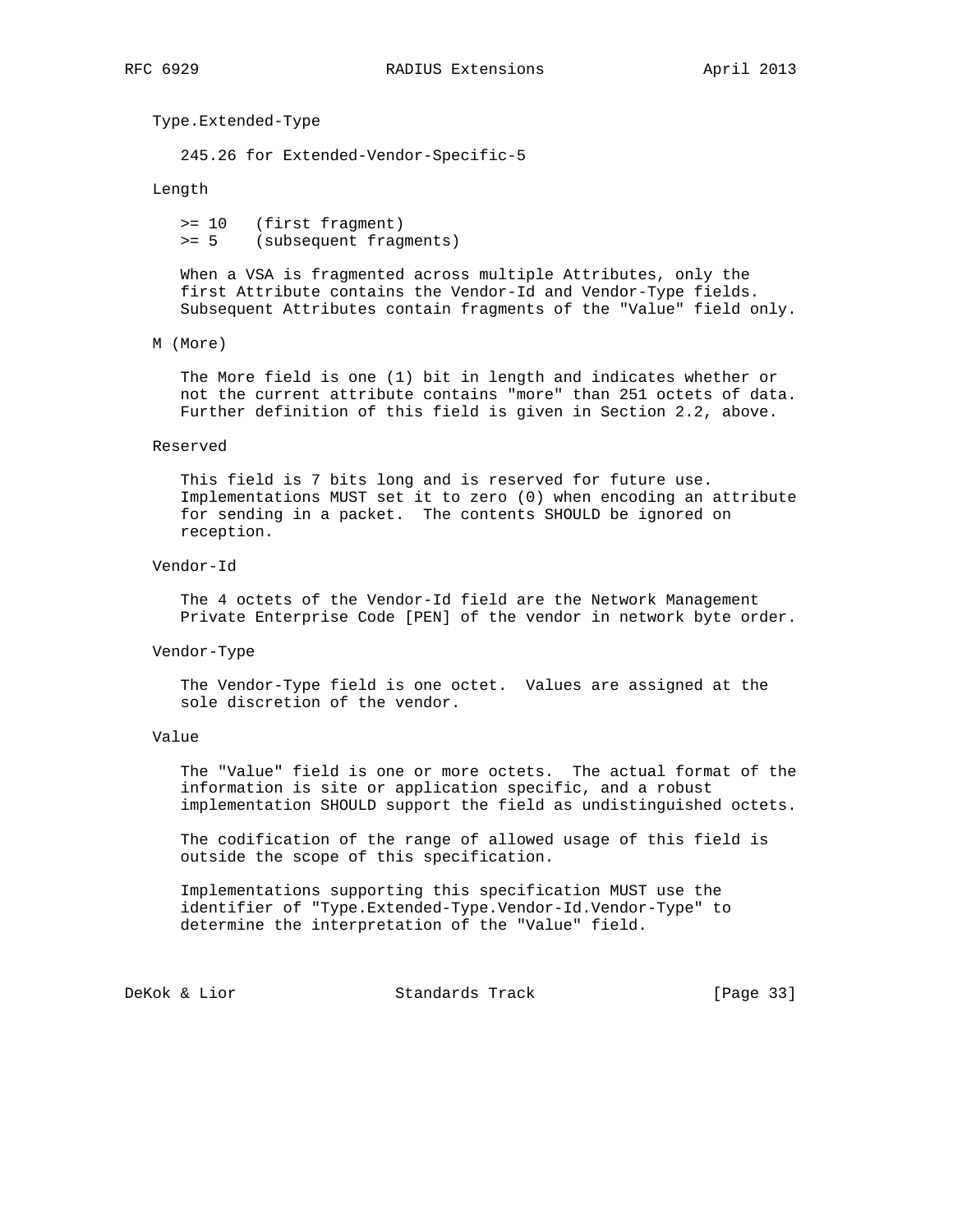Type.Extended-Type

245.26 for Extended-Vendor-Specific-5

Length

```
>= 10   (first fragment)
>= 5    (subsequent fragments)
```

When a VSA is fragmented across multiple Attributes, only the first Attribute contains the Vendor-Id and Vendor-Type fields. Subsequent Attributes contain fragments of the "Value" field only.

M (More)

The More field is one (1) bit in length and indicates whether or not the current attribute contains "more" than 251 octets of data. Further definition of this field is given in Section 2.2, above.

Reserved

This field is 7 bits long and is reserved for future use. Implementations MUST set it to zero (0) when encoding an attribute for sending in a packet. The contents SHOULD be ignored on reception.

Vendor-Id

The 4 octets of the Vendor-Id field are the Network Management Private Enterprise Code [PEN] of the vendor in network byte order.

Vendor-Type

The Vendor-Type field is one octet. Values are assigned at the sole discretion of the vendor.

Value

The "Value" field is one or more octets. The actual format of the information is site or application specific, and a robust implementation SHOULD support the field as undistinguished octets.

The codification of the range of allowed usage of this field is outside the scope of this specification.

Implementations supporting this specification MUST use the identifier of "Type.Extended-Type.Vendor-Id.Vendor-Type" to determine the interpretation of the "Value" field.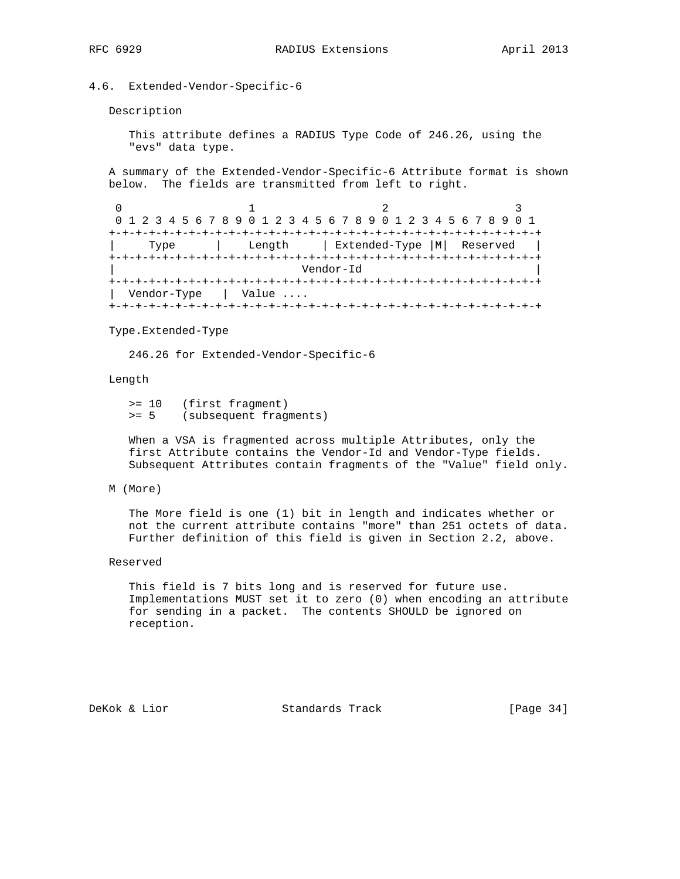### 4.6. Extended-Vendor-Specific-6

Description

This attribute defines a RADIUS Type Code of 246.26, using the "evs" data type.

A summary of the Extended-Vendor-Specific-6 Attribute format is shown below. The fields are transmitted from left to right.

```
 0                   1                   2                   3
 0 1 2 3 4 5 6 7 8 9 0 1 2 3 4 5 6 7 8 9 0 1 2 3 4 5 6 7 8 9 0 1
+-+-+-+-+-+-+-+-+-+-+-+-+-+-+-+-+-+-+-+-+-+-+-+-+-+-+-+-+-+-+-+-+
|     Type      |    Length     | Extended-Type |M|  Reserved   |
+-+-+-+-+-+-+-+-+-+-+-+-+-+-+-+-+-+-+-+-+-+-+-+-+-+-+-+-+-+-+-+-+
|                            Vendor-Id                          |
+-+-+-+-+-+-+-+-+-+-+-+-+-+-+-+-+-+-+-+-+-+-+-+-+-+-+-+-+-+-+-+-+
|  Vendor-Type   |  Value ....
+-+-+-+-+-+-+-+-+-+-+-+-+-+-+-+-+-+-+-+-+-+-+-+-+-+-+-+-+-+-+-+-+
```

Type.Extended-Type

246.26 for Extended-Vendor-Specific-6

Length

```
>= 10   (first fragment)
>= 5    (subsequent fragments)
```

When a VSA is fragmented across multiple Attributes, only the first Attribute contains the Vendor-Id and Vendor-Type fields. Subsequent Attributes contain fragments of the "Value" field only.

M (More)

The More field is one (1) bit in length and indicates whether or not the current attribute contains "more" than 251 octets of data. Further definition of this field is given in Section 2.2, above.

Reserved

This field is 7 bits long and is reserved for future use. Implementations MUST set it to zero (0) when encoding an attribute for sending in a packet. The contents SHOULD be ignored on reception.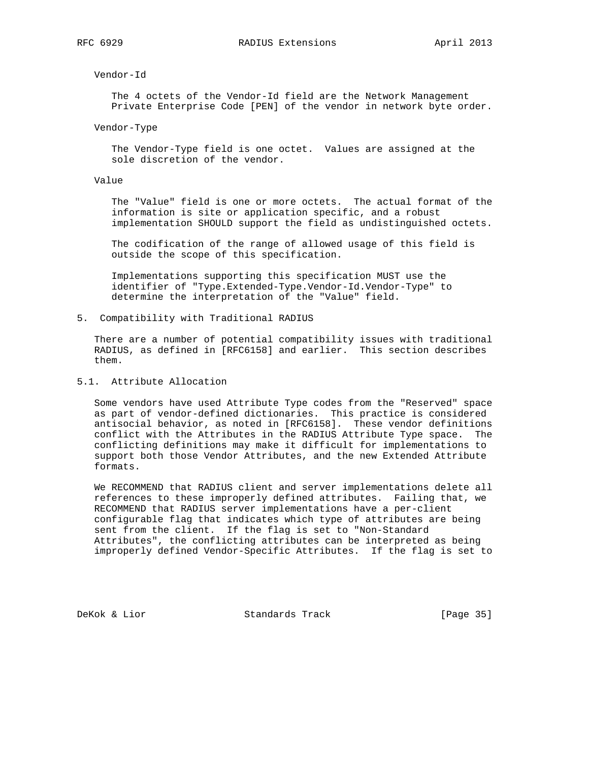Vendor-Id

The 4 octets of the Vendor-Id field are the Network Management Private Enterprise Code [PEN] of the vendor in network byte order.

Vendor-Type

The Vendor-Type field is one octet. Values are assigned at the sole discretion of the vendor.

Value

The "Value" field is one or more octets. The actual format of the information is site or application specific, and a robust implementation SHOULD support the field as undistinguished octets.

The codification of the range of allowed usage of this field is outside the scope of this specification.

Implementations supporting this specification MUST use the identifier of "Type.Extended-Type.Vendor-Id.Vendor-Type" to determine the interpretation of the "Value" field.

## 5. Compatibility with Traditional RADIUS

There are a number of potential compatibility issues with traditional RADIUS, as defined in [RFC6158] and earlier. This section describes them.

### 5.1. Attribute Allocation

Some vendors have used Attribute Type codes from the "Reserved" space as part of vendor-defined dictionaries. This practice is considered antisocial behavior, as noted in [RFC6158]. These vendor definitions conflict with the Attributes in the RADIUS Attribute Type space. The conflicting definitions may make it difficult for implementations to support both those Vendor Attributes, and the new Extended Attribute formats.

We RECOMMEND that RADIUS client and server implementations delete all references to these improperly defined attributes. Failing that, we RECOMMEND that RADIUS server implementations have a per-client configurable flag that indicates which type of attributes are being sent from the client. If the flag is set to "Non-Standard Attributes", the conflicting attributes can be interpreted as being improperly defined Vendor-Specific Attributes. If the flag is set to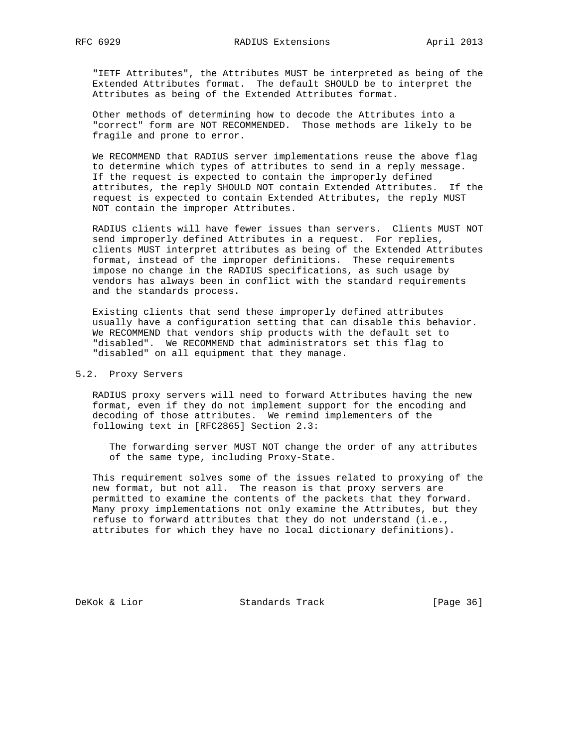"IETF Attributes", the Attributes MUST be interpreted as being of the Extended Attributes format. The default SHOULD be to interpret the Attributes as being of the Extended Attributes format.

Other methods of determining how to decode the Attributes into a "correct" form are NOT RECOMMENDED. Those methods are likely to be fragile and prone to error.

We RECOMMEND that RADIUS server implementations reuse the above flag to determine which types of attributes to send in a reply message. If the request is expected to contain the improperly defined attributes, the reply SHOULD NOT contain Extended Attributes. If the request is expected to contain Extended Attributes, the reply MUST NOT contain the improper Attributes.

RADIUS clients will have fewer issues than servers. Clients MUST NOT send improperly defined Attributes in a request. For replies, clients MUST interpret attributes as being of the Extended Attributes format, instead of the improper definitions. These requirements impose no change in the RADIUS specifications, as such usage by vendors has always been in conflict with the standard requirements and the standards process.

Existing clients that send these improperly defined attributes usually have a configuration setting that can disable this behavior. We RECOMMEND that vendors ship products with the default set to "disabled". We RECOMMEND that administrators set this flag to "disabled" on all equipment that they manage.

## 5.2. Proxy Servers

RADIUS proxy servers will need to forward Attributes having the new format, even if they do not implement support for the encoding and decoding of those attributes. We remind implementers of the following text in [RFC2865] Section 2.3:

> The forwarding server MUST NOT change the order of any attributes of the same type, including Proxy-State.

This requirement solves some of the issues related to proxying of the new format, but not all. The reason is that proxy servers are permitted to examine the contents of the packets that they forward. Many proxy implementations not only examine the Attributes, but they refuse to forward attributes that they do not understand (i.e., attributes for which they have no local dictionary definitions).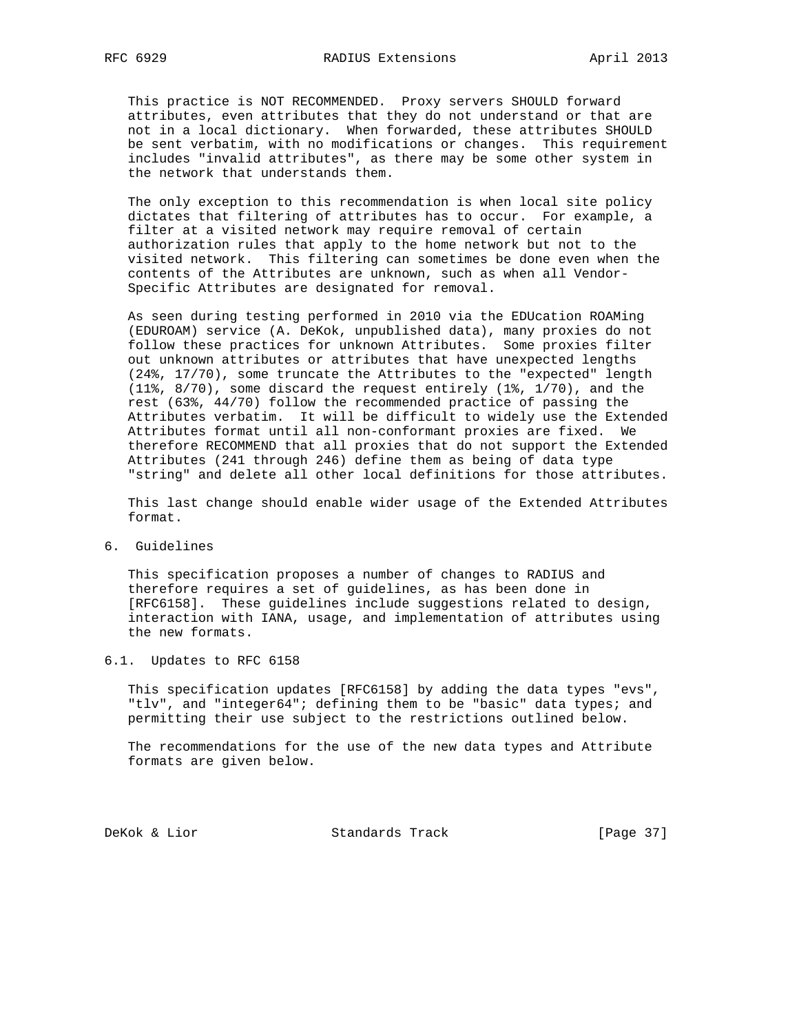This practice is NOT RECOMMENDED. Proxy servers SHOULD forward attributes, even attributes that they do not understand or that are not in a local dictionary. When forwarded, these attributes SHOULD be sent verbatim, with no modifications or changes. This requirement includes "invalid attributes", as there may be some other system in the network that understands them.

The only exception to this recommendation is when local site policy dictates that filtering of attributes has to occur. For example, a filter at a visited network may require removal of certain authorization rules that apply to the home network but not to the visited network. This filtering can sometimes be done even when the contents of the Attributes are unknown, such as when all Vendor-Specific Attributes are designated for removal.

As seen during testing performed in 2010 via the EDUcation ROAMing (EDUROAM) service (A. DeKok, unpublished data), many proxies do not follow these practices for unknown Attributes. Some proxies filter out unknown attributes or attributes that have unexpected lengths (24%, 17/70), some truncate the Attributes to the "expected" length (11%, 8/70), some discard the request entirely (1%, 1/70), and the rest (63%, 44/70) follow the recommended practice of passing the Attributes verbatim. It will be difficult to widely use the Extended Attributes format until all non-conformant proxies are fixed. We therefore RECOMMEND that all proxies that do not support the Extended Attributes (241 through 246) define them as being of data type "string" and delete all other local definitions for those attributes.

This last change should enable wider usage of the Extended Attributes format.

# 6. Guidelines

This specification proposes a number of changes to RADIUS and therefore requires a set of guidelines, as has been done in [RFC6158]. These guidelines include suggestions related to design, interaction with IANA, usage, and implementation of attributes using the new formats.

## 6.1. Updates to RFC 6158

This specification updates [RFC6158] by adding the data types "evs", "tlv", and "integer64"; defining them to be "basic" data types; and permitting their use subject to the restrictions outlined below.

The recommendations for the use of the new data types and Attribute formats are given below.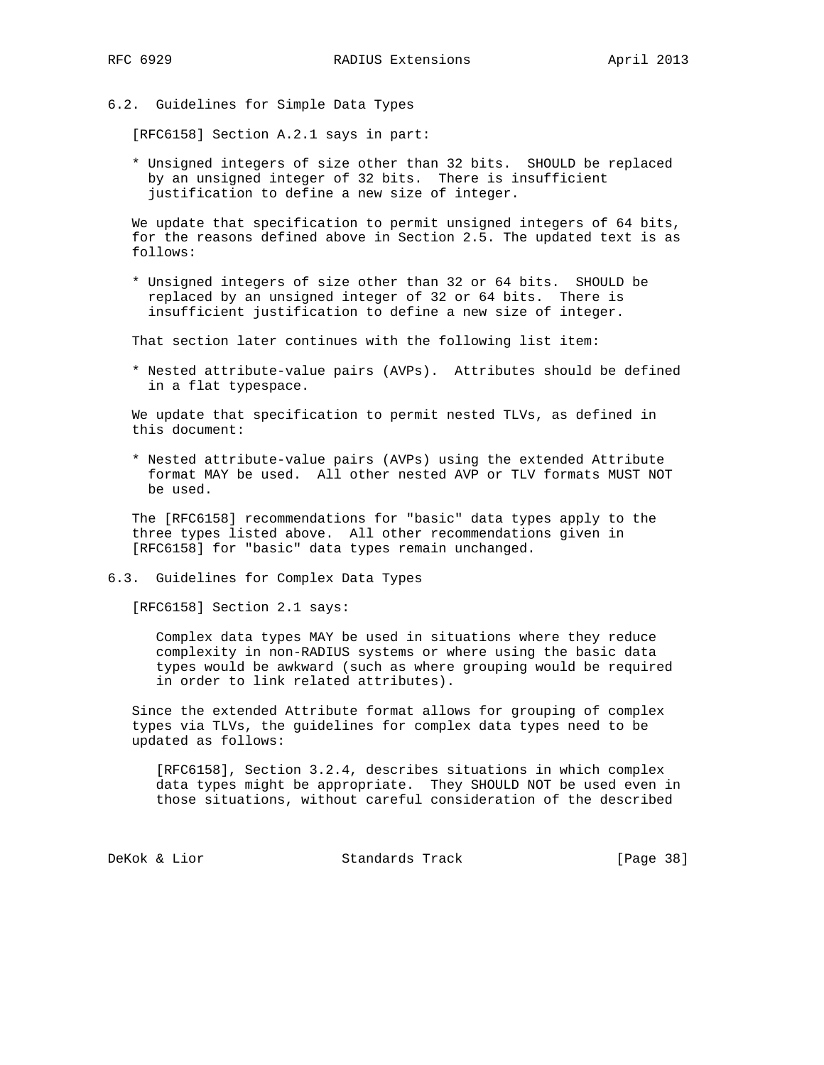## 6.2. Guidelines for Simple Data Types

[RFC6158] Section A.2.1 says in part:

* Unsigned integers of size other than 32 bits. SHOULD be replaced by an unsigned integer of 32 bits. There is insufficient justification to define a new size of integer.

We update that specification to permit unsigned integers of 64 bits, for the reasons defined above in Section 2.5. The updated text is as follows:

* Unsigned integers of size other than 32 or 64 bits. SHOULD be replaced by an unsigned integer of 32 or 64 bits. There is insufficient justification to define a new size of integer.

That section later continues with the following list item:

* Nested attribute-value pairs (AVPs). Attributes should be defined in a flat typespace.

We update that specification to permit nested TLVs, as defined in this document:

* Nested attribute-value pairs (AVPs) using the extended Attribute format MAY be used. All other nested AVP or TLV formats MUST NOT be used.

The [RFC6158] recommendations for "basic" data types apply to the three types listed above. All other recommendations given in [RFC6158] for "basic" data types remain unchanged.

## 6.3. Guidelines for Complex Data Types

[RFC6158] Section 2.1 says:

> Complex data types MAY be used in situations where they reduce complexity in non-RADIUS systems or where using the basic data types would be awkward (such as where grouping would be required in order to link related attributes).

Since the extended Attribute format allows for grouping of complex types via TLVs, the guidelines for complex data types need to be updated as follows:

> [RFC6158], Section 3.2.4, describes situations in which complex data types might be appropriate. They SHOULD NOT be used even in those situations, without careful consideration of the described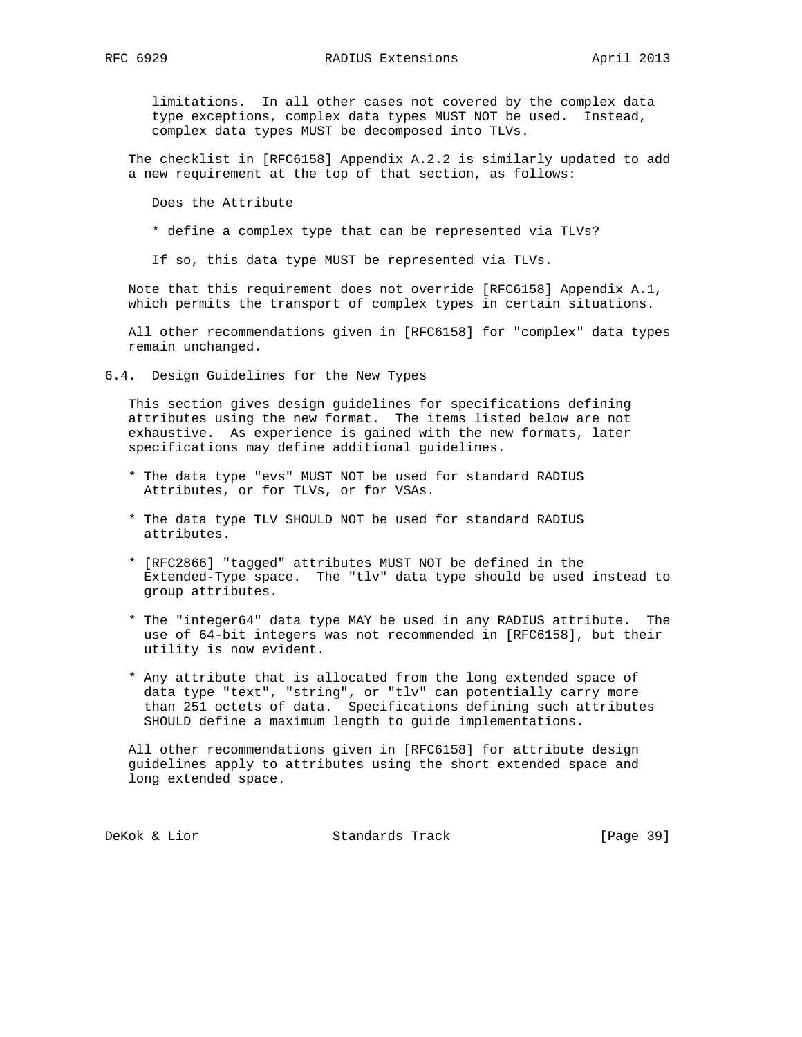limitations. In all other cases not covered by the complex data type exceptions, complex data types MUST NOT be used. Instead, complex data types MUST be decomposed into TLVs.

The checklist in [RFC6158] Appendix A.2.2 is similarly updated to add a new requirement at the top of that section, as follows:

Does the Attribute

* define a complex type that can be represented via TLVs?

If so, this data type MUST be represented via TLVs.

Note that this requirement does not override [RFC6158] Appendix A.1, which permits the transport of complex types in certain situations.

All other recommendations given in [RFC6158] for "complex" data types remain unchanged.

## 6.4. Design Guidelines for the New Types

This section gives design guidelines for specifications defining attributes using the new format. The items listed below are not exhaustive. As experience is gained with the new formats, later specifications may define additional guidelines.

* The data type "evs" MUST NOT be used for standard RADIUS Attributes, or for TLVs, or for VSAs.

* The data type TLV SHOULD NOT be used for standard RADIUS attributes.

* [RFC2866] "tagged" attributes MUST NOT be defined in the Extended-Type space. The "tlv" data type should be used instead to group attributes.

* The "integer64" data type MAY be used in any RADIUS attribute. The use of 64-bit integers was not recommended in [RFC6158], but their utility is now evident.

* Any attribute that is allocated from the long extended space of data type "text", "string", or "tlv" can potentially carry more than 251 octets of data. Specifications defining such attributes SHOULD define a maximum length to guide implementations.

All other recommendations given in [RFC6158] for attribute design guidelines apply to attributes using the short extended space and long extended space.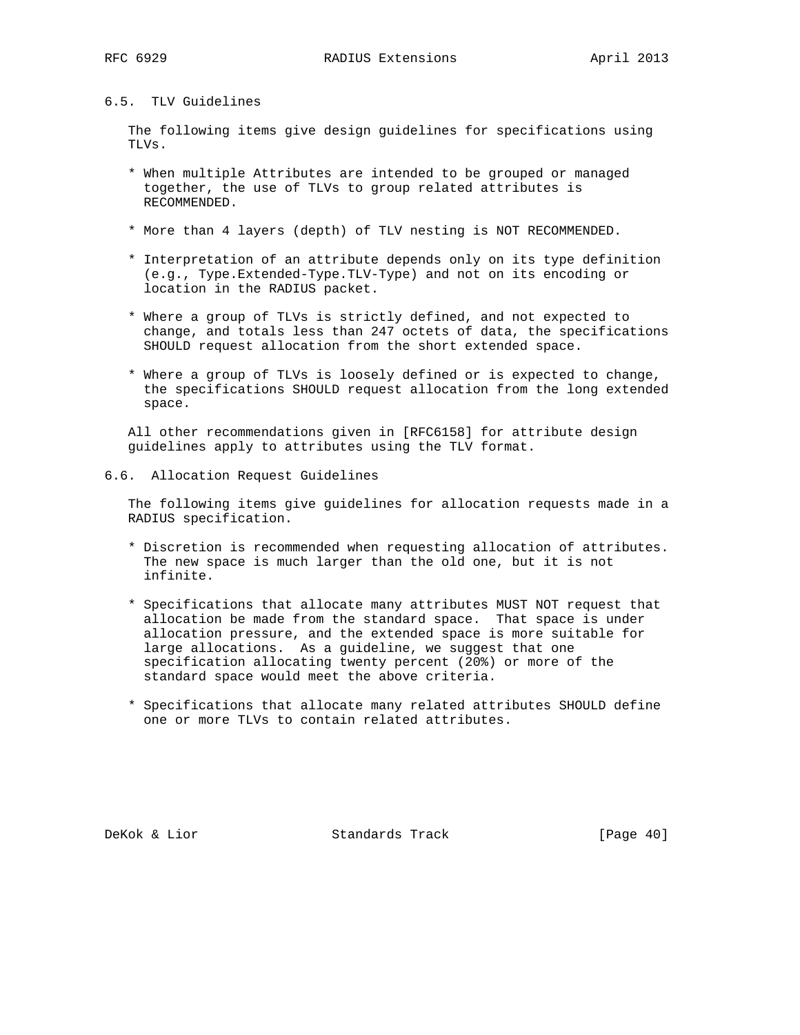## 6.5. TLV Guidelines

The following items give design guidelines for specifications using TLVs.

* When multiple Attributes are intended to be grouped or managed together, the use of TLVs to group related attributes is RECOMMENDED.

* More than 4 layers (depth) of TLV nesting is NOT RECOMMENDED.

* Interpretation of an attribute depends only on its type definition (e.g., Type.Extended-Type.TLV-Type) and not on its encoding or location in the RADIUS packet.

* Where a group of TLVs is strictly defined, and not expected to change, and totals less than 247 octets of data, the specifications SHOULD request allocation from the short extended space.

* Where a group of TLVs is loosely defined or is expected to change, the specifications SHOULD request allocation from the long extended space.

All other recommendations given in [RFC6158] for attribute design guidelines apply to attributes using the TLV format.

## 6.6. Allocation Request Guidelines

The following items give guidelines for allocation requests made in a RADIUS specification.

* Discretion is recommended when requesting allocation of attributes. The new space is much larger than the old one, but it is not infinite.

* Specifications that allocate many attributes MUST NOT request that allocation be made from the standard space. That space is under allocation pressure, and the extended space is more suitable for large allocations. As a guideline, we suggest that one specification allocating twenty percent (20%) or more of the standard space would meet the above criteria.

* Specifications that allocate many related attributes SHOULD define one or more TLVs to contain related attributes.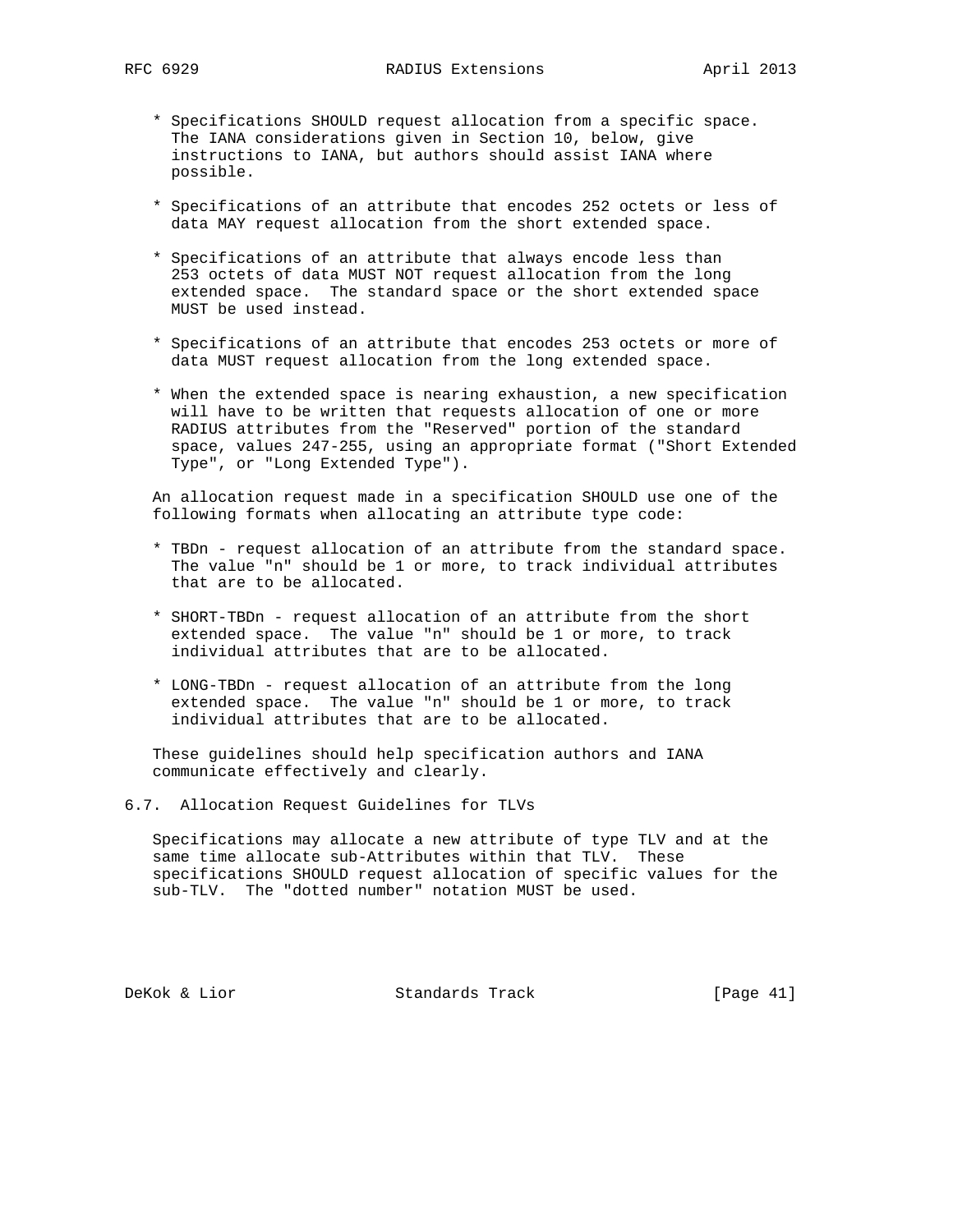* Specifications SHOULD request allocation from a specific space. The IANA considerations given in Section 10, below, give instructions to IANA, but authors should assist IANA where possible.

* Specifications of an attribute that encodes 252 octets or less of data MAY request allocation from the short extended space.

* Specifications of an attribute that always encode less than 253 octets of data MUST NOT request allocation from the long extended space. The standard space or the short extended space MUST be used instead.

* Specifications of an attribute that encodes 253 octets or more of data MUST request allocation from the long extended space.

* When the extended space is nearing exhaustion, a new specification will have to be written that requests allocation of one or more RADIUS attributes from the "Reserved" portion of the standard space, values 247-255, using an appropriate format ("Short Extended Type", or "Long Extended Type").

An allocation request made in a specification SHOULD use one of the following formats when allocating an attribute type code:

* TBDn - request allocation of an attribute from the standard space. The value "n" should be 1 or more, to track individual attributes that are to be allocated.

* SHORT-TBDn - request allocation of an attribute from the short extended space. The value "n" should be 1 or more, to track individual attributes that are to be allocated.

* LONG-TBDn - request allocation of an attribute from the long extended space. The value "n" should be 1 or more, to track individual attributes that are to be allocated.

These guidelines should help specification authors and IANA communicate effectively and clearly.

## 6.7. Allocation Request Guidelines for TLVs

Specifications may allocate a new attribute of type TLV and at the same time allocate sub-Attributes within that TLV. These specifications SHOULD request allocation of specific values for the sub-TLV. The "dotted number" notation MUST be used.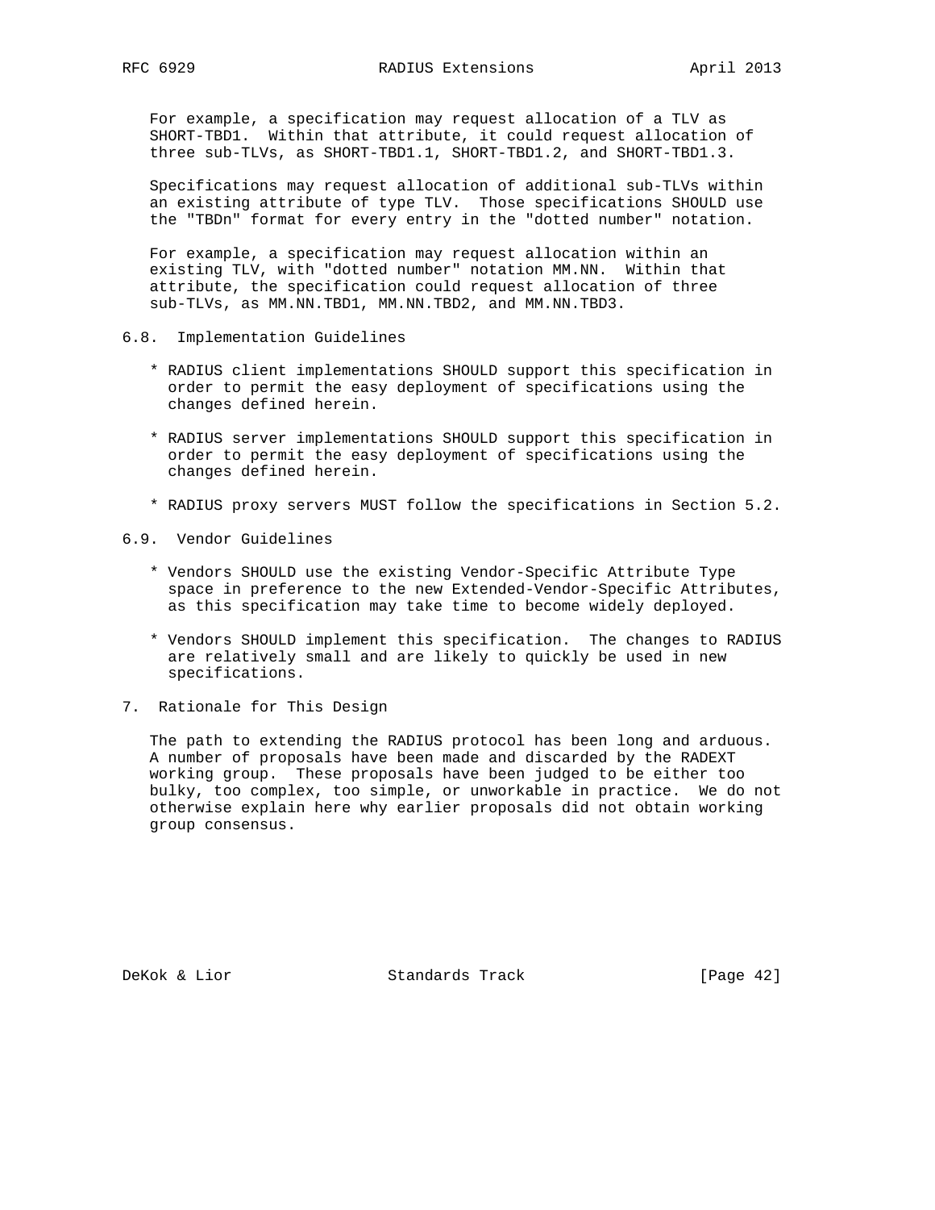For example, a specification may request allocation of a TLV as SHORT-TBD1. Within that attribute, it could request allocation of three sub-TLVs, as SHORT-TBD1.1, SHORT-TBD1.2, and SHORT-TBD1.3.

Specifications may request allocation of additional sub-TLVs within an existing attribute of type TLV. Those specifications SHOULD use the "TBDn" format for every entry in the "dotted number" notation.

For example, a specification may request allocation within an existing TLV, with "dotted number" notation MM.NN. Within that attribute, the specification could request allocation of three sub-TLVs, as MM.NN.TBD1, MM.NN.TBD2, and MM.NN.TBD3.

### 6.8. Implementation Guidelines

* RADIUS client implementations SHOULD support this specification in order to permit the easy deployment of specifications using the changes defined herein.

* RADIUS server implementations SHOULD support this specification in order to permit the easy deployment of specifications using the changes defined herein.

* RADIUS proxy servers MUST follow the specifications in Section 5.2.

### 6.9. Vendor Guidelines

* Vendors SHOULD use the existing Vendor-Specific Attribute Type space in preference to the new Extended-Vendor-Specific Attributes, as this specification may take time to become widely deployed.

* Vendors SHOULD implement this specification. The changes to RADIUS are relatively small and are likely to quickly be used in new specifications.

## 7. Rationale for This Design

The path to extending the RADIUS protocol has been long and arduous. A number of proposals have been made and discarded by the RADEXT working group. These proposals have been judged to be either too bulky, too complex, too simple, or unworkable in practice. We do not otherwise explain here why earlier proposals did not obtain working group consensus.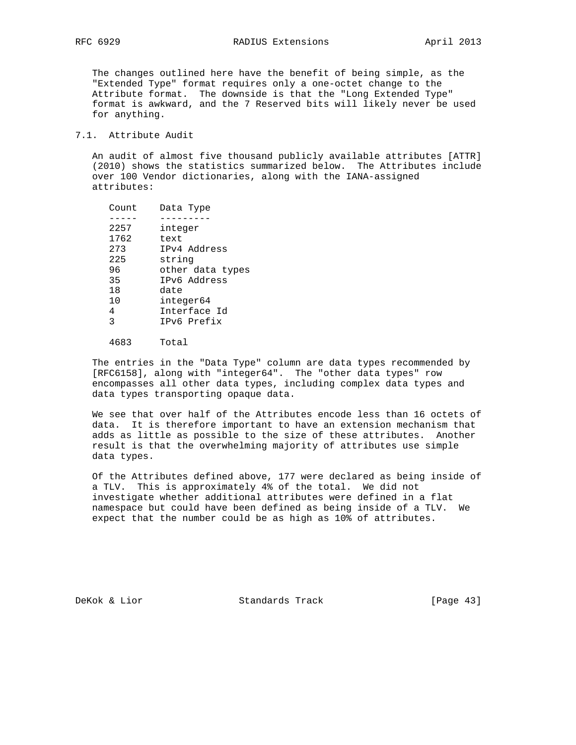The changes outlined here have the benefit of being simple, as the "Extended Type" format requires only a one-octet change to the Attribute format. The downside is that the "Long Extended Type" format is awkward, and the 7 Reserved bits will likely never be used for anything.

## 7.1. Attribute Audit

An audit of almost five thousand publicly available attributes [ATTR] (2010) shows the statistics summarized below. The Attributes include over 100 Vendor dictionaries, along with the IANA-assigned attributes:

| Count | Data Type |
|---|---|
| 2257 | integer |
| 1762 | text |
| 273 | IPv4 Address |
| 225 | string |
| 96 | other data types |
| 35 | IPv6 Address |
| 18 | date |
| 10 | integer64 |
| 4 | Interface Id |
| 3 | IPv6 Prefix |
| | |
| 4683 | Total |

The entries in the "Data Type" column are data types recommended by [RFC6158], along with "integer64". The "other data types" row encompasses all other data types, including complex data types and data types transporting opaque data.

We see that over half of the Attributes encode less than 16 octets of data. It is therefore important to have an extension mechanism that adds as little as possible to the size of these attributes. Another result is that the overwhelming majority of attributes use simple data types.

Of the Attributes defined above, 177 were declared as being inside of a TLV. This is approximately 4% of the total. We did not investigate whether additional attributes were defined in a flat namespace but could have been defined as being inside of a TLV. We expect that the number could be as high as 10% of attributes.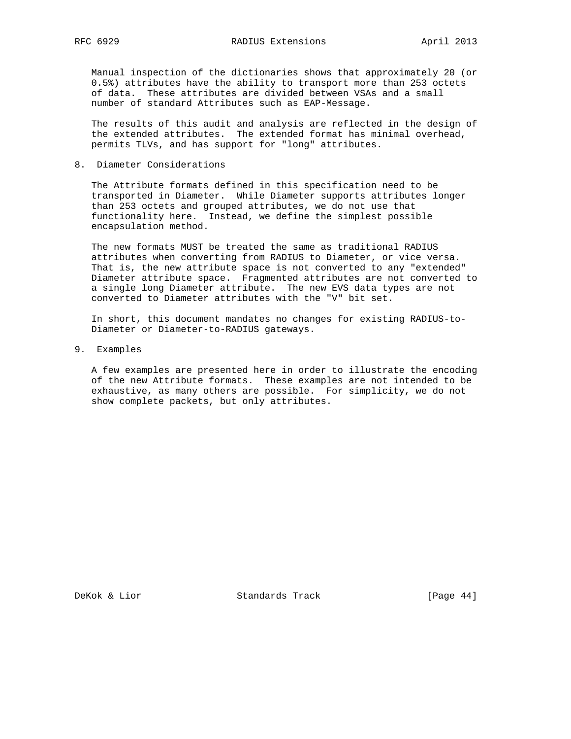Manual inspection of the dictionaries shows that approximately 20 (or 0.5%) attributes have the ability to transport more than 253 octets of data. These attributes are divided between VSAs and a small number of standard Attributes such as EAP-Message.

The results of this audit and analysis are reflected in the design of the extended attributes. The extended format has minimal overhead, permits TLVs, and has support for "long" attributes.

## 8. Diameter Considerations

The Attribute formats defined in this specification need to be transported in Diameter. While Diameter supports attributes longer than 253 octets and grouped attributes, we do not use that functionality here. Instead, we define the simplest possible encapsulation method.

The new formats MUST be treated the same as traditional RADIUS attributes when converting from RADIUS to Diameter, or vice versa. That is, the new attribute space is not converted to any "extended" Diameter attribute space. Fragmented attributes are not converted to a single long Diameter attribute. The new EVS data types are not converted to Diameter attributes with the "V" bit set.

In short, this document mandates no changes for existing RADIUS-to-Diameter or Diameter-to-RADIUS gateways.

## 9. Examples

A few examples are presented here in order to illustrate the encoding of the new Attribute formats. These examples are not intended to be exhaustive, as many others are possible. For simplicity, we do not show complete packets, but only attributes.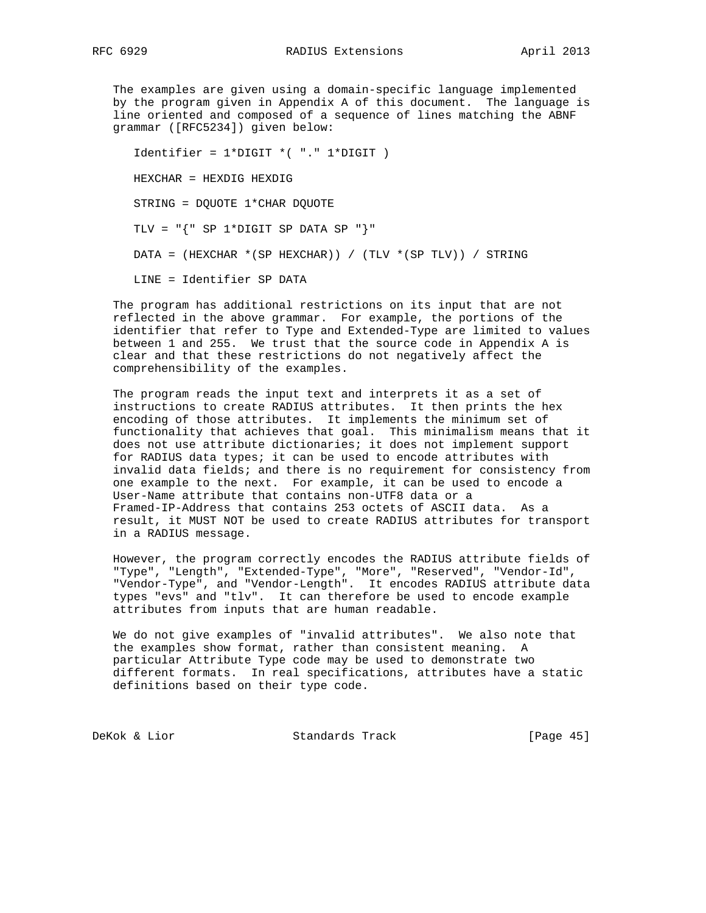The examples are given using a domain-specific language implemented by the program given in Appendix A of this document. The language is line oriented and composed of a sequence of lines matching the ABNF grammar ([RFC5234]) given below:

```
Identifier = 1*DIGIT *( "." 1*DIGIT )

HEXCHAR = HEXDIG HEXDIG

STRING = DQUOTE 1*CHAR DQUOTE

TLV = "{" SP 1*DIGIT SP DATA SP "}"

DATA = (HEXCHAR *(SP HEXCHAR)) / (TLV *(SP TLV)) / STRING

LINE = Identifier SP DATA
```

The program has additional restrictions on its input that are not reflected in the above grammar. For example, the portions of the identifier that refer to Type and Extended-Type are limited to values between 1 and 255. We trust that the source code in Appendix A is clear and that these restrictions do not negatively affect the comprehensibility of the examples.

The program reads the input text and interprets it as a set of instructions to create RADIUS attributes. It then prints the hex encoding of those attributes. It implements the minimum set of functionality that achieves that goal. This minimalism means that it does not use attribute dictionaries; it does not implement support for RADIUS data types; it can be used to encode attributes with invalid data fields; and there is no requirement for consistency from one example to the next. For example, it can be used to encode a User-Name attribute that contains non-UTF8 data or a Framed-IP-Address that contains 253 octets of ASCII data. As a result, it MUST NOT be used to create RADIUS attributes for transport in a RADIUS message.

However, the program correctly encodes the RADIUS attribute fields of "Type", "Length", "Extended-Type", "More", "Reserved", "Vendor-Id", "Vendor-Type", and "Vendor-Length". It encodes RADIUS attribute data types "evs" and "tlv". It can therefore be used to encode example attributes from inputs that are human readable.

We do not give examples of "invalid attributes". We also note that the examples show format, rather than consistent meaning. A particular Attribute Type code may be used to demonstrate two different formats. In real specifications, attributes have a static definitions based on their type code.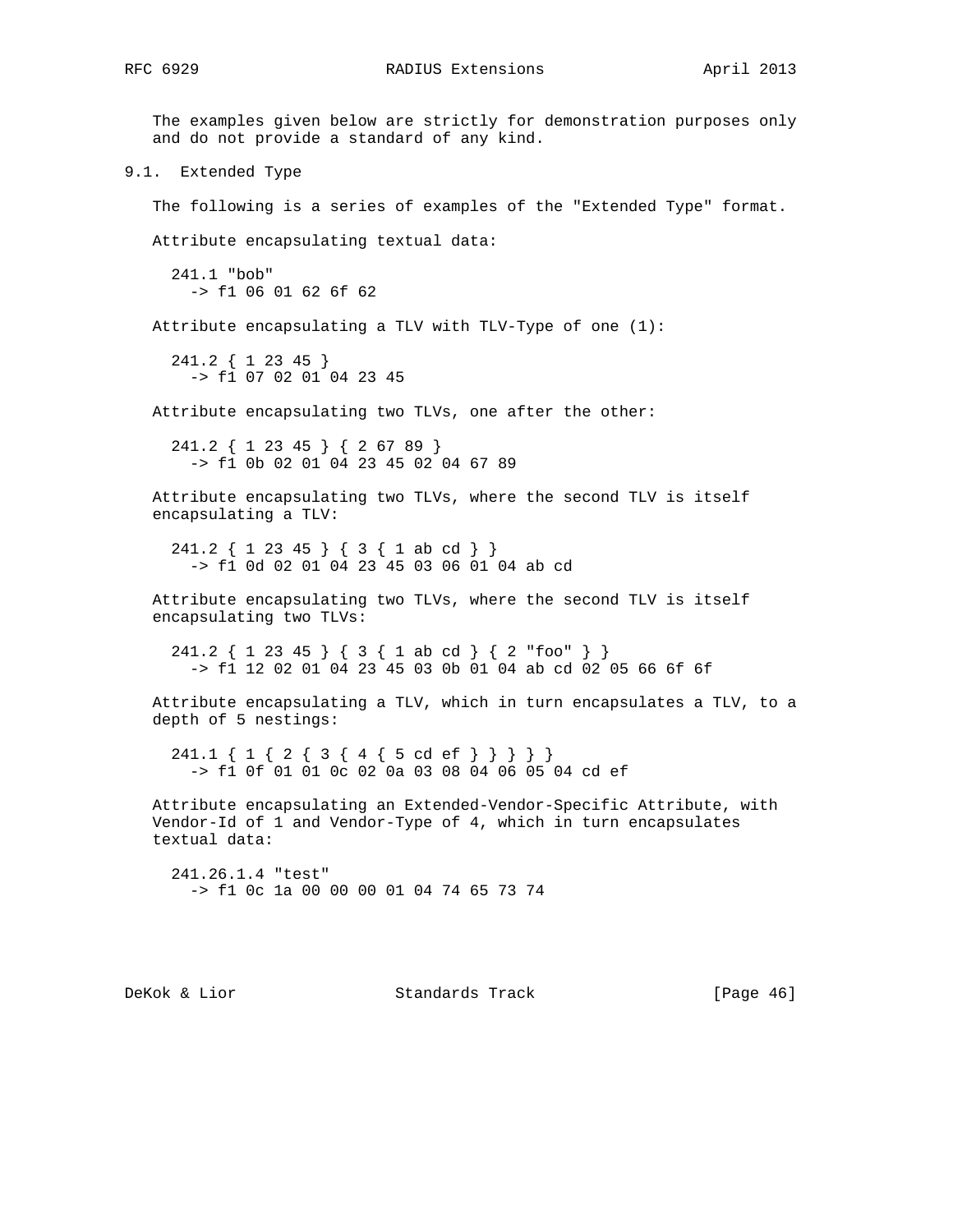The examples given below are strictly for demonstration purposes only and do not provide a standard of any kind.

## 9.1. Extended Type

The following is a series of examples of the "Extended Type" format.

Attribute encapsulating textual data:

```
241.1 "bob"
  -> f1 06 01 62 6f 62
```

Attribute encapsulating a TLV with TLV-Type of one (1):

```
241.2 { 1 23 45 }
  -> f1 07 02 01 04 23 45
```

Attribute encapsulating two TLVs, one after the other:

```
241.2 { 1 23 45 } { 2 67 89 }
  -> f1 0b 02 01 04 23 45 02 04 67 89
```

Attribute encapsulating two TLVs, where the second TLV is itself encapsulating a TLV:

```
241.2 { 1 23 45 } { 3 { 1 ab cd } }
  -> f1 0d 02 01 04 23 45 03 06 01 04 ab cd
```

Attribute encapsulating two TLVs, where the second TLV is itself encapsulating two TLVs:

```
241.2 { 1 23 45 } { 3 { 1 ab cd } { 2 "foo" } }
  -> f1 12 02 01 04 23 45 03 0b 01 04 ab cd 02 05 66 6f 6f
```

Attribute encapsulating a TLV, which in turn encapsulates a TLV, to a depth of 5 nestings:

```
241.1 { 1 { 2 { 3 { 4 { 5 cd ef } } } } }
  -> f1 0f 01 01 0c 02 0a 03 08 04 06 05 04 cd ef
```

Attribute encapsulating an Extended-Vendor-Specific Attribute, with Vendor-Id of 1 and Vendor-Type of 4, which in turn encapsulates textual data:

```
241.26.1.4 "test"
  -> f1 0c 1a 00 00 00 01 04 74 65 73 74
```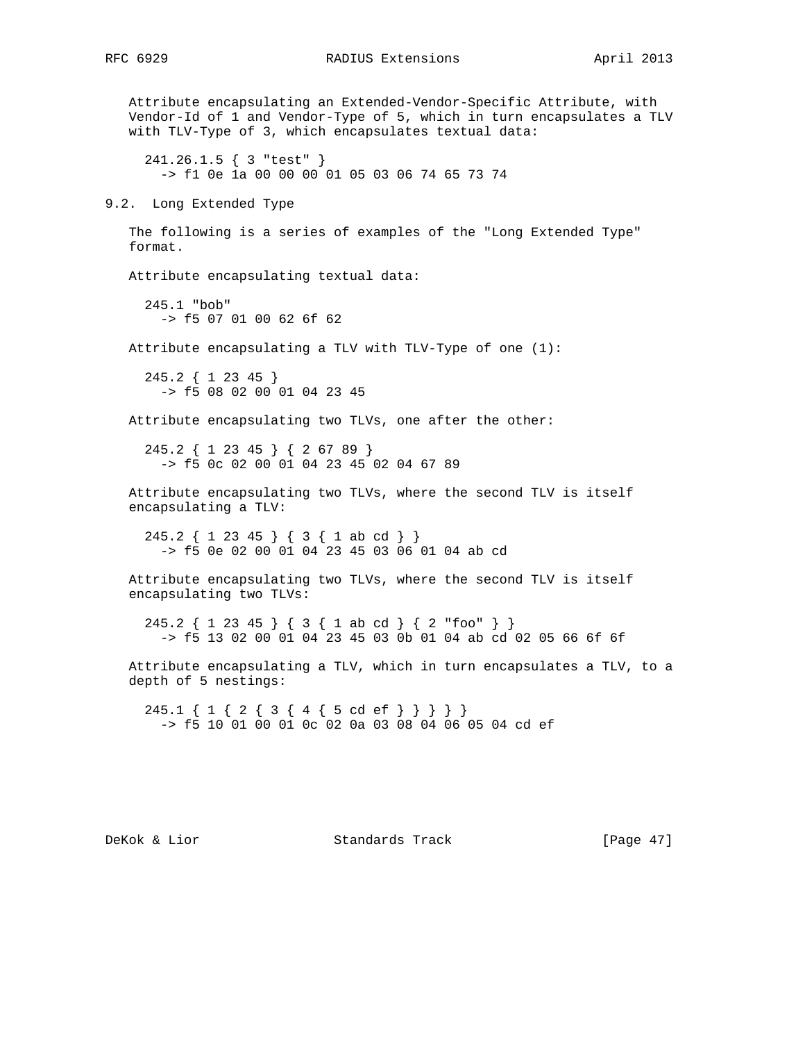Attribute encapsulating an Extended-Vendor-Specific Attribute, with Vendor-Id of 1 and Vendor-Type of 5, which in turn encapsulates a TLV with TLV-Type of 3, which encapsulates textual data:

```
241.26.1.5 { 3 "test" }
  -> f1 0e 1a 00 00 00 01 05 03 06 74 65 73 74
```

## 9.2. Long Extended Type

The following is a series of examples of the "Long Extended Type" format.

Attribute encapsulating textual data:

```
245.1 "bob"
  -> f5 07 01 00 62 6f 62
```

Attribute encapsulating a TLV with TLV-Type of one (1):

```
245.2 { 1 23 45 }
  -> f5 08 02 00 01 04 23 45
```

Attribute encapsulating two TLVs, one after the other:

```
245.2 { 1 23 45 } { 2 67 89 }
  -> f5 0c 02 00 01 04 23 45 02 04 67 89
```

Attribute encapsulating two TLVs, where the second TLV is itself encapsulating a TLV:

```
245.2 { 1 23 45 } { 3 { 1 ab cd } }
  -> f5 0e 02 00 01 04 23 45 03 06 01 04 ab cd
```

Attribute encapsulating two TLVs, where the second TLV is itself encapsulating two TLVs:

```
245.2 { 1 23 45 } { 3 { 1 ab cd } { 2 "foo" } }
  -> f5 13 02 00 01 04 23 45 03 0b 01 04 ab cd 02 05 66 6f 6f
```

Attribute encapsulating a TLV, which in turn encapsulates a TLV, to a depth of 5 nestings:

```
245.1 { 1 { 2 { 3 { 4 { 5 cd ef } } } } }
  -> f5 10 01 00 01 0c 02 0a 03 08 04 06 05 04 cd ef
```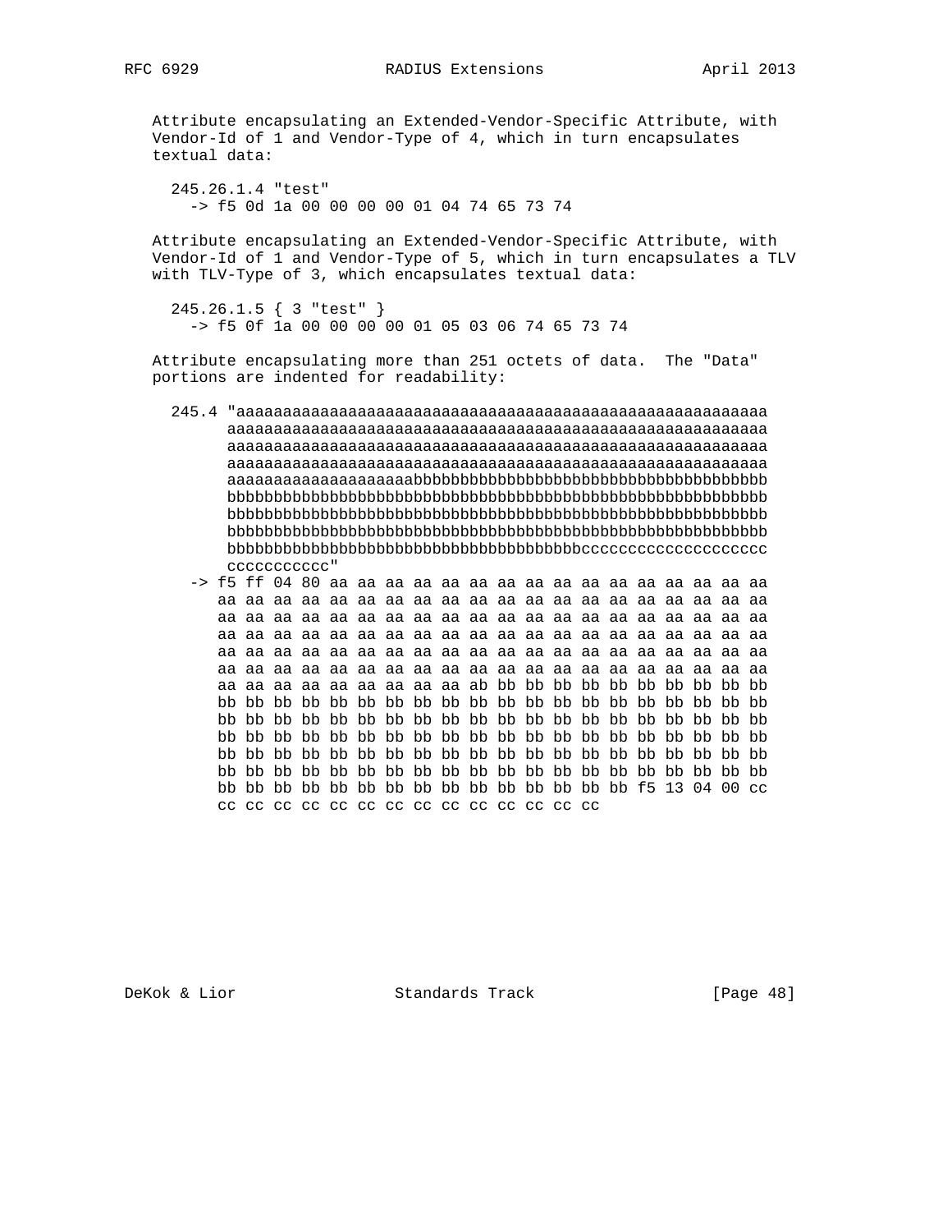Attribute encapsulating an Extended-Vendor-Specific Attribute, with Vendor-Id of 1 and Vendor-Type of 4, which in turn encapsulates textual data:

```
245.26.1.4 "test"
  -> f5 0d 1a 00 00 00 00 01 04 74 65 73 74
```

Attribute encapsulating an Extended-Vendor-Specific Attribute, with Vendor-Id of 1 and Vendor-Type of 5, which in turn encapsulates a TLV with TLV-Type of 3, which encapsulates textual data:

```
245.26.1.5 { 3 "test" }
  -> f5 0f 1a 00 00 00 00 01 05 03 06 74 65 73 74
```

Attribute encapsulating more than 251 octets of data. The "Data" portions are indented for readability:

```
245.4 "aaaaaaaaaaaaaaaaaaaaaaaaaaaaaaaaaaaaaaaaaaaaaaaaaaaaaaaaaaa
      aaaaaaaaaaaaaaaaaaaaaaaaaaaaaaaaaaaaaaaaaaaaaaaaaaaaaaaaaaa
      aaaaaaaaaaaaaaaaaaaaaaaaaaaaaaaaaaaaaaaaaaaaaaaaaaaaaaaaaaa
      aaaaaaaaaaaaaaaaaaaaaaaaaaaaaaaaaaaaaaaaaaaaaaaaaaaaaaaaaaa
      aaaaaaaaaaaaaaaaaaabbbbbbbbbbbbbbbbbbbbbbbbbbbbbbbbbbbbbbbb
      bbbbbbbbbbbbbbbbbbbbbbbbbbbbbbbbbbbbbbbbbbbbbbbbbbbbbbbbbbb
      bbbbbbbbbbbbbbbbbbbbbbbbbbbbbbbbbbbbbbbbbbbbbbbbbbbbbbbbbbb
      bbbbbbbbbbbbbbbbbbbbbbbbbbbbbbbbbbbbbbbbbbbbbbbbbbbbbbbbbbb
      bbbbbbbbbbbbbbbbbbbbbbbbbbbbbbbbbbbbbbbcccccccccccccccccccc
      cccccccccc"
  -> f5 ff 04 80 aa aa aa aa aa aa aa aa aa aa aa aa aa aa aa aa
     aa aa aa aa aa aa aa aa aa aa aa aa aa aa aa aa aa aa aa aa
     aa aa aa aa aa aa aa aa aa aa aa aa aa aa aa aa aa aa aa aa
     aa aa aa aa aa aa aa aa aa aa aa aa aa aa aa aa aa aa aa aa
     aa aa aa aa aa aa aa aa aa aa aa aa aa aa aa aa aa aa aa aa
     aa aa aa aa aa aa aa aa aa aa aa aa aa aa aa aa aa aa aa aa
     aa aa aa aa aa aa aa aa aa ab bb bb bb bb bb bb bb bb bb bb
     bb bb bb bb bb bb bb bb bb bb bb bb bb bb bb bb bb bb bb bb
     bb bb bb bb bb bb bb bb bb bb bb bb bb bb bb bb bb bb bb bb
     bb bb bb bb bb bb bb bb bb bb bb bb bb bb bb bb bb bb bb bb
     bb bb bb bb bb bb bb bb bb bb bb bb bb bb bb bb bb bb bb bb
     bb bb bb bb bb bb bb bb bb bb bb bb bb bb bb bb bb bb bb bb
     bb bb bb bb bb bb bb bb bb bb bb bb bb bb bb f5 13 04 00 cc
     cc cc cc cc cc cc cc cc cc cc cc cc cc cc
```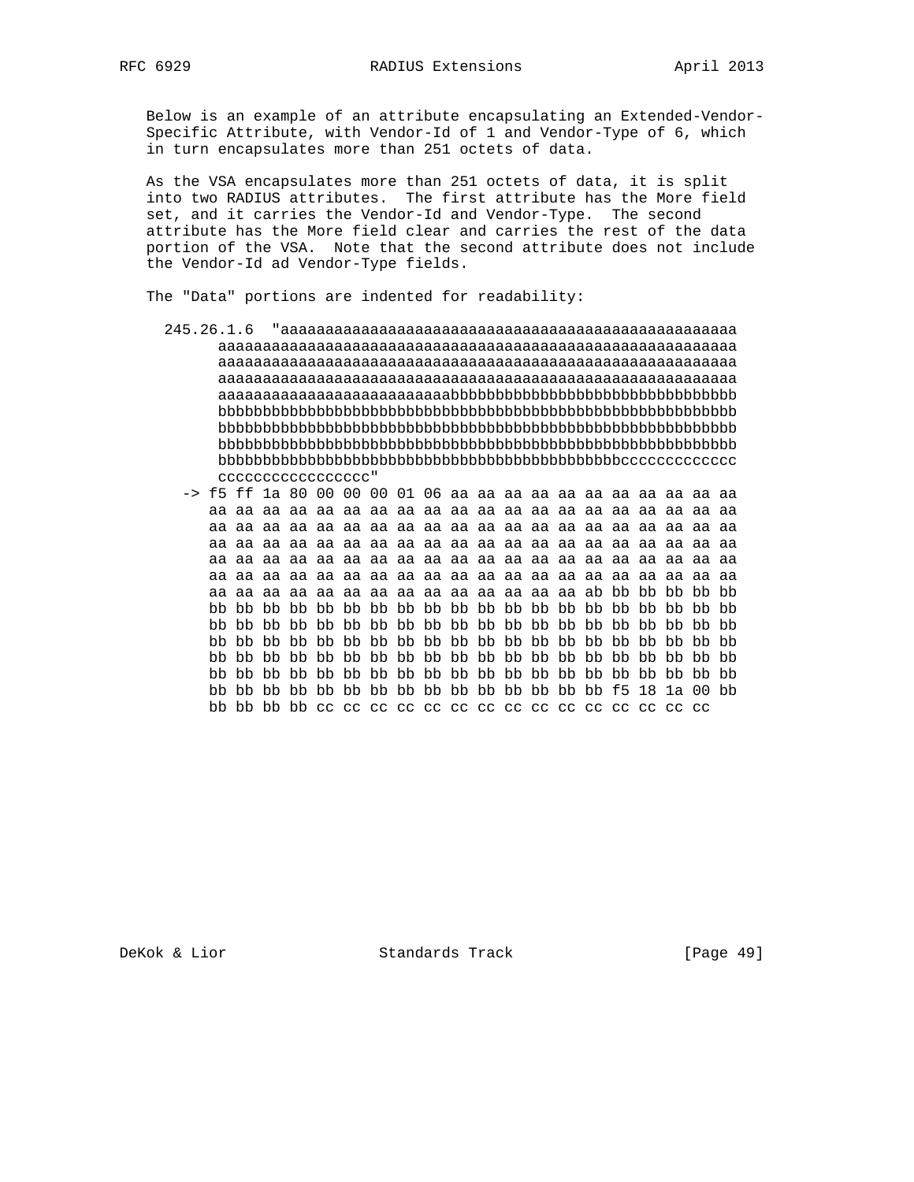Below is an example of an attribute encapsulating an Extended-Vendor-Specific Attribute, with Vendor-Id of 1 and Vendor-Type of 6, which in turn encapsulates more than 251 octets of data.

As the VSA encapsulates more than 251 octets of data, it is split into two RADIUS attributes. The first attribute has the More field set, and it carries the Vendor-Id and Vendor-Type. The second attribute has the More field clear and carries the rest of the data portion of the VSA. Note that the second attribute does not include the Vendor-Id ad Vendor-Type fields.

The "Data" portions are indented for readability:

```
245.26.1.6  "aaaaaaaaaaaaaaaaaaaaaaaaaaaaaaaaaaaaaaaaaaaaaaaaaaa
      aaaaaaaaaaaaaaaaaaaaaaaaaaaaaaaaaaaaaaaaaaaaaaaaaaaaaaaaaa
      aaaaaaaaaaaaaaaaaaaaaaaaaaaaaaaaaaaaaaaaaaaaaaaaaaaaaaaaaa
      aaaaaaaaaaaaaaaaaaaaaaaaaaaaaaaaaaaaaaaaaaaaaaaaaaaaaaaaaa
      aaaaaaaaaaaaaaaaaaaaaaaaaabbbbbbbbbbbbbbbbbbbbbbbbbbbbbbbb
      bbbbbbbbbbbbbbbbbbbbbbbbbbbbbbbbbbbbbbbbbbbbbbbbbbbbbbbbbb
      bbbbbbbbbbbbbbbbbbbbbbbbbbbbbbbbbbbbbbbbbbbbbbbbbbbbbbbbbb
      bbbbbbbbbbbbbbbbbbbbbbbbbbbbbbbbbbbbbbbbbbbbbbbbbbbbbbbbbb
      bbbbbbbbbbbbbbbbbbbbbbbbbbbbbbbbbbbbbbbbbbbbbcccccccccccccc
      ccccccccccccccccc"
  -> f5 ff 1a 80 00 00 00 01 06 aa aa aa aa aa aa aa aa aa aa aa
     aa aa aa aa aa aa aa aa aa aa aa aa aa aa aa aa aa aa aa aa
     aa aa aa aa aa aa aa aa aa aa aa aa aa aa aa aa aa aa aa aa
     aa aa aa aa aa aa aa aa aa aa aa aa aa aa aa aa aa aa aa aa
     aa aa aa aa aa aa aa aa aa aa aa aa aa aa aa aa aa aa aa aa
     aa aa aa aa aa aa aa aa aa aa aa aa aa aa aa aa aa aa aa aa
     aa aa aa aa aa aa aa aa aa aa aa aa aa aa ab bb bb bb bb bb
     bb bb bb bb bb bb bb bb bb bb bb bb bb bb bb bb bb bb bb bb
     bb bb bb bb bb bb bb bb bb bb bb bb bb bb bb bb bb bb bb bb
     bb bb bb bb bb bb bb bb bb bb bb bb bb bb bb bb bb bb bb bb
     bb bb bb bb bb bb bb bb bb bb bb bb bb bb bb bb bb bb bb bb
     bb bb bb bb bb bb bb bb bb bb bb bb bb bb bb bb bb bb bb bb
     bb bb bb bb bb bb bb bb bb bb bb bb bb bb bb f5 18 1a 00 bb
     bb bb bb bb cc cc cc cc cc cc cc cc cc cc cc cc cc cc cc
```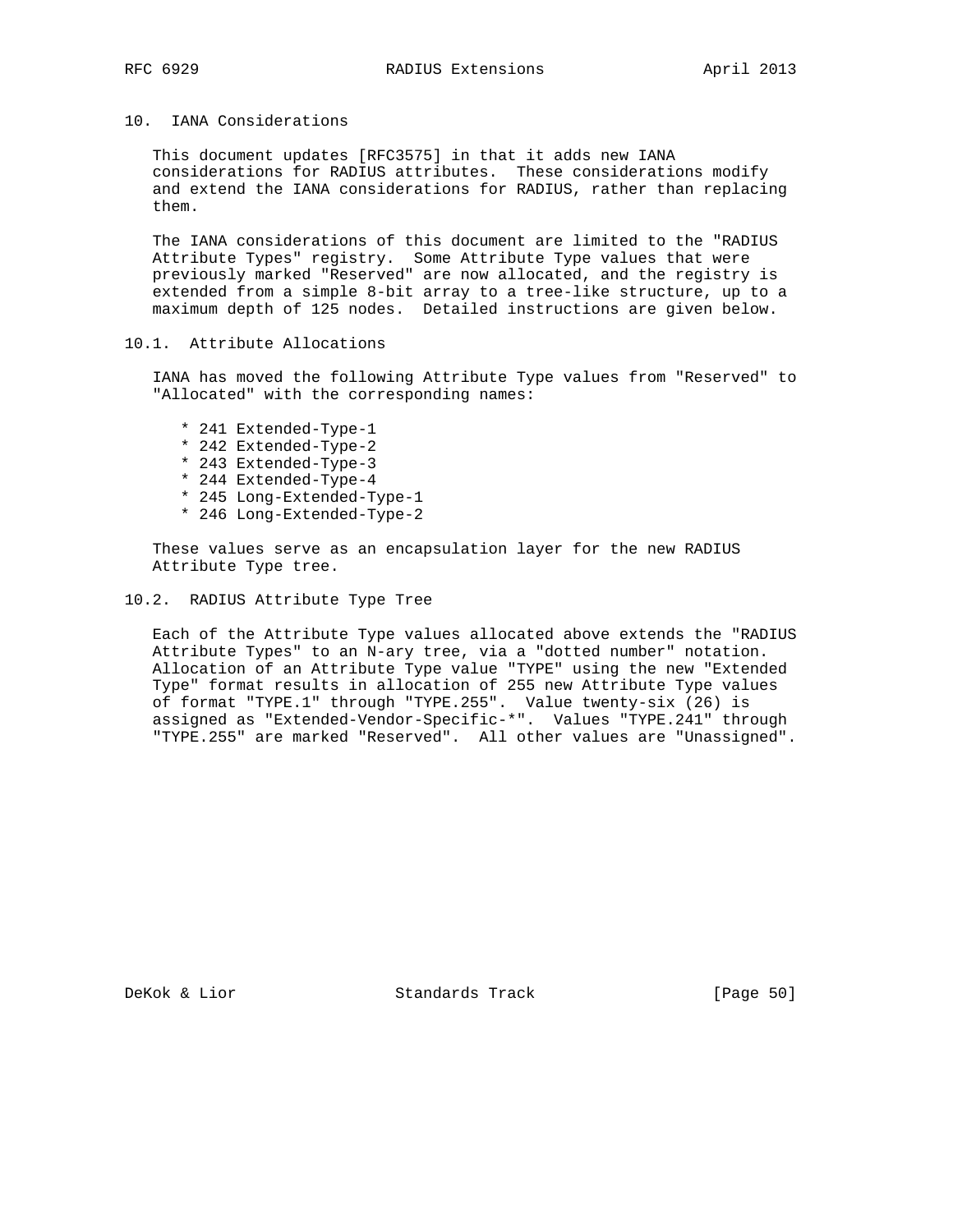## 10. IANA Considerations

This document updates [RFC3575] in that it adds new IANA considerations for RADIUS attributes. These considerations modify and extend the IANA considerations for RADIUS, rather than replacing them.

The IANA considerations of this document are limited to the "RADIUS Attribute Types" registry. Some Attribute Type values that were previously marked "Reserved" are now allocated, and the registry is extended from a simple 8-bit array to a tree-like structure, up to a maximum depth of 125 nodes. Detailed instructions are given below.

### 10.1. Attribute Allocations

IANA has moved the following Attribute Type values from "Reserved" to "Allocated" with the corresponding names:

* 241 Extended-Type-1
* 242 Extended-Type-2
* 243 Extended-Type-3
* 244 Extended-Type-4
* 245 Long-Extended-Type-1
* 246 Long-Extended-Type-2

These values serve as an encapsulation layer for the new RADIUS Attribute Type tree.

### 10.2. RADIUS Attribute Type Tree

Each of the Attribute Type values allocated above extends the "RADIUS Attribute Types" to an N-ary tree, via a "dotted number" notation. Allocation of an Attribute Type value "TYPE" using the new "Extended Type" format results in allocation of 255 new Attribute Type values of format "TYPE.1" through "TYPE.255". Value twenty-six (26) is assigned as "Extended-Vendor-Specific-*". Values "TYPE.241" through "TYPE.255" are marked "Reserved". All other values are "Unassigned".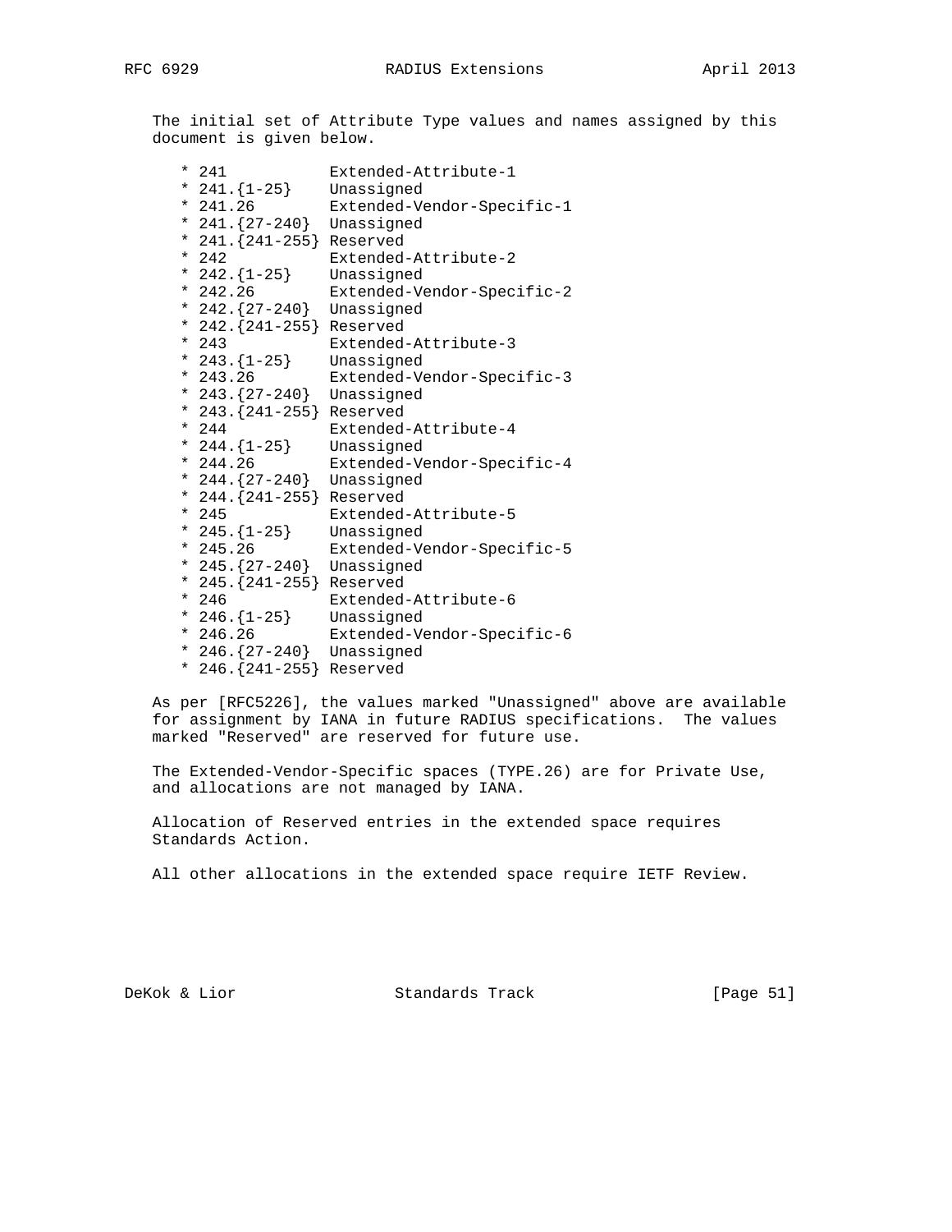The initial set of Attribute Type values and names assigned by this document is given below.

* 241           Extended-Attribute-1
* 241.{1-25}    Unassigned
* 241.26        Extended-Vendor-Specific-1
* 241.{27-240}  Unassigned
* 241.{241-255} Reserved
* 242           Extended-Attribute-2
* 242.{1-25}    Unassigned
* 242.26        Extended-Vendor-Specific-2
* 242.{27-240}  Unassigned
* 242.{241-255} Reserved
* 243           Extended-Attribute-3
* 243.{1-25}    Unassigned
* 243.26        Extended-Vendor-Specific-3
* 243.{27-240}  Unassigned
* 243.{241-255} Reserved
* 244           Extended-Attribute-4
* 244.{1-25}    Unassigned
* 244.26        Extended-Vendor-Specific-4
* 244.{27-240}  Unassigned
* 244.{241-255} Reserved
* 245           Extended-Attribute-5
* 245.{1-25}    Unassigned
* 245.26        Extended-Vendor-Specific-5
* 245.{27-240}  Unassigned
* 245.{241-255} Reserved
* 246           Extended-Attribute-6
* 246.{1-25}    Unassigned
* 246.26        Extended-Vendor-Specific-6
* 246.{27-240}  Unassigned
* 246.{241-255} Reserved

As per [RFC5226], the values marked "Unassigned" above are available for assignment by IANA in future RADIUS specifications. The values marked "Reserved" are reserved for future use.

The Extended-Vendor-Specific spaces (TYPE.26) are for Private Use, and allocations are not managed by IANA.

Allocation of Reserved entries in the extended space requires Standards Action.

All other allocations in the extended space require IETF Review.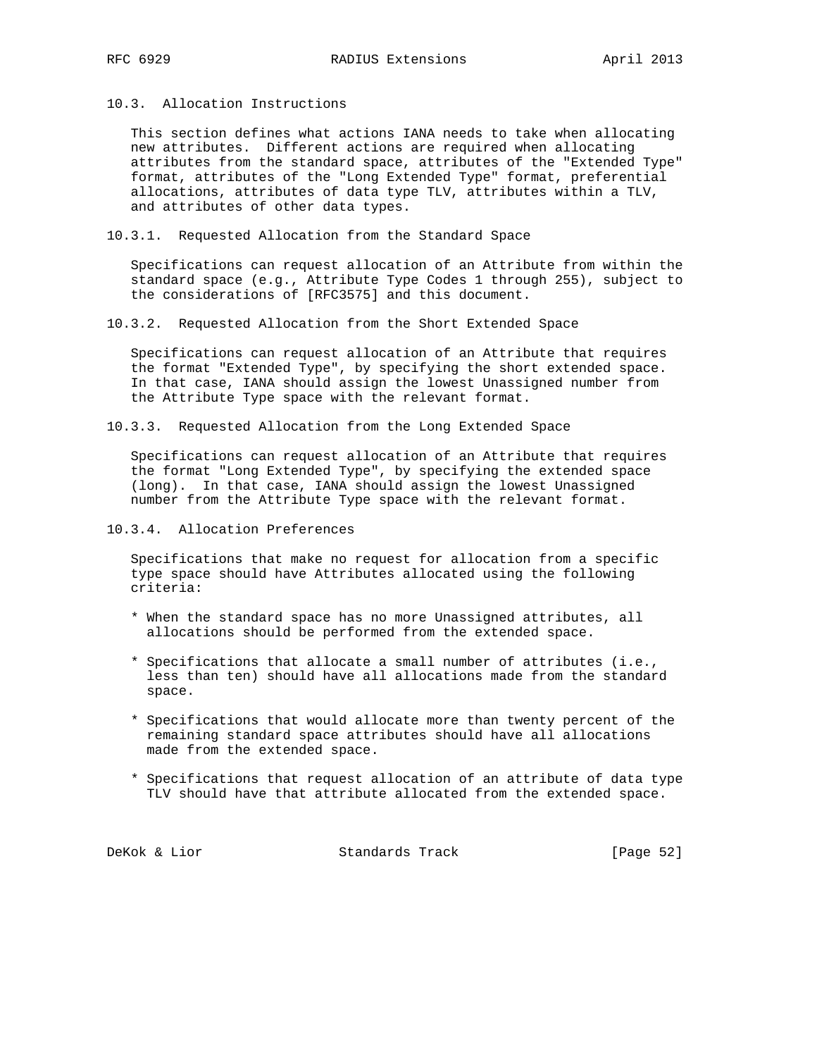### 10.3. Allocation Instructions

This section defines what actions IANA needs to take when allocating new attributes. Different actions are required when allocating attributes from the standard space, attributes of the "Extended Type" format, attributes of the "Long Extended Type" format, preferential allocations, attributes of data type TLV, attributes within a TLV, and attributes of other data types.

#### 10.3.1. Requested Allocation from the Standard Space

Specifications can request allocation of an Attribute from within the standard space (e.g., Attribute Type Codes 1 through 255), subject to the considerations of [RFC3575] and this document.

#### 10.3.2. Requested Allocation from the Short Extended Space

Specifications can request allocation of an Attribute that requires the format "Extended Type", by specifying the short extended space. In that case, IANA should assign the lowest Unassigned number from the Attribute Type space with the relevant format.

#### 10.3.3. Requested Allocation from the Long Extended Space

Specifications can request allocation of an Attribute that requires the format "Long Extended Type", by specifying the extended space (long). In that case, IANA should assign the lowest Unassigned number from the Attribute Type space with the relevant format.

#### 10.3.4. Allocation Preferences

Specifications that make no request for allocation from a specific type space should have Attributes allocated using the following criteria:

* When the standard space has no more Unassigned attributes, all allocations should be performed from the extended space.

* Specifications that allocate a small number of attributes (i.e., less than ten) should have all allocations made from the standard space.

* Specifications that would allocate more than twenty percent of the remaining standard space attributes should have all allocations made from the extended space.

* Specifications that request allocation of an attribute of data type TLV should have that attribute allocated from the extended space.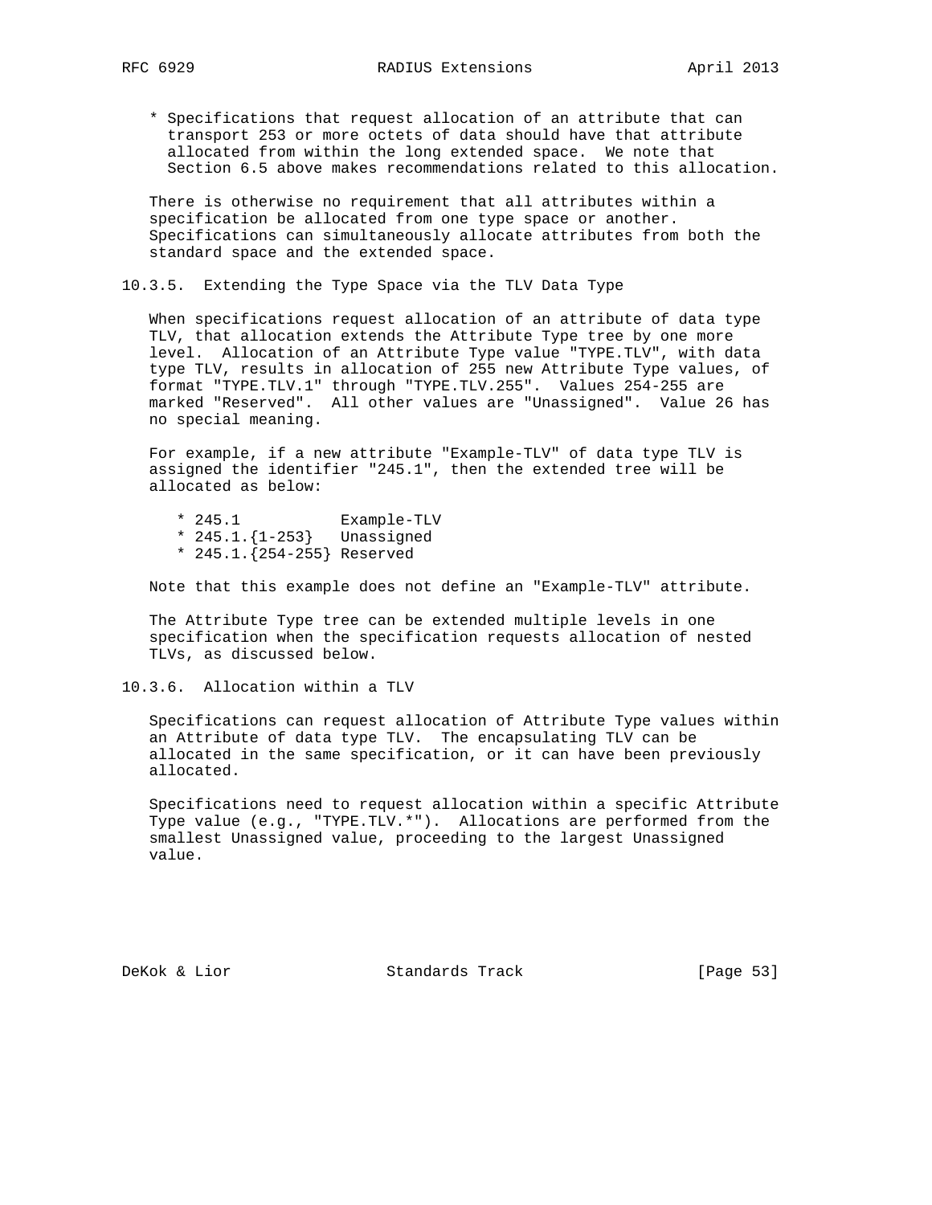* Specifications that request allocation of an attribute that can transport 253 or more octets of data should have that attribute allocated from within the long extended space. We note that Section 6.5 above makes recommendations related to this allocation.

There is otherwise no requirement that all attributes within a specification be allocated from one type space or another. Specifications can simultaneously allocate attributes from both the standard space and the extended space.

### 10.3.5. Extending the Type Space via the TLV Data Type

When specifications request allocation of an attribute of data type TLV, that allocation extends the Attribute Type tree by one more level. Allocation of an Attribute Type value "TYPE.TLV", with data type TLV, results in allocation of 255 new Attribute Type values, of format "TYPE.TLV.1" through "TYPE.TLV.255". Values 254-255 are marked "Reserved". All other values are "Unassigned". Value 26 has no special meaning.

For example, if a new attribute "Example-TLV" of data type TLV is assigned the identifier "245.1", then the extended tree will be allocated as below:

```
* 245.1           Example-TLV
* 245.1.{1-253}   Unassigned
* 245.1.{254-255} Reserved
```

Note that this example does not define an "Example-TLV" attribute.

The Attribute Type tree can be extended multiple levels in one specification when the specification requests allocation of nested TLVs, as discussed below.

### 10.3.6. Allocation within a TLV

Specifications can request allocation of Attribute Type values within an Attribute of data type TLV. The encapsulating TLV can be allocated in the same specification, or it can have been previously allocated.

Specifications need to request allocation within a specific Attribute Type value (e.g., "TYPE.TLV.*"). Allocations are performed from the smallest Unassigned value, proceeding to the largest Unassigned value.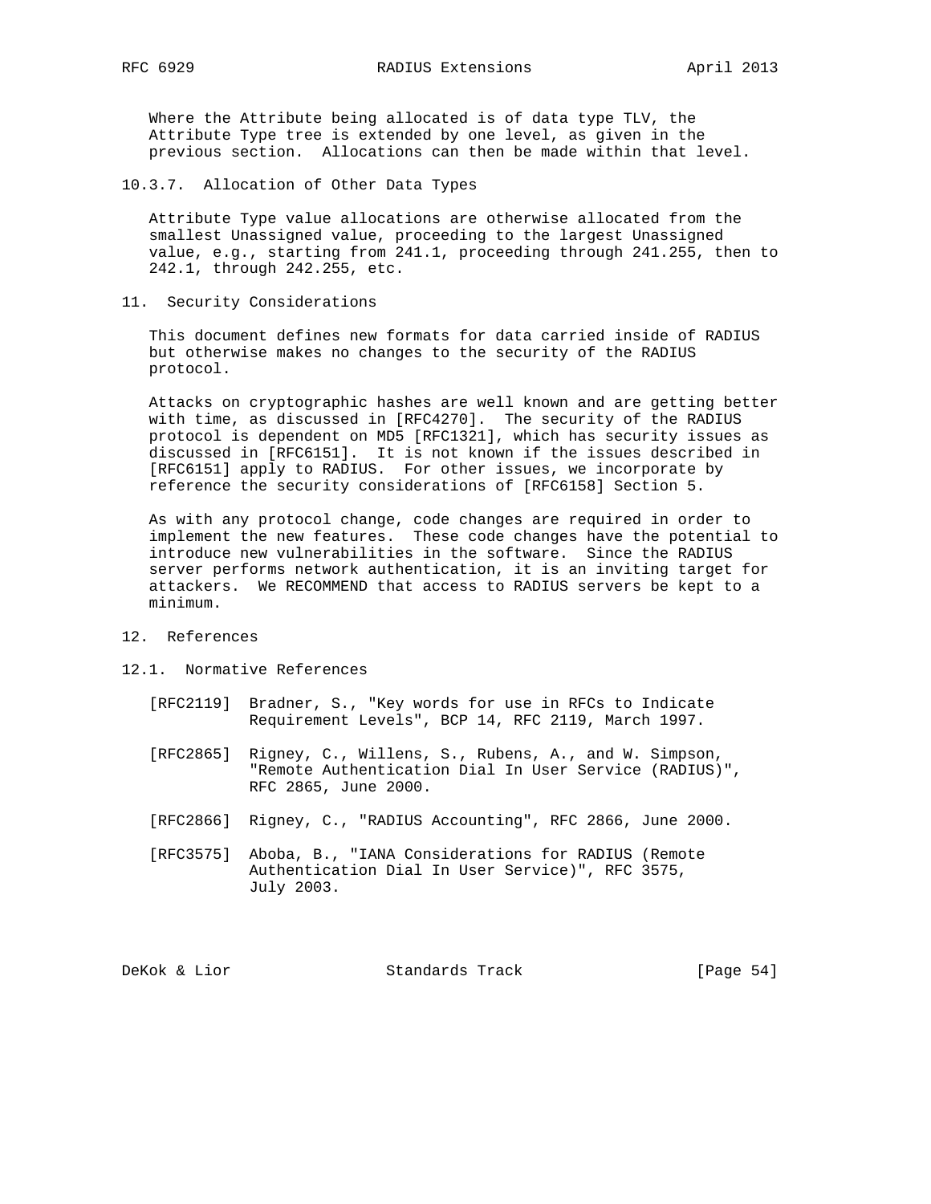Where the Attribute being allocated is of data type TLV, the Attribute Type tree is extended by one level, as given in the previous section. Allocations can then be made within that level.

### 10.3.7. Allocation of Other Data Types

Attribute Type value allocations are otherwise allocated from the smallest Unassigned value, proceeding to the largest Unassigned value, e.g., starting from 241.1, proceeding through 241.255, then to 242.1, through 242.255, etc.

## 11. Security Considerations

This document defines new formats for data carried inside of RADIUS but otherwise makes no changes to the security of the RADIUS protocol.

Attacks on cryptographic hashes are well known and are getting better with time, as discussed in [RFC4270]. The security of the RADIUS protocol is dependent on MD5 [RFC1321], which has security issues as discussed in [RFC6151]. It is not known if the issues described in [RFC6151] apply to RADIUS. For other issues, we incorporate by reference the security considerations of [RFC6158] Section 5.

As with any protocol change, code changes are required in order to implement the new features. These code changes have the potential to introduce new vulnerabilities in the software. Since the RADIUS server performs network authentication, it is an inviting target for attackers. We RECOMMEND that access to RADIUS servers be kept to a minimum.

## 12. References

### 12.1. Normative References

[RFC2119] Bradner, S., "Key words for use in RFCs to Indicate Requirement Levels", BCP 14, RFC 2119, March 1997.

[RFC2865] Rigney, C., Willens, S., Rubens, A., and W. Simpson, "Remote Authentication Dial In User Service (RADIUS)", RFC 2865, June 2000.

[RFC2866] Rigney, C., "RADIUS Accounting", RFC 2866, June 2000.

[RFC3575] Aboba, B., "IANA Considerations for RADIUS (Remote Authentication Dial In User Service)", RFC 3575, July 2003.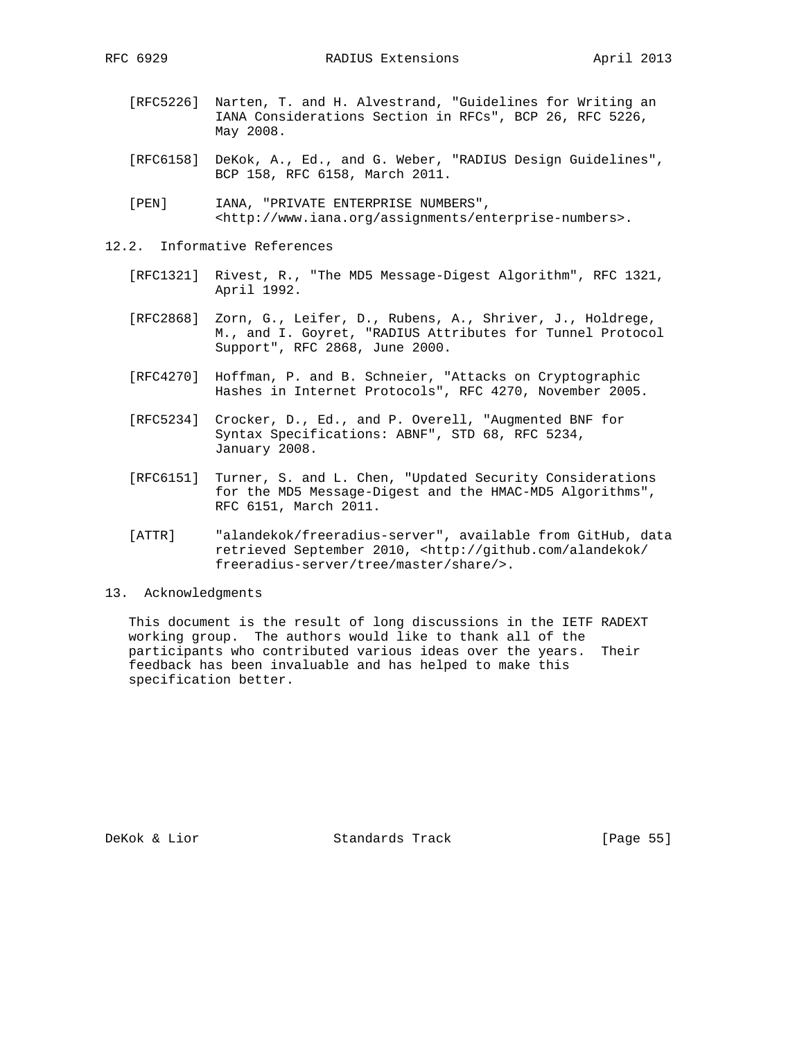[RFC5226] Narten, T. and H. Alvestrand, "Guidelines for Writing an IANA Considerations Section in RFCs", BCP 26, RFC 5226, May 2008.

[RFC6158] DeKok, A., Ed., and G. Weber, "RADIUS Design Guidelines", BCP 158, RFC 6158, March 2011.

[PEN] IANA, "PRIVATE ENTERPRISE NUMBERS", <http://www.iana.org/assignments/enterprise-numbers>.

## 12.2. Informative References

[RFC1321] Rivest, R., "The MD5 Message-Digest Algorithm", RFC 1321, April 1992.

[RFC2868] Zorn, G., Leifer, D., Rubens, A., Shriver, J., Holdrege, M., and I. Goyret, "RADIUS Attributes for Tunnel Protocol Support", RFC 2868, June 2000.

[RFC4270] Hoffman, P. and B. Schneier, "Attacks on Cryptographic Hashes in Internet Protocols", RFC 4270, November 2005.

[RFC5234] Crocker, D., Ed., and P. Overell, "Augmented BNF for Syntax Specifications: ABNF", STD 68, RFC 5234, January 2008.

[RFC6151] Turner, S. and L. Chen, "Updated Security Considerations for the MD5 Message-Digest and the HMAC-MD5 Algorithms", RFC 6151, March 2011.

[ATTR] "alandekok/freeradius-server", available from GitHub, data retrieved September 2010, <http://github.com/alandekok/freeradius-server/tree/master/share/>.

# 13. Acknowledgments

This document is the result of long discussions in the IETF RADEXT working group. The authors would like to thank all of the participants who contributed various ideas over the years. Their feedback has been invaluable and has helped to make this specification better.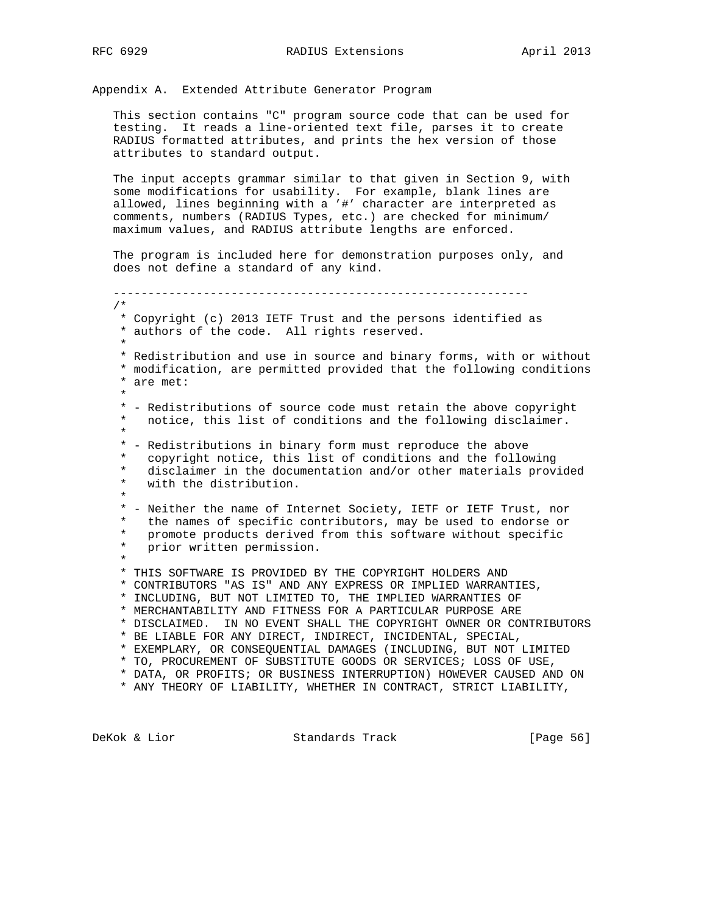## Appendix A. Extended Attribute Generator Program

This section contains "C" program source code that can be used for testing. It reads a line-oriented text file, parses it to create RADIUS formatted attributes, and prints the hex version of those attributes to standard output.

The input accepts grammar similar to that given in Section 9, with some modifications for usability. For example, blank lines are allowed, lines beginning with a '#' character are interpreted as comments, numbers (RADIUS Types, etc.) are checked for minimum/maximum values, and RADIUS attribute lengths are enforced.

The program is included here for demonstration purposes only, and does not define a standard of any kind.

```
------------------------------------------------------------
/*
 * Copyright (c) 2013 IETF Trust and the persons identified as
 * authors of the code.  All rights reserved.
 *
 * Redistribution and use in source and binary forms, with or without
 * modification, are permitted provided that the following conditions
 * are met:
 *
 * - Redistributions of source code must retain the above copyright
 *   notice, this list of conditions and the following disclaimer.
 *
 * - Redistributions in binary form must reproduce the above
 *   copyright notice, this list of conditions and the following
 *   disclaimer in the documentation and/or other materials provided
 *   with the distribution.
 *
 * - Neither the name of Internet Society, IETF or IETF Trust, nor
 *   the names of specific contributors, may be used to endorse or
 *   promote products derived from this software without specific
 *   prior written permission.
 *
 * THIS SOFTWARE IS PROVIDED BY THE COPYRIGHT HOLDERS AND
 * CONTRIBUTORS "AS IS" AND ANY EXPRESS OR IMPLIED WARRANTIES,
 * INCLUDING, BUT NOT LIMITED TO, THE IMPLIED WARRANTIES OF
 * MERCHANTABILITY AND FITNESS FOR A PARTICULAR PURPOSE ARE
 * DISCLAIMED.  IN NO EVENT SHALL THE COPYRIGHT OWNER OR CONTRIBUTORS
 * BE LIABLE FOR ANY DIRECT, INDIRECT, INCIDENTAL, SPECIAL,
 * EXEMPLARY, OR CONSEQUENTIAL DAMAGES (INCLUDING, BUT NOT LIMITED
 * TO, PROCUREMENT OF SUBSTITUTE GOODS OR SERVICES; LOSS OF USE,
 * DATA, OR PROFITS; OR BUSINESS INTERRUPTION) HOWEVER CAUSED AND ON
 * ANY THEORY OF LIABILITY, WHETHER IN CONTRACT, STRICT LIABILITY,
```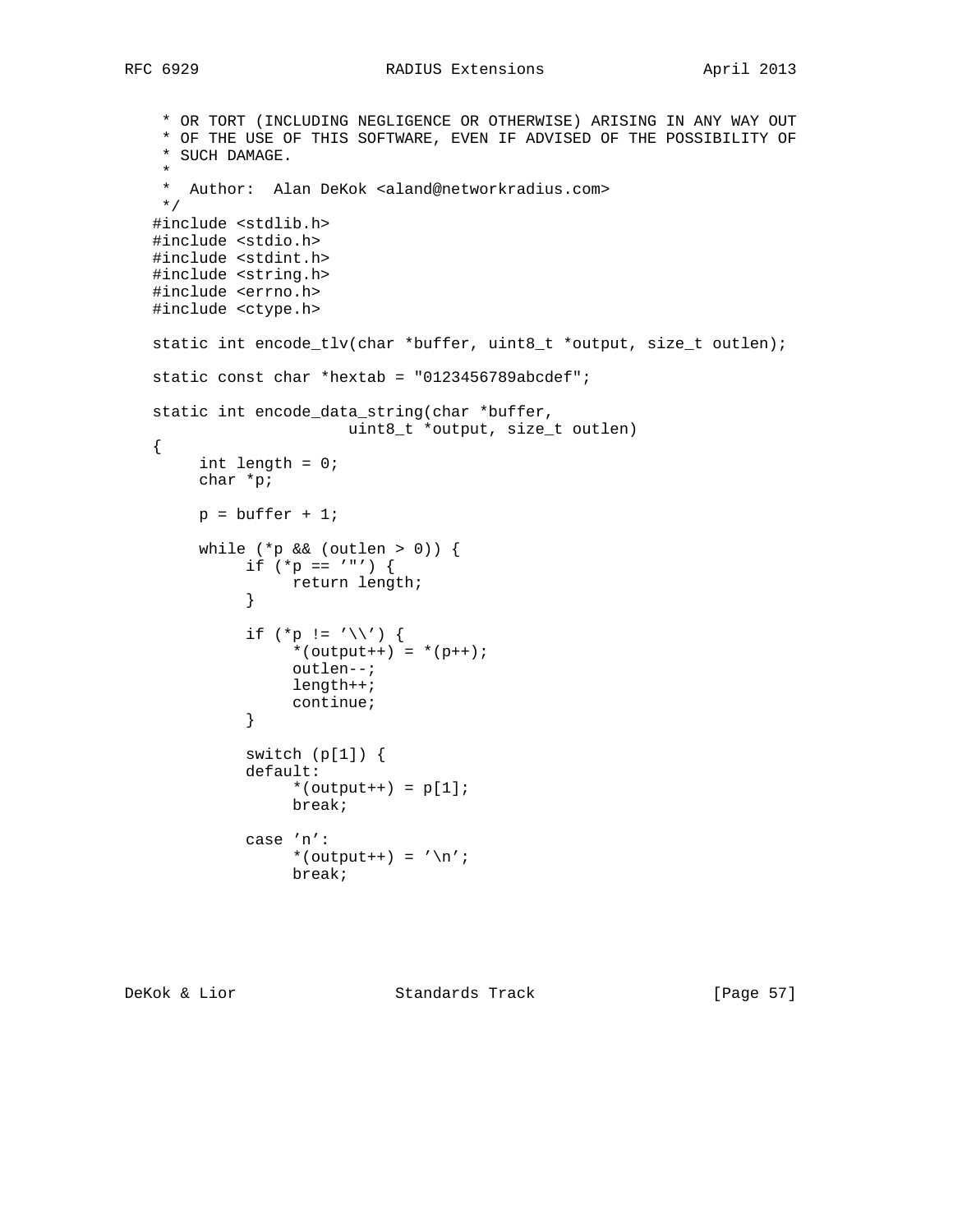```
 * OR TORT (INCLUDING NEGLIGENCE OR OTHERWISE) ARISING IN ANY WAY OUT
 * OF THE USE OF THIS SOFTWARE, EVEN IF ADVISED OF THE POSSIBILITY OF
 * SUCH DAMAGE.
 *
 *  Author:  Alan DeKok <aland@networkradius.com>
 */
#include <stdlib.h>
#include <stdio.h>
#include <stdint.h>
#include <string.h>
#include <errno.h>
#include <ctype.h>

static int encode_tlv(char *buffer, uint8_t *output, size_t outlen);

static const char *hextab = "0123456789abcdef";

static int encode_data_string(char *buffer,
                     uint8_t *output, size_t outlen)
{
     int length = 0;
     char *p;

     p = buffer + 1;

     while (*p && (outlen > 0)) {
          if (*p == '"') {
               return length;
          }

          if (*p != '\\') {
               *(output++) = *(p++);
               outlen--;
               length++;
               continue;
          }

          switch (p[1]) {
          default:
               *(output++) = p[1];
               break;

          case 'n':
               *(output++) = '\n';
               break;
```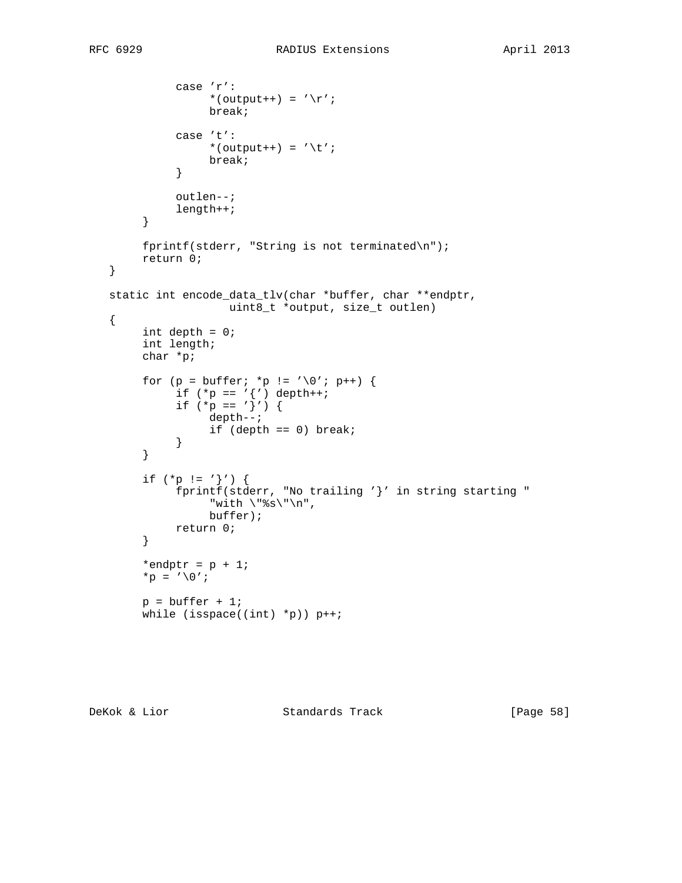```
            case 'r':
                 *(output++) = '\r';
                 break;

            case 't':
                 *(output++) = '\t';
                 break;
            }

            outlen--;
            length++;
       }

       fprintf(stderr, "String is not terminated\n");
       return 0;
  }

  static int encode_data_tlv(char *buffer, char **endptr,
                     uint8_t *output, size_t outlen)
  {
       int depth = 0;
       int length;
       char *p;

       for (p = buffer; *p != '\0'; p++) {
            if (*p == '{') depth++;
            if (*p == '}') {
                 depth--;
                 if (depth == 0) break;
            }
       }

       if (*p != '}') {
            fprintf(stderr, "No trailing '}' in string starting "
                 "with \"%s\"\n",
                 buffer);
            return 0;
       }

       *endptr = p + 1;
       *p = '\0';

       p = buffer + 1;
       while (isspace((int) *p)) p++;
```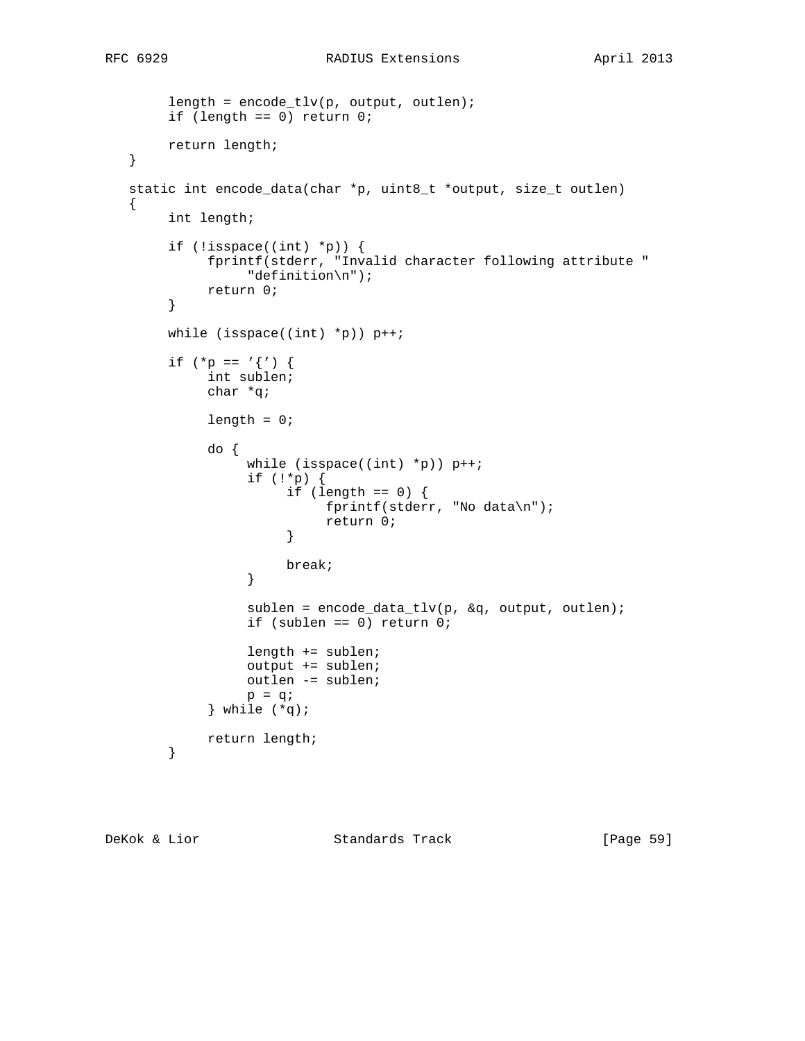```
        length = encode_tlv(p, output, outlen);
        if (length == 0) return 0;

        return length;
   }

   static int encode_data(char *p, uint8_t *output, size_t outlen)
   {
        int length;

        if (!isspace((int) *p)) {
             fprintf(stderr, "Invalid character following attribute "
                  "definition\n");
             return 0;
        }

        while (isspace((int) *p)) p++;

        if (*p == '{') {
             int sublen;
             char *q;

             length = 0;

             do {
                  while (isspace((int) *p)) p++;
                  if (!*p) {
                       if (length == 0) {
                            fprintf(stderr, "No data\n");
                            return 0;
                       }

                       break;
                  }

                  sublen = encode_data_tlv(p, &q, output, outlen);
                  if (sublen == 0) return 0;

                  length += sublen;
                  output += sublen;
                  outlen -= sublen;
                  p = q;
             } while (*q);

             return length;
        }
```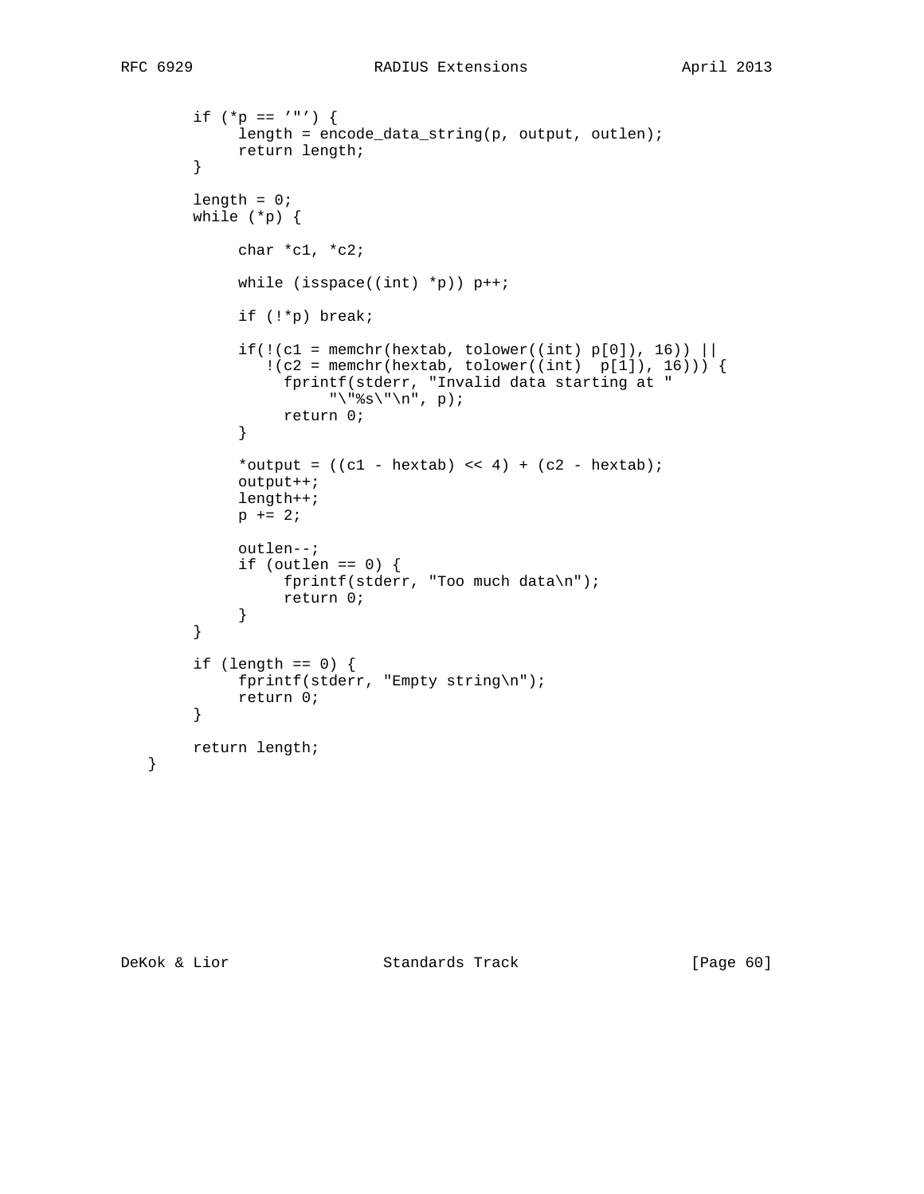```
       if (*p == '"') {
            length = encode_data_string(p, output, outlen);
            return length;
       }

       length = 0;
       while (*p) {

            char *c1, *c2;

            while (isspace((int) *p)) p++;

            if (!*p) break;

            if(!(c1 = memchr(hextab, tolower((int) p[0]), 16)) ||
               !(c2 = memchr(hextab, tolower((int)  p[1]), 16))) {
                 fprintf(stderr, "Invalid data starting at "
                      "\"%s\"\n", p);
                 return 0;
            }

            *output = ((c1 - hextab) << 4) + (c2 - hextab);
            output++;
            length++;
            p += 2;

            outlen--;
            if (outlen == 0) {
                 fprintf(stderr, "Too much data\n");
                 return 0;
            }
       }

       if (length == 0) {
            fprintf(stderr, "Empty string\n");
            return 0;
       }

       return length;
  }
```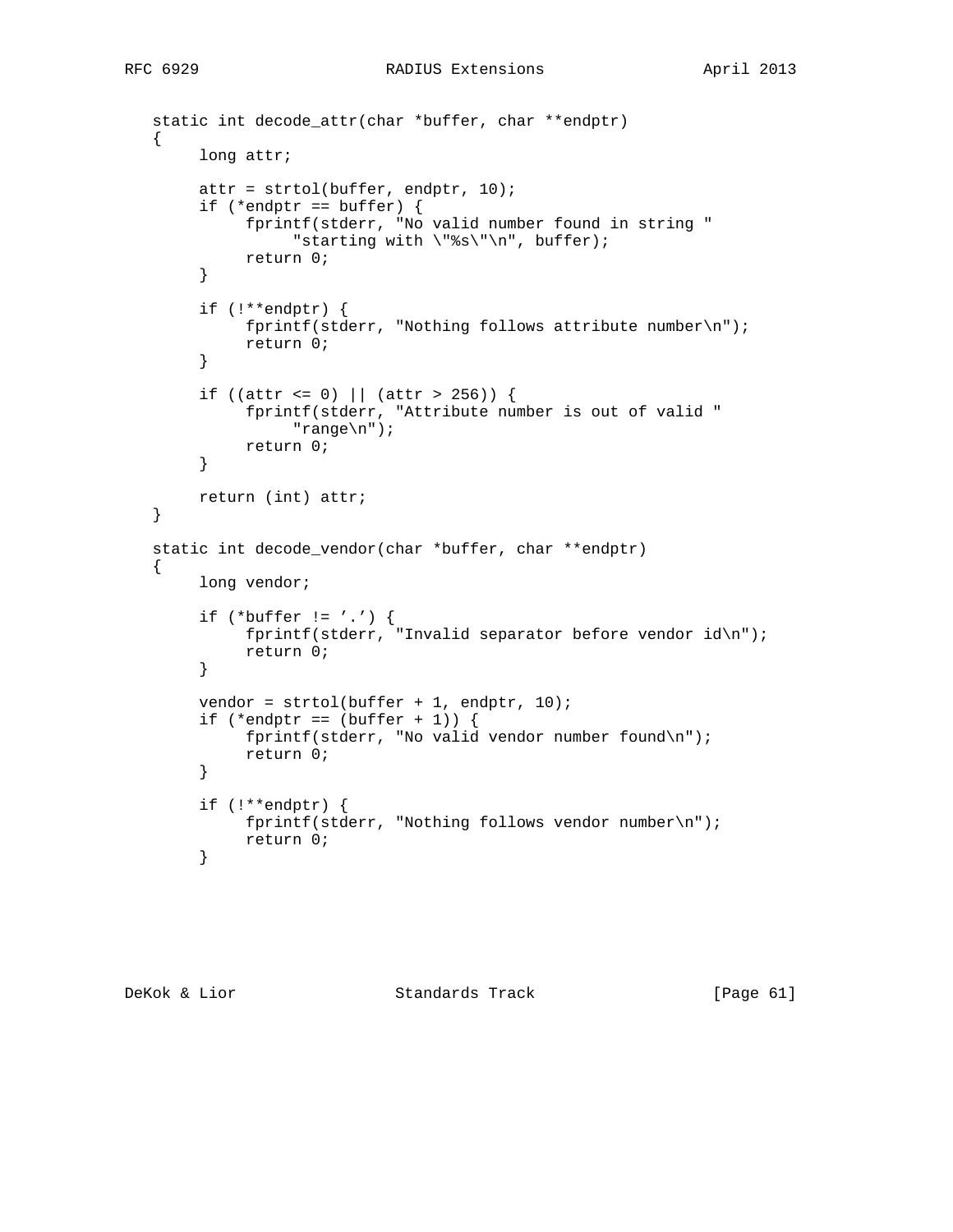```
static int decode_attr(char *buffer, char **endptr)
{
     long attr;

     attr = strtol(buffer, endptr, 10);
     if (*endptr == buffer) {
          fprintf(stderr, "No valid number found in string "
               "starting with \"%s\"\n", buffer);
          return 0;
     }

     if (!**endptr) {
          fprintf(stderr, "Nothing follows attribute number\n");
          return 0;
     }

     if ((attr <= 0) || (attr > 256)) {
          fprintf(stderr, "Attribute number is out of valid "
               "range\n");
          return 0;
     }

     return (int) attr;
}

static int decode_vendor(char *buffer, char **endptr)
{
     long vendor;

     if (*buffer != '.') {
          fprintf(stderr, "Invalid separator before vendor id\n");
          return 0;
     }

     vendor = strtol(buffer + 1, endptr, 10);
     if (*endptr == (buffer + 1)) {
          fprintf(stderr, "No valid vendor number found\n");
          return 0;
     }

     if (!**endptr) {
          fprintf(stderr, "Nothing follows vendor number\n");
          return 0;
     }
```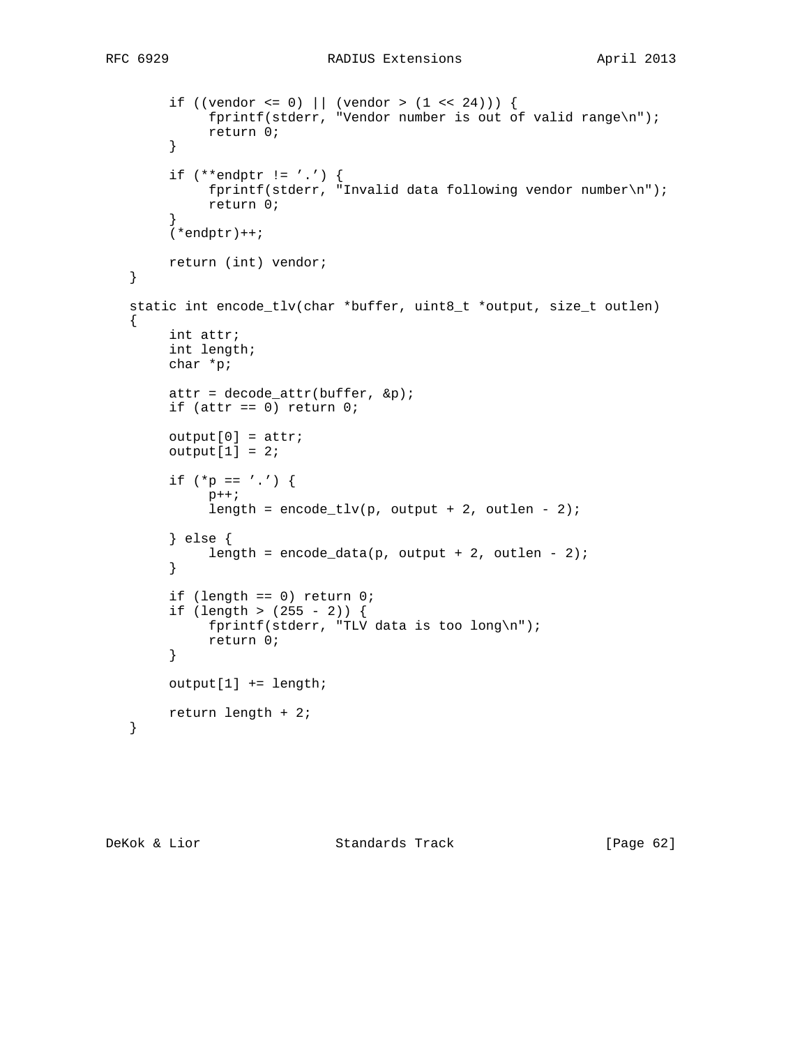```
       if ((vendor <= 0) || (vendor > (1 << 24))) {
            fprintf(stderr, "Vendor number is out of valid range\n");
            return 0;
       }

       if (**endptr != '.') {
            fprintf(stderr, "Invalid data following vendor number\n");
            return 0;
       }
       (*endptr)++;

       return (int) vendor;
  }

  static int encode_tlv(char *buffer, uint8_t *output, size_t outlen)
  {
       int attr;
       int length;
       char *p;

       attr = decode_attr(buffer, &p);
       if (attr == 0) return 0;

       output[0] = attr;
       output[1] = 2;

       if (*p == '.') {
            p++;
            length = encode_tlv(p, output + 2, outlen - 2);

       } else {
            length = encode_data(p, output + 2, outlen - 2);
       }

       if (length == 0) return 0;
       if (length > (255 - 2)) {
            fprintf(stderr, "TLV data is too long\n");
            return 0;
       }

       output[1] += length;

       return length + 2;
  }
```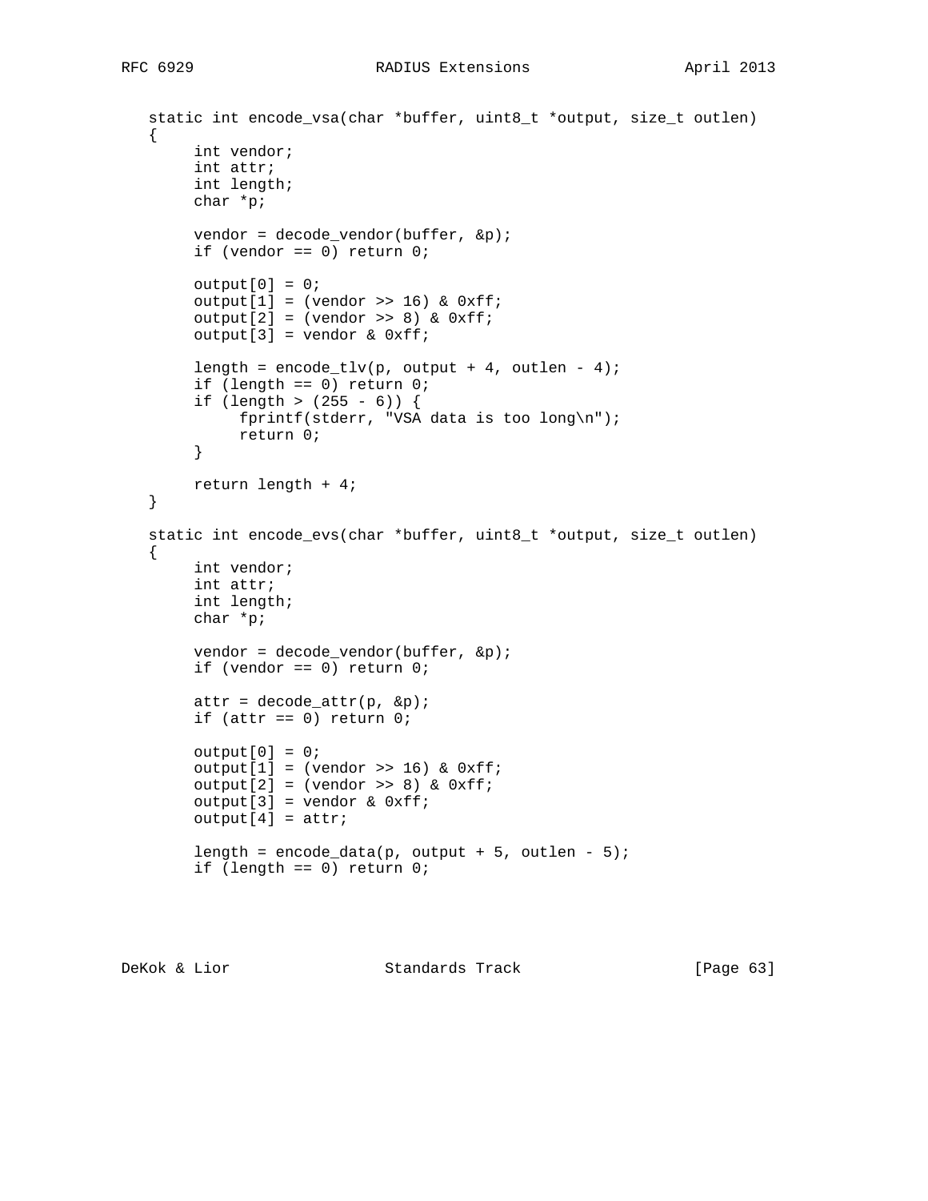```
static int encode_vsa(char *buffer, uint8_t *output, size_t outlen)
{
     int vendor;
     int attr;
     int length;
     char *p;

     vendor = decode_vendor(buffer, &p);
     if (vendor == 0) return 0;

     output[0] = 0;
     output[1] = (vendor >> 16) & 0xff;
     output[2] = (vendor >> 8) & 0xff;
     output[3] = vendor & 0xff;

     length = encode_tlv(p, output + 4, outlen - 4);
     if (length == 0) return 0;
     if (length > (255 - 6)) {
          fprintf(stderr, "VSA data is too long\n");
          return 0;
     }

     return length + 4;
}

static int encode_evs(char *buffer, uint8_t *output, size_t outlen)
{
     int vendor;
     int attr;
     int length;
     char *p;

     vendor = decode_vendor(buffer, &p);
     if (vendor == 0) return 0;

     attr = decode_attr(p, &p);
     if (attr == 0) return 0;

     output[0] = 0;
     output[1] = (vendor >> 16) & 0xff;
     output[2] = (vendor >> 8) & 0xff;
     output[3] = vendor & 0xff;
     output[4] = attr;

     length = encode_data(p, output + 5, outlen - 5);
     if (length == 0) return 0;
```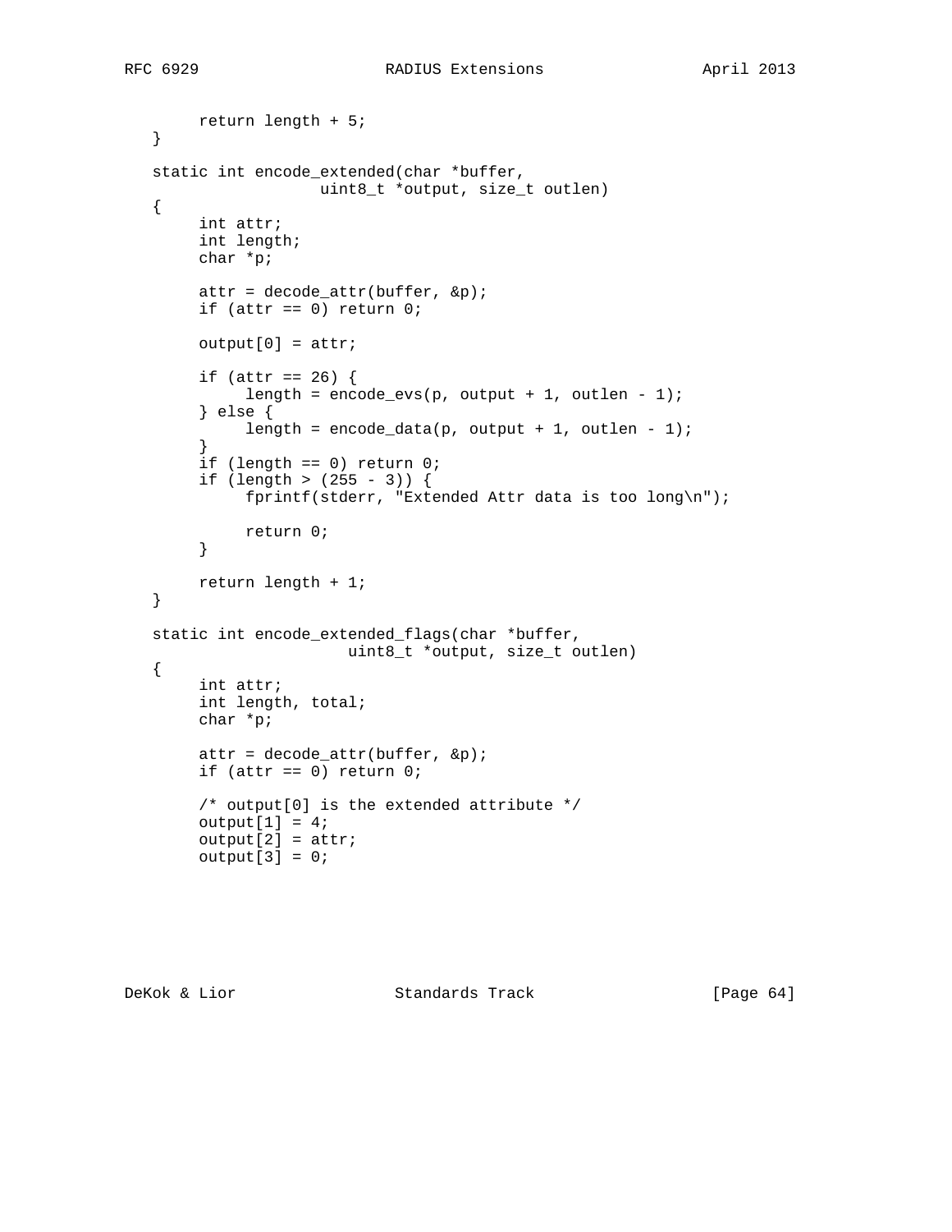```
      return length + 5;
  }

  static int encode_extended(char *buffer,
                   uint8_t *output, size_t outlen)
  {
      int attr;
      int length;
      char *p;

      attr = decode_attr(buffer, &p);
      if (attr == 0) return 0;

      output[0] = attr;

      if (attr == 26) {
           length = encode_evs(p, output + 1, outlen - 1);
      } else {
           length = encode_data(p, output + 1, outlen - 1);
      }
      if (length == 0) return 0;
      if (length > (255 - 3)) {
           fprintf(stderr, "Extended Attr data is too long\n");

           return 0;
      }

      return length + 1;
  }

  static int encode_extended_flags(char *buffer,
                      uint8_t *output, size_t outlen)
  {
      int attr;
      int length, total;
      char *p;

      attr = decode_attr(buffer, &p);
      if (attr == 0) return 0;

      /* output[0] is the extended attribute */
      output[1] = 4;
      output[2] = attr;
      output[3] = 0;
```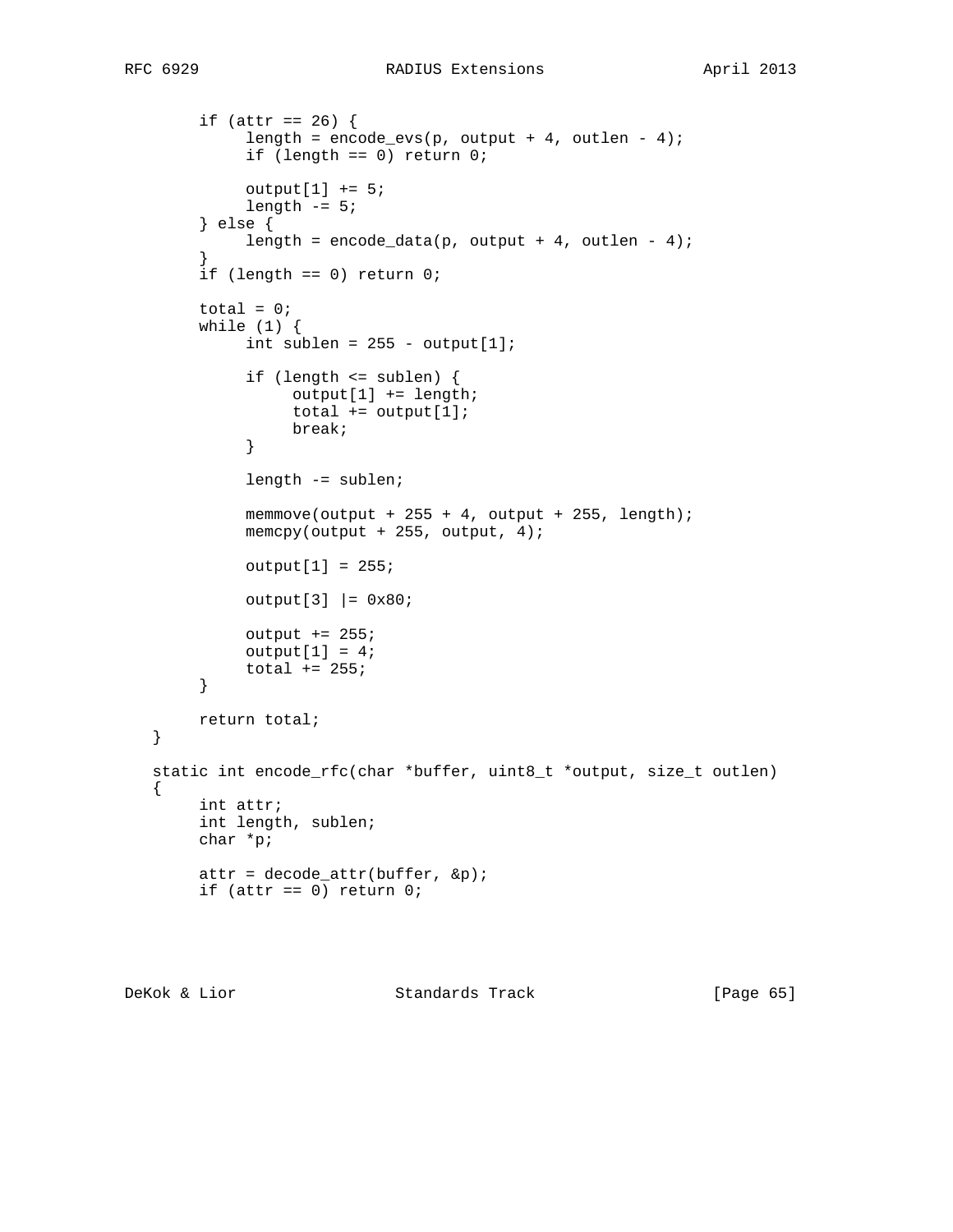```
       if (attr == 26) {
            length = encode_evs(p, output + 4, outlen - 4);
            if (length == 0) return 0;

            output[1] += 5;
            length -= 5;
       } else {
            length = encode_data(p, output + 4, outlen - 4);
       }
       if (length == 0) return 0;

       total = 0;
       while (1) {
            int sublen = 255 - output[1];

            if (length <= sublen) {
                 output[1] += length;
                 total += output[1];
                 break;
            }

            length -= sublen;

            memmove(output + 255 + 4, output + 255, length);
            memcpy(output + 255, output, 4);

            output[1] = 255;

            output[3] |= 0x80;

            output += 255;
            output[1] = 4;
            total += 255;
       }

       return total;
  }

  static int encode_rfc(char *buffer, uint8_t *output, size_t outlen)
  {
       int attr;
       int length, sublen;
       char *p;

       attr = decode_attr(buffer, &p);
       if (attr == 0) return 0;
```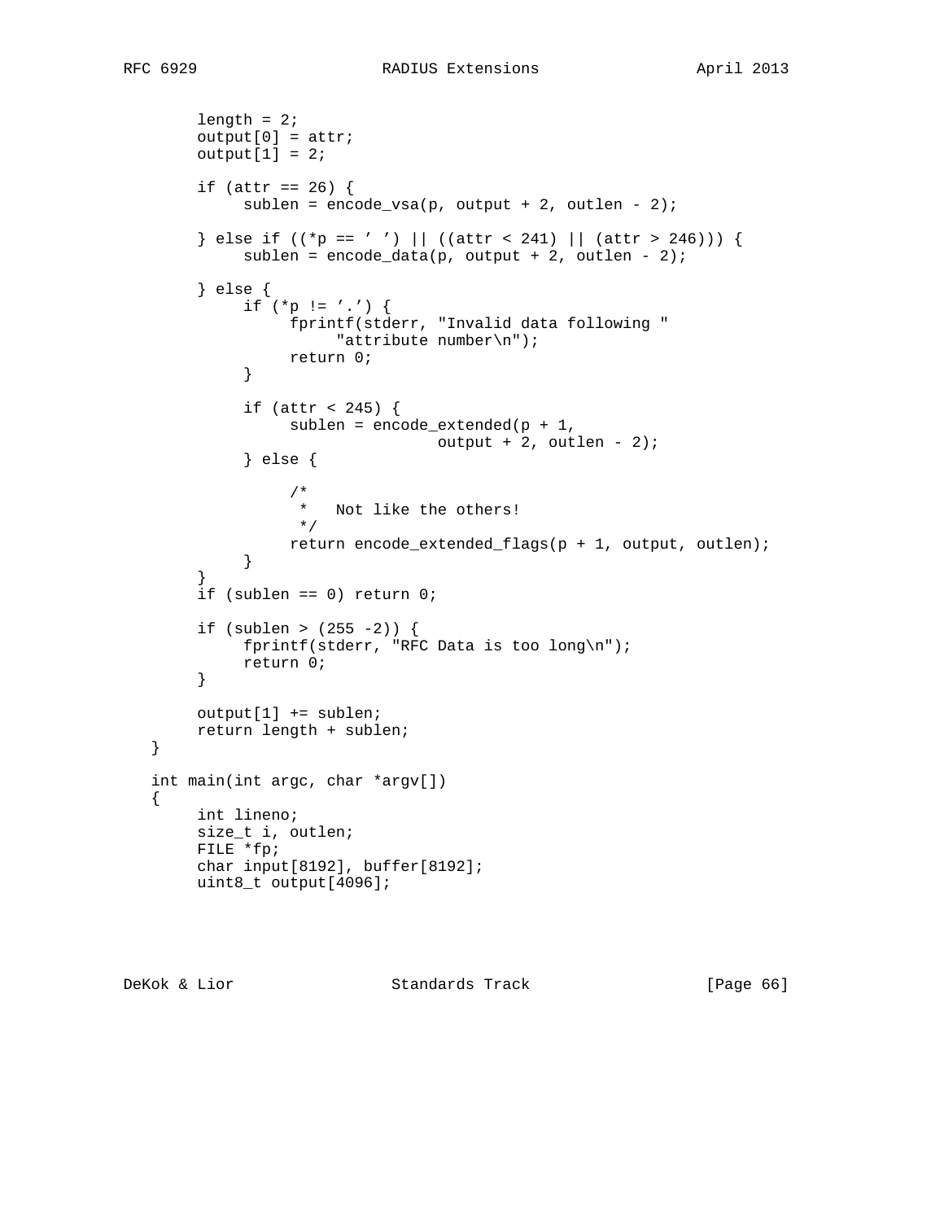```
       length = 2;
       output[0] = attr;
       output[1] = 2;

       if (attr == 26) {
            sublen = encode_vsa(p, output + 2, outlen - 2);

       } else if ((*p == ' ') || ((attr < 241) || (attr > 246))) {
            sublen = encode_data(p, output + 2, outlen - 2);

       } else {
            if (*p != '.') {
                 fprintf(stderr, "Invalid data following "
                      "attribute number\n");
                 return 0;
            }

            if (attr < 245) {
                 sublen = encode_extended(p + 1,
                                 output + 2, outlen - 2);
            } else {

                 /*
                  *   Not like the others!
                  */
                 return encode_extended_flags(p + 1, output, outlen);
            }
       }
       if (sublen == 0) return 0;

       if (sublen > (255 -2)) {
            fprintf(stderr, "RFC Data is too long\n");
            return 0;
       }

       output[1] += sublen;
       return length + sublen;
  }

  int main(int argc, char *argv[])
  {
       int lineno;
       size_t i, outlen;
       FILE *fp;
       char input[8192], buffer[8192];
       uint8_t output[4096];
```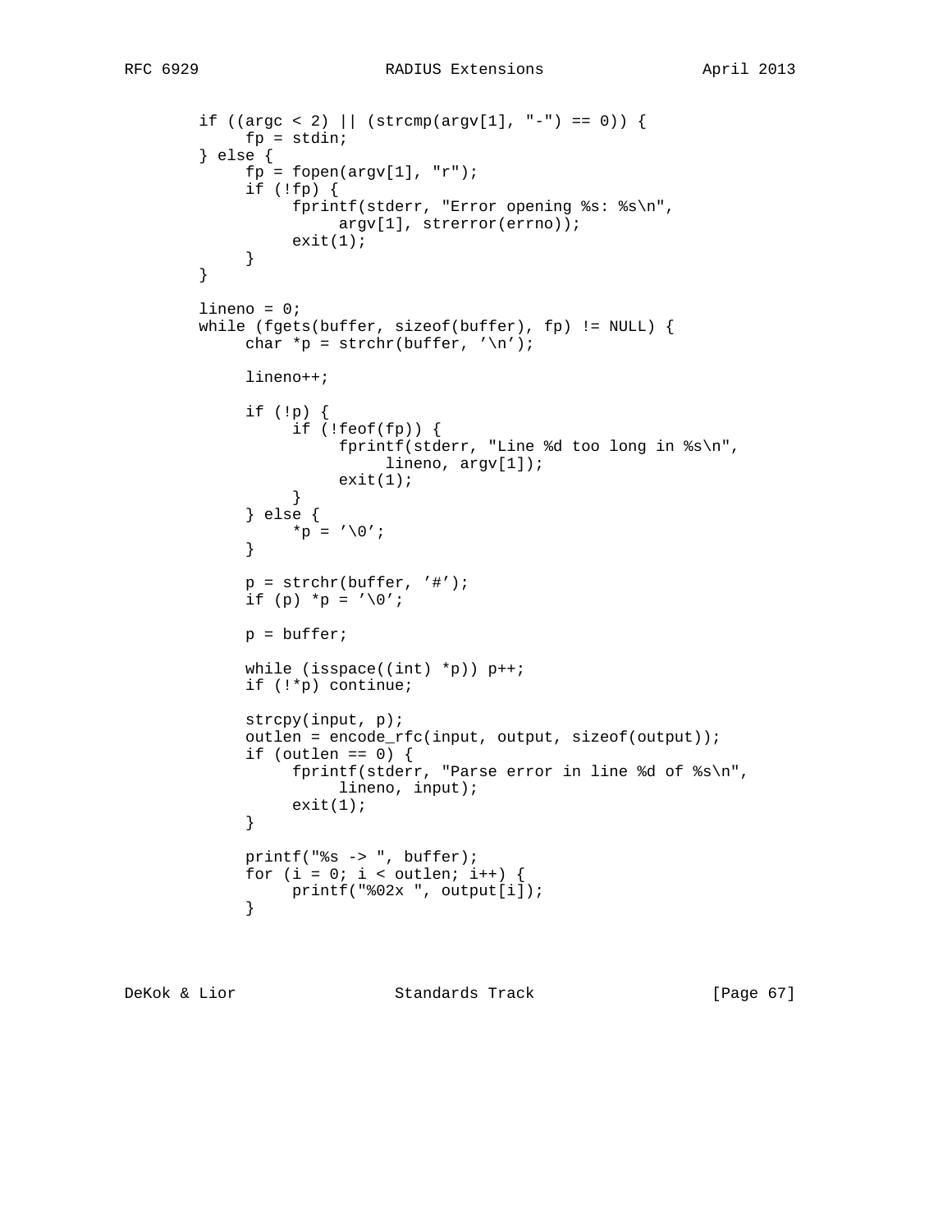```
        if ((argc < 2) || (strcmp(argv[1], "-") == 0)) {
             fp = stdin;
        } else {
             fp = fopen(argv[1], "r");
             if (!fp) {
                  fprintf(stderr, "Error opening %s: %s\n",
                       argv[1], strerror(errno));
                  exit(1);
             }
        }

        lineno = 0;
        while (fgets(buffer, sizeof(buffer), fp) != NULL) {
             char *p = strchr(buffer, '\n');

             lineno++;

             if (!p) {
                  if (!feof(fp)) {
                       fprintf(stderr, "Line %d too long in %s\n",
                            lineno, argv[1]);
                       exit(1);
                  }
             } else {
                  *p = '\0';
             }

             p = strchr(buffer, '#');
             if (p) *p = '\0';

             p = buffer;

             while (isspace((int) *p)) p++;
             if (!*p) continue;

             strcpy(input, p);
             outlen = encode_rfc(input, output, sizeof(output));
             if (outlen == 0) {
                  fprintf(stderr, "Parse error in line %d of %s\n",
                       lineno, input);
                  exit(1);
             }

             printf("%s -> ", buffer);
             for (i = 0; i < outlen; i++) {
                  printf("%02x ", output[i]);
             }
```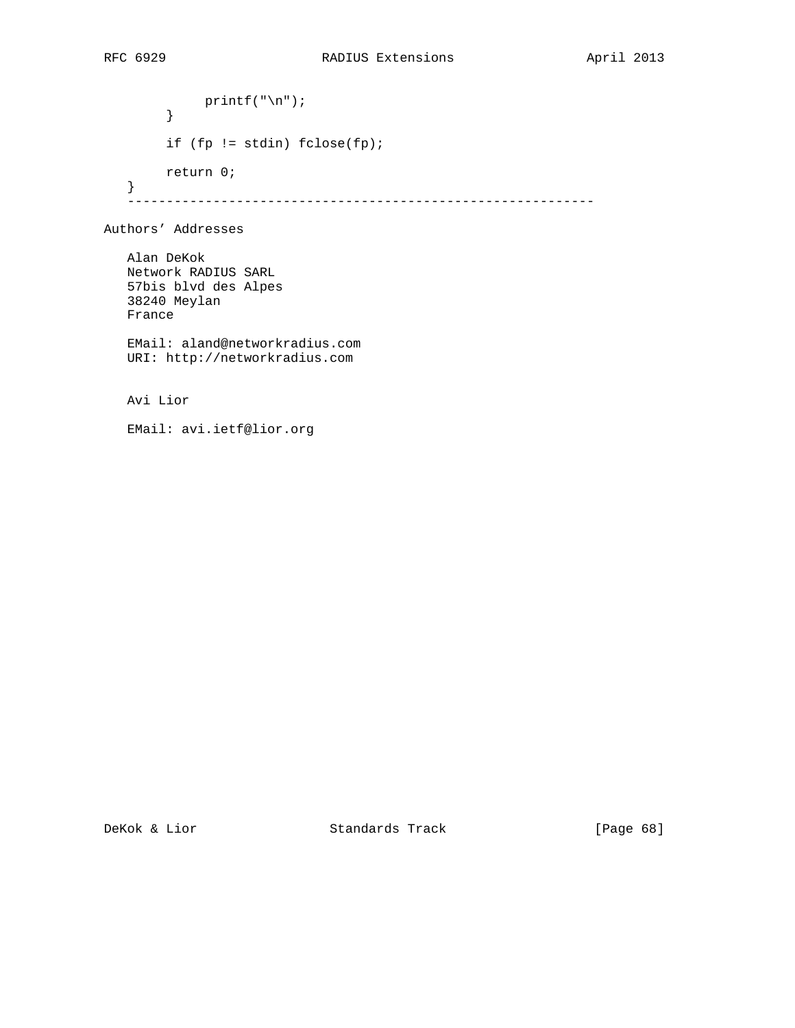```
            printf("\n");
        }

        if (fp != stdin) fclose(fp);

        return 0;
    }
    ------------------------------------------------------------
```

## Authors' Addresses

Alan DeKok
Network RADIUS SARL
57bis blvd des Alpes
38240 Meylan
France

EMail: aland@networkradius.com
URI: http://networkradius.com

Avi Lior

EMail: avi.ietf@lior.org